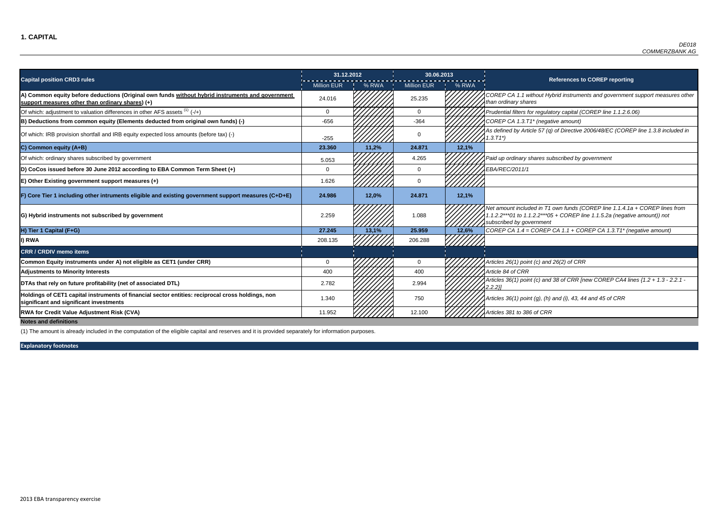# 1. CAPITAL

*DE018*
*COMMERZBANK AG*

| Capital position CRD3 rules | 31.12.2012 | | 30.06.2013 | | References to COREP reporting |
|---|---|---|---|---|---|
| | Million EUR | % RWA | Million EUR | % RWA | |
| **A) Common equity before deductions (Original own funds without hybrid instruments and government support measures other than ordinary shares) (+)** | 24.016 | | 25.235 | | *COREP CA 1.1 without Hybrid instruments and government support measures other than ordinary shares* |
| Of which: adjustment to valuation differences in other AFS assets [(1)] (-/+) | 0 | | 0 | | *Prudential filters for regulatory capital (COREP line 1.1.2.6.06)* |
| **B) Deductions from common equity (Elements deducted from original own funds) (-)** | -656 | | -364 | | *COREP CA 1.3.T1\* (negative amount)* |
| Of which: IRB provision shortfall and IRB equity expected loss amounts (before tax) (-) | -255 | | 0 | | *As defined by Article 57 (q) of Directive 2006/48/EC (COREP line 1.3.8 included in 1.3.T1\*)* |
| **C) Common equity (A+B)** | **23.360** | **11,2%** | **24.871** | **12,1%** | |
| Of which: ordinary shares subscribed by government | 5.053 | | 4.265 | | *Paid up ordinary shares subscribed by government* |
| **D) CoCos issued before 30 June 2012 according to EBA Common Term Sheet (+)** | 0 | | 0 | | *EBA/REC/2011/1* |
| **E) Other Existing government support measures (+)** | 1.626 | | 0 | | |
| **F) Core Tier 1 including other intruments eligible and existing government support measures (C+D+E)** | **24.986** | **12,0%** | **24.871** | **12,1%** | |
| **G) Hybrid instruments not subscribed by government** | 2.259 | | 1.088 | | *Net amount included in T1 own funds (COREP line 1.1.4.1a + COREP lines from 1.1.2.2\*\*\*01 to 1.1.2.2\*\*\*05 + COREP line 1.1.5.2a (negative amount)) not subscribed by government* |
| **H) Tier 1 Capital (F+G)** | **27.245** | **13,1%** | **25.959** | **12,6%** | *COREP CA 1.4 = COREP CA 1.1 + COREP CA 1.3.T1\* (negative amount)* |
| **I) RWA** | 208.135 | | 206.288 | | |
| **CRR / CRDIV memo items** | | | | | |
| **Common Equity instruments under A) not eligible as CET1 (under CRR)** | 0 | | 0 | | *Articles 26(1) point (c) and 26(2) of CRR* |
| **Adjustments to Minority Interests** | 400 | | 400 | | *Article 84 of CRR* |
| **DTAs that rely on future profitability (net of associated DTL)** | 2.782 | | 2.994 | | *Articles 36(1) point (c) and 38 of CRR [new COREP CA4 lines {1.2 + 1.3 - 2.2.1 - 2.2.2}]* |
| **Holdings of CET1 capital instruments of financial sector entities: reciprocal cross holdings, non significant and significant investments** | 1.340 | | 750 | | *Articles 36(1) point (g), (h) and (i), 43, 44 and 45 of CRR* |
| **RWA for Credit Value Adjustment Risk (CVA)** | 11.952 | | 12.100 | | *Articles 381 to 386 of CRR* |

**Notes and definitions**

(1) The amount is already included in the computation of the eligible capital and reserves and it is provided separately for information purposes.

**Explanatory footnotes**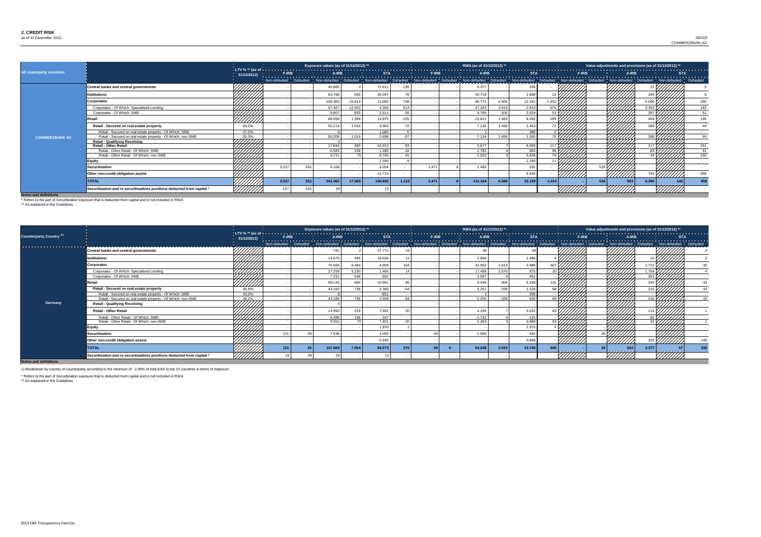## 2. CREDIT RISK

*as of 31 December 2012*

DE018
COMMERZBANK AG

| All couterparty countries | | LTV % ** (as of 31/12/2012) | Exposure values (as of 31/12/2012) ** | | | | | | RWA (as of 31/12/2012) ** | | | | | | Value adjustments and provisions (as of 31/12/2012) ** | | | | | |
|---|---|---|---|---|---|---|---|---|---|---|---|---|---|---|---|---|---|---|---|---|
| | | | F-IRB | | A-IRB | | STA | | F-IRB | | A-IRB | | STA | | F-IRB | | A-IRB | | STA | |
| | | | Non-defaulted | Defaulted | Non-defaulted | Defaulted | Non-defaulted | Defaulted | Non-defaulted | Defaulted | Non-defaulted | Defaulted | Non-defaulted | Defaulted | Non-defaulted | Defaulted | Non-defaulted | Defaulted | Non-defaulted | Defaulted |
| COMMERZBANK AG | Central banks and central governments | | - | - | 45.985 | 2 | 72.811 | 136 | - | - | 5.377 | - | 328 | - | | - | | 22 | | 5 |
| | Institutions | | - | - | 63.786 | 550 | 26.047 | 78 | - | - | 20.718 | - | 2.808 | 12 | | - | | 204 | | 5 |
| | Corporates | | - | - | 154.365 | 15.614 | 13.950 | 738 | - | - | 90.772 | 4.905 | 12.191 | 1.202 | | - | | 5.006 | | 295 |
| | Corporates - Of Which: Specialised Lending | | - | - | 67.467 | 12.042 | 4.283 | 514 | - | - | 47.183 | 3.914 | 2.910 | 675 | | - | | 3.453 | | 182 |
| | Corporates - Of Which: SME | | - | - | 8.807 | 693 | 2.511 | 50 | - | - | 4.785 | 200 | 2.024 | 53 | | - | | 397 | | 51 |
| | Retail | | - | - | 68.058 | 1.399 | 13.975 | 155 | - | - | 12.812 | 1.463 | 8.262 | 189 | | - | | 404 | | 195 |
| | Retail - Secured on real estate property | 50,0% | - | - | 50.214 | 1.016 | 3.963 | 72 | - | - | 7.135 | 1.456 | 1.453 | 72 | | - | | 288 | | 44 |
| | Retail - Secured on real estate property - Of Which: SME | 37,0% | - | - | 6 | - | 1.065 | 5 | - | - | 1 | - | 388 | 2 | | - | | - | | - |
| | Retail - Secured on real estate property - Of Which: non-SME | 50,3% | - | - | 50.208 | 1.016 | 2.898 | 67 | - | - | 7.134 | 1.456 | 1.065 | 70 | | - | | 288 | | 44 |
| | Retail - Qualifying Revolving | | - | - | 0 | - | - | - | - | - | - | - | - | - | | - | | - | | - |
| | Retail - Other Retail | | - | - | 17.844 | 383 | 10.012 | 83 | - | - | 5.677 | 7 | 6.809 | 117 | | - | | 117 | | 151 |
| | Retail - Other Retail - Of Which: SME | | - | - | 5.583 | 158 | 1.285 | 42 | - | - | 1.782 | 4 | 964 | 38 | | - | | 83 | | 51 |
| | Retail - Other Retail - Of Which: non-SME | | - | - | 9.721 | 75 | 8.705 | 41 | - | - | 2.502 | 3 | 5.828 | 79 | | - | | 34 | | 100 |
| | Equity | | - | - | - | - | 2.290 | 9 | - | - | - | - | 2.290 | 11 | | - | | - | | - |
| | Securitisation | | 3.227 | 551 | 9.168 | - | 4.054 | - | 2.471 | 8 | 1.485 | - | 335 | - | | 526 | | - | | - |
| | Other non-credit obligation assets | | - | - | - | - | 12.715 | - | - | - | - | - | 6.945 | - | | - | | 753 | | 358 |
| | TOTAL | | 3.227 | 551 | 341.362 | 17.565 | 145.842 | 1.115 | 2.471 | 8 | 131.164 | 6.368 | 33.159 | 1.414 | - | 526 | 903 | 6.390 | 140 | 858 |
| | Securitisation and re-securitisations positions deducted from capital * | | 127 | 422 | 29 | - | 12 | - | - | - | - | - | - | - | | - | | - | | - |

**Notes and definitions**

\* Refers to the part of Securitization exposure that is deducted from capital and is not included in RWA

** As explained in the Guidelines

| Counterparty Country [1] | | LTV % ** (as of 31/12/2012) | Exposure values (as of 31/12/2012) ** | | | | | | RWA (as of 31/12/2012) ** | | | | | | Value adjustments and provisions (as of 31/12/2012) ** | | | | | |
|---|---|---|---|---|---|---|---|---|---|---|---|---|---|---|---|---|---|---|---|---|
| | | | F-IRB | | A-IRB | | STA | | F-IRB | | A-IRB | | STA | | F-IRB | | A-IRB | | STA | |
| | | | Non-defaulted | Defaulted | Non-defaulted | Defaulted | Non-defaulted | Defaulted | Non-defaulted | Defaulted | Non-defaulted | Defaulted | Non-defaulted | Defaulted | Non-defaulted | Defaulted | Non-defaulted | Defaulted | Non-defaulted | Defaulted |
| Germany | Central banks and central governments | | - | - | 731 | 2 | 37.771 | 19 | - | - | 36 | - | 38 | - | | - | | - | | 4 |
| | Institutions | | - | - | 14.675 | 494 | 19.026 | 11 | - | - | 2.658 | - | 1.486 | 4 | | - | | 10 | | 3 |
| | Corporates | | - | - | 76.584 | 6.494 | 4.959 | 154 | - | - | 41.052 | 2.613 | 4.986 | 467 | | - | | 2.712 | | 30 |
| | Corporates - Of Which: Specialised Lending | | - | - | 27.259 | 5.230 | 1.465 | 14 | - | - | 17.458 | 2.570 | 875 | 20 | | - | | 1.764 | | 4 |
| | Corporates - Of Which: SME | | - | - | 7.231 | 546 | 902 | - | - | - | 3.587 | 8 | 451 | - | | - | | 353 | | - |
| | Retail | | - | - | 58.143 | 964 | 10.951 | 85 | - | - | 9.446 | 306 | 6.258 | 131 | | - | | 330 | | 44 |
| | Retail - Secured on real estate property | 45,9% | - | - | 43.192 | 735 | 3.360 | 64 | - | - | 5.251 | 299 | 1.226 | 68 | | - | | 216 | | 43 |
| | Retail - Secured on real estate property - Of Which: SME | 33,0% | - | - | 6 | - | 851 | - | - | - | 1 | - | 298 | - | | - | | - | | - |
| | Retail - Secured on real estate property - Of Which: non-SME | 46,2% | - | - | 43.186 | 735 | 2.509 | 64 | - | - | 5.250 | 299 | 928 | 68 | | - | | 216 | | 43 |
| | Retail - Qualifying Revolving | | - | - | 0 | - | - | - | - | - | - | - | - | - | | - | | - | | - |
| | Retail - Other Retail | | - | - | 14.950 | 229 | 7.591 | 20 | - | - | 4.195 | 7 | 5.031 | 63 | | - | | 114 | | 1 |
| | Retail - Other Retail - Of Which: SME | | - | - | 5.398 | 156 | 167 | - | - | - | 1.732 | 4 | 125 | - | | - | | 82 | | - |
| | Retail - Other Retail - Of Which: non-SME | | - | - | 9.552 | 73 | 7.401 | 20 | - | - | 2.463 | 3 | 4.889 | 63 | | - | | 33 | | 1 |
| | Equity | | - | - | - | - | 1.970 | 1 | - | - | - | - | 1.970 | 4 | | - | | - | | - |
| | Securitisation | | 121 | 26 | 7.536 | - | 4.052 | - | 59 | - | 1.056 | - | 335 | - | | 26 | | - | | - |
| | Other non-credit obligation assets | | - | - | - | - | 5.945 | - | - | - | - | - | 4.668 | - | | - | | 325 | | 249 |
| | TOTAL | | 121 | 26 | 157.669 | 7.954 | 84.673 | 270 | 59 | 0 | 54.248 | 2.919 | 19.740 | 606 | - | 26 | 502 | 3.377 | 57 | 330 |
| | Securitisation and re-securitisations positions deducted from capital * | | 16 | 39 | 29 | - | 12 | - | - | - | - | - | - | - | | - | | - | | - |

**Notes and definitions**

1) Breakdown by country of counterparty according to the minimum of: i) 90% of total EAD ii) top 10 countries in terms of exposure

\* Refers to the part of Securitization exposure that is deducted from capital and is not included in RWA

** As explained in the Guidelines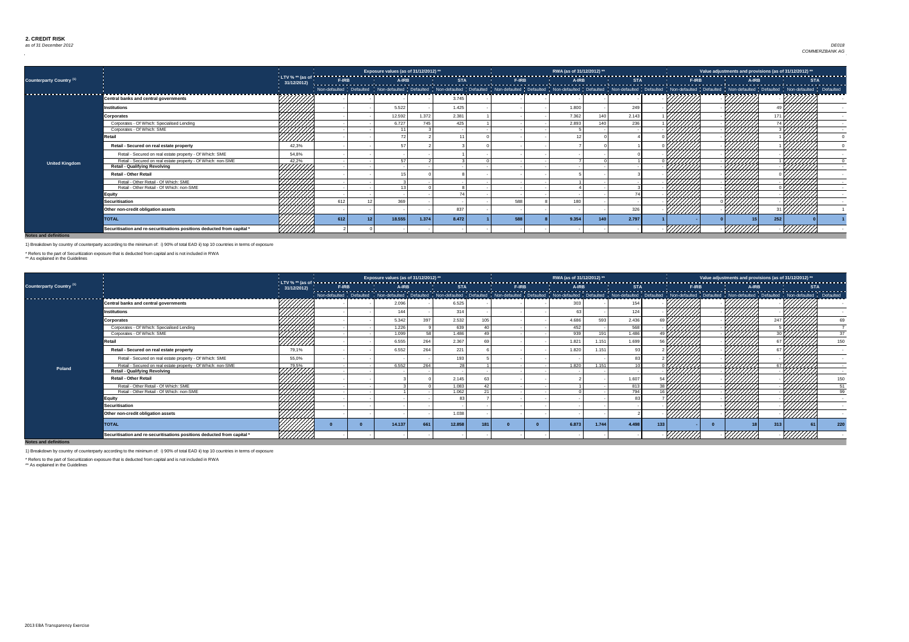## 2. CREDIT RISK

*as of 31 December 2012*

DE018
COMMERZBANK AG

| Counterparty Country (1) | | LTV % ** (as of 31/12/2012) | Exposure values (as of 31/12/2012) ** | | | | | | RWA (as of 31/12/2012) ** | | | | | | Value adjustments and provisions (as of 31/12/2012) ** | | | | | |
|---|---|---|---|---|---|---|---|---|---|---|---|---|---|---|---|---|---|---|---|---|
| | | | F-IRB | | A-IRB | | STA | | F-IRB | | A-IRB | | STA | | F-IRB | | A-IRB | | STA | |
| | | | Non-defaulted | Defaulted | Non-defaulted | Defaulted | Non-defaulted | Defaulted | Non-defaulted | Defaulted | Non-defaulted | Defaulted | Non-defaulted | Defaulted | Non-defaulted | Defaulted | Non-defaulted | Defaulted | Non-defaulted | Defaulted |
| United Kingdom | Central banks and central governments | | - | - | - | - | 3.745 | - | - | - | - | - | - | - | | - | | - | | - |
| | Institutions | | - | - | 5.522 | - | 1.425 | - | - | - | 1.800 | - | 249 | - | | - | | 49 | | - |
| | Corporates | | - | - | 12.592 | 1.372 | 2.381 | 1 | - | - | 7.362 | 140 | 2.143 | 1 | | - | | 171 | | - |
| | Corporates - Of Which: Specialised Lending | | - | - | 6.727 | 745 | 425 | 1 | - | - | 2.893 | 140 | 236 | 1 | | - | | 74 | | - |
| | Corporates - Of Which: SME | | - | - | 11 | 3 | - | - | - | - | 5 | - | - | - | | - | | 3 | | - |
| | Retail | | - | - | 72 | 2 | 11 | 0 | - | - | 12 | 0 | 4 | 0 | | - | | 1 | | 0 |
| | Retail - Secured on real estate property | 42,3% | - | - | 57 | 2 | 3 | 0 | - | - | 7 | 0 | 1 | 0 | | - | | 1 | | 0 |
| | Retail - Secured on real estate property - Of Which: SME | 54,8% | - | - | - | - | 1 | - | - | - | - | - | 0 | - | | - | | - | | - |
| | Retail - Secured on real estate property - Of Which: non-SME | 42,2% | - | - | 57 | 2 | 3 | 0 | - | - | 7 | 0 | 1 | 0 | | - | | 1 | | 0 |
| | Retail - Qualifying Revolving | | - | - | - | - | - | - | - | - | - | - | - | - | | - | | - | | - |
| | Retail - Other Retail | | - | - | 15 | 0 | 8 | - | - | - | 5 | - | 3 | - | | - | | 0 | | - |
| | Retail - Other Retail - Of Which: SME | | - | - | 3 | - | - | - | - | - | 1 | - | - | - | | - | | - | | - |
| | Retail - Other Retail - Of Which: non-SME | | - | - | 13 | 0 | 8 | - | - | - | 4 | - | 3 | - | | - | | 0 | | - |
| | Equity | | - | - | - | - | 74 | - | - | - | - | - | 74 | - | | - | | - | | - |
| | Securitisation | | 612 | 12 | 369 | - | - | - | 588 | 8 | 180 | - | - | - | | 0 | | - | | - |
| | Other non-credit obligation assets | | - | - | - | - | 837 | - | - | - | - | - | 326 | - | | - | | 31 | | 1 |
| | TOTAL | | 612 | 12 | 18.555 | 1.374 | 8.472 | 1 | 588 | 8 | 9.354 | 140 | 2.797 | 1 | - | 0 | 15 | 252 | 0 | 1 |
| | Securitisation and re-securitisations positions deducted from capital * | | 2 | 0 | - | - | - | - | - | - | - | - | - | - | | - | | - | | - |

**Notes and definitions**

1) Breakdown by country of counterparty according to the minimum of: i) 90% of total EAD ii) top 10 countries in terms of exposure

\* Refers to the part of Securitization exposure that is deducted from capital and is not included in RWA
\*\* As explained in the Guidelines

| Counterparty Country (1) | | LTV % ** (as of 31/12/2012) | Exposure values (as of 31/12/2012) ** | | | | | | RWA (as of 31/12/2012) ** | | | | | | Value adjustments and provisions (as of 31/12/2012) ** | | | | | |
|---|---|---|---|---|---|---|---|---|---|---|---|---|---|---|---|---|---|---|---|---|
| | | | F-IRB | | A-IRB | | STA | | F-IRB | | A-IRB | | STA | | F-IRB | | A-IRB | | STA | |
| | | | Non-defaulted | Defaulted | Non-defaulted | Defaulted | Non-defaulted | Defaulted | Non-defaulted | Defaulted | Non-defaulted | Defaulted | Non-defaulted | Defaulted | Non-defaulted | Defaulted | Non-defaulted | Defaulted | Non-defaulted | Defaulted |
| Poland | Central banks and central governments | | - | - | 2.096 | - | 6.525 | - | - | - | 303 | - | 154 | - | | - | | - | | - |
| | Institutions | | - | - | 144 | - | 314 | - | - | - | 63 | - | 124 | - | | - | | - | | - |
| | Corporates | | - | - | 5.342 | 397 | 2.532 | 105 | - | - | 4.686 | 593 | 2.436 | 69 | | - | | 247 | | 69 |
| | Corporates - Of Which: Specialised Lending | | - | - | 1.226 | 9 | 639 | 40 | - | - | 452 | - | 568 | - | | - | | 5 | | 7 |
| | Corporates - Of Which: SME | | - | - | 1.099 | 58 | 1.486 | 49 | - | - | 939 | 191 | 1.486 | 49 | | - | | 30 | | 37 |
| | Retail | | - | - | 6.555 | 264 | 2.367 | 69 | - | - | 1.821 | 1.151 | 1.699 | 56 | | - | | 67 | | 150 |
| | Retail - Secured on real estate property | 79,1% | - | - | 6.552 | 264 | 221 | 6 | - | - | 1.820 | 1.151 | 93 | 2 | | - | | 67 | | - |
| | Retail - Secured on real estate property - Of Which: SME | 55,0% | - | - | - | - | 193 | 5 | - | - | - | - | 83 | 2 | | - | | - | | - |
| | Retail - Secured on real estate property - Of Which: non-SME | 79,5% | - | - | 6.552 | 264 | 28 | 1 | - | - | 1.820 | 1.151 | 10 | 0 | | - | | 67 | | - |
| | Retail - Qualifying Revolving | | - | - | - | - | - | - | - | - | - | - | - | - | | - | | - | | - |
| | Retail - Other Retail | | - | - | 3 | 0 | 2.145 | 63 | - | - | 2 | - | 1.607 | 54 | | - | | - | | 150 |
| | Retail - Other Retail - Of Which: SME | | - | - | 3 | 0 | 1.083 | 42 | - | - | 1 | - | 813 | 38 | | - | | - | | 51 |
| | Retail - Other Retail - Of Which: non-SME | | - | - | 1 | - | 1.062 | 21 | - | - | 0 | - | 794 | 16 | | - | | - | | 99 |
| | Equity | | - | - | - | - | 83 | 7 | - | - | - | - | 83 | 7 | | - | | - | | - |
| | Securitisation | | - | - | - | - | - | - | - | - | - | - | - | - | | - | | - | | - |
| | Other non-credit obligation assets | | - | - | - | - | 1.038 | - | - | - | - | - | 2 | - | | - | | - | | - |
| | TOTAL | | 0 | 0 | 14.137 | 661 | 12.858 | 181 | 0 | 0 | 6.873 | 1.744 | 4.498 | 133 | - | 0 | 18 | 313 | 61 | 220 |
| | Securitisation and re-securitisations positions deducted from capital * | | - | - | - | - | - | - | - | - | - | - | - | - | | - | | - | | - |

**Notes and definitions**

1) Breakdown by country of counterparty according to the minimum of: i) 90% of total EAD ii) top 10 countries in terms of exposure

\* Refers to the part of Securitization exposure that is deducted from capital and is not included in RWA
\*\* As explained in the Guidelines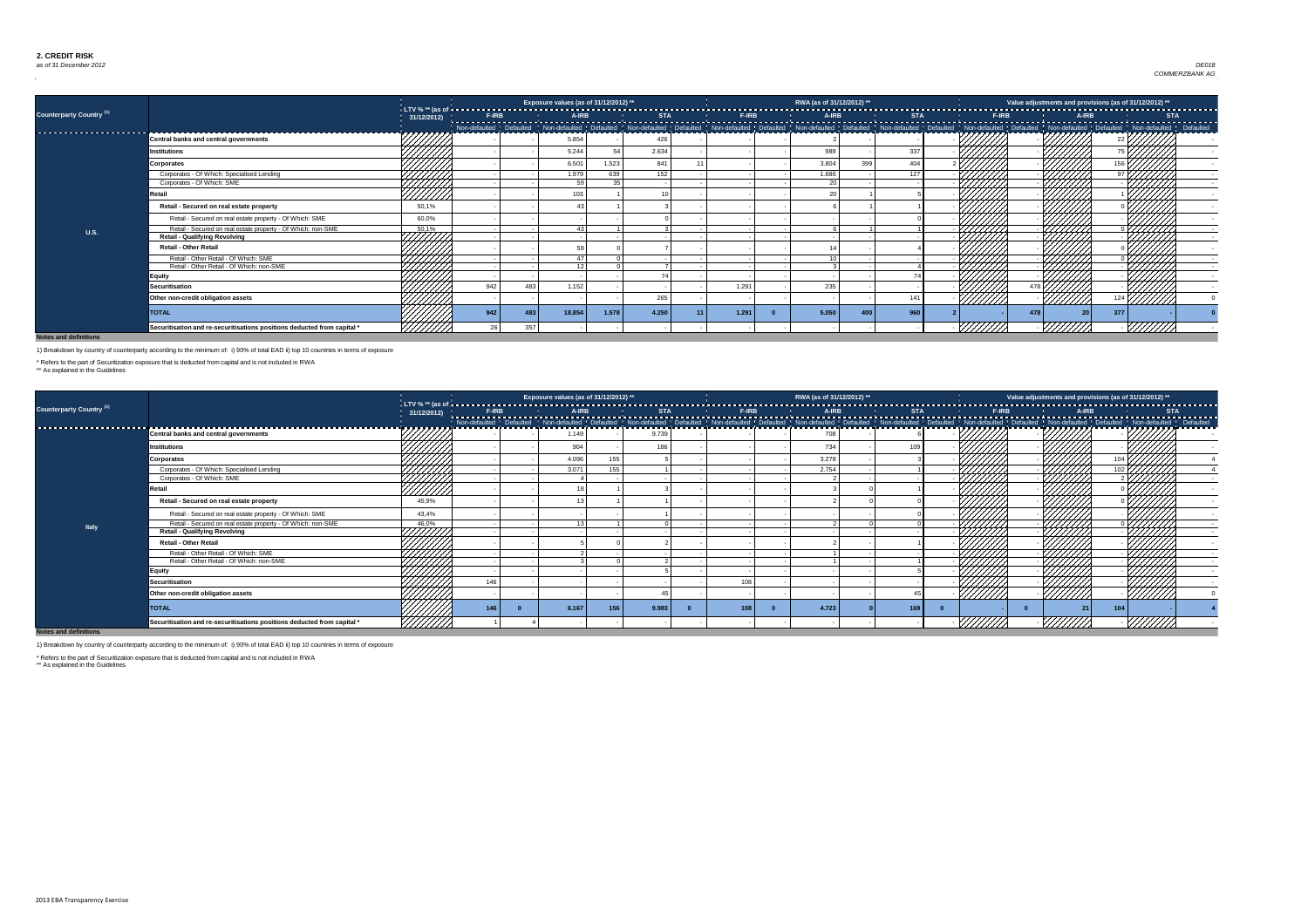## 2. CREDIT RISK

*as of 31 December 2012*

*DE018*
*COMMERZBANK AG*

| Counterparty Country (1) | | LTV % ** (as of 31/12/2012) | Exposure values (as of 31/12/2012) ** | | | | | | RWA (as of 31/12/2012) ** | | | | | | Value adjustments and provisions (as of 31/12/2012) ** | | | | | |
|---|---|---|---|---|---|---|---|---|---|---|---|---|---|---|---|---|---|---|---|---|
| | | | F-IRB | | A-IRB | | STA | | F-IRB | | A-IRB | | STA | | F-IRB | | A-IRB | | STA | |
| | | | Non-defaulted | Defaulted | Non-defaulted | Defaulted | Non-defaulted | Defaulted | Non-defaulted | Defaulted | Non-defaulted | Defaulted | Non-defaulted | Defaulted | Non-defaulted | Defaulted | Non-defaulted | Defaulted | Non-defaulted | Defaulted |
| U.S. | Central banks and central governments | | - | - | 5.854 | - | 426 | - | - | - | 2 | - | - | - | | - | | 22 | | - |
| | Institutions | | - | - | 5.244 | 54 | 2.634 | - | - | - | 989 | - | 337 | - | | - | | 75 | | - |
| | Corporates | | - | - | 6.501 | 1.523 | 841 | 11 | - | - | 3.804 | 399 | 404 | 2 | | - | | 156 | | - |
| | Corporates - Of Which: Specialised Lending | | - | - | 1.979 | 639 | 152 | - | - | - | 1.686 | - | 127 | - | | - | | 97 | | - |
| | Corporates - Of Which: SME | | - | - | 59 | 35 | - | - | - | - | 20 | - | - | - | | - | | - | | - |
| | Retail | | - | - | 103 | 1 | 10 | - | - | - | 20 | 1 | 5 | - | | - | | 1 | | - |
| | Retail - Secured on real estate property | 50,1% | - | - | 43 | 1 | 3 | - | - | - | 6 | 1 | 1 | - | | - | | 0 | | - |
| | Retail - Secured on real estate property - Of Which: SME | 60,0% | - | - | - | - | 0 | - | - | - | - | - | 0 | - | | - | | - | | - |
| | Retail - Secured on real estate property - Of Which: non-SME | 50,1% | - | - | 43 | 1 | 3 | - | - | - | 6 | 1 | 1 | - | | - | | 0 | | - |
| | Retail - Qualifying Revolving | | - | - | - | - | - | - | - | - | - | - | - | - | | - | | - | | - |
| | Retail - Other Retail | | - | - | 59 | 0 | 7 | - | - | - | 14 | - | 4 | - | | - | | 0 | | - |
| | Retail - Other Retail - Of Which: SME | | - | - | 47 | 0 | - | - | - | - | 10 | - | - | - | | - | | 0 | | - |
| | Retail - Other Retail - Of Which: non-SME | | - | - | 12 | 0 | 7 | - | - | - | 3 | - | 4 | - | | - | | - | | - |
| | Equity | | - | - | - | - | 74 | - | - | - | - | - | 74 | - | | - | | - | | - |
| | Securitisation | | 942 | 483 | 1.152 | - | - | - | 1.291 | - | 235 | - | - | - | | 478 | | - | | - |
| | Other non-credit obligation assets | | - | - | - | - | 265 | - | - | - | - | - | 141 | - | | - | | 124 | | 0 |
| | TOTAL | | 942 | 483 | 18.854 | 1.578 | 4.250 | 11 | 1.291 | 0 | 5.050 | 400 | 960 | 2 | - | 478 | 20 | 377 | - | 0 |
| | Securitisation and re-securitisations positions deducted from capital * | | 26 | 357 | - | - | - | - | - | - | - | - | - | - | | - | | - | | - |

**Notes and definitions**

1) Breakdown by country of counterparty according to the minimum of: i) 90% of total EAD ii) top 10 countries in terms of exposure

\* Refers to the part of Securitization exposure that is deducted from capital and is not included in RWA
** As explained in the Guidelines

| Counterparty Country (1) | | LTV % ** (as of 31/12/2012) | Exposure values (as of 31/12/2012) ** | | | | | | RWA (as of 31/12/2012) ** | | | | | | Value adjustments and provisions (as of 31/12/2012) ** | | | | | |
|---|---|---|---|---|---|---|---|---|---|---|---|---|---|---|---|---|---|---|---|---|
| | | | F-IRB | | A-IRB | | STA | | F-IRB | | A-IRB | | STA | | F-IRB | | A-IRB | | STA | |
| | | | Non-defaulted | Defaulted | Non-defaulted | Defaulted | Non-defaulted | Defaulted | Non-defaulted | Defaulted | Non-defaulted | Defaulted | Non-defaulted | Defaulted | Non-defaulted | Defaulted | Non-defaulted | Defaulted | Non-defaulted | Defaulted |
| Italy | Central banks and central governments | | - | - | 1.149 | - | 9.739 | - | - | - | 708 | - | 6 | - | | - | | - | | - |
| | Institutions | | - | - | 904 | - | 186 | - | - | - | 734 | - | 109 | - | | - | | - | | - |
| | Corporates | | - | - | 4.096 | 155 | 5 | - | - | - | 3.278 | - | 3 | - | | - | | 104 | | 4 |
| | Corporates - Of Which: Specialised Lending | | - | - | 3.071 | 155 | 1 | - | - | - | 2.754 | - | 1 | - | | - | | 102 | | 4 |
| | Corporates - Of Which: SME | | - | - | 4 | - | - | - | - | - | 2 | - | - | - | | - | | 2 | | - |
| | Retail | | - | - | 18 | 1 | 3 | - | - | - | 3 | 0 | 1 | - | | - | | 0 | | - |
| | Retail - Secured on real estate property | 45,9% | - | - | 13 | 1 | 1 | - | - | - | 2 | 0 | 0 | - | | - | | 0 | | - |
| | Retail - Secured on real estate property - Of Which: SME | 43,4% | - | - | - | - | 1 | - | - | - | - | - | 0 | - | | - | | - | | - |
| | Retail - Secured on real estate property - Of Which: non-SME | 46,0% | - | - | 13 | 1 | 0 | - | - | - | 2 | 0 | 0 | - | | - | | 0 | | - |
| | Retail - Qualifying Revolving | | - | - | - | - | - | - | - | - | - | - | - | - | | - | | - | | - |
| | Retail - Other Retail | | - | - | 5 | 0 | 2 | - | - | - | 2 | - | 1 | - | | - | | - | | - |
| | Retail - Other Retail - Of Which: SME | | - | - | 2 | - | - | - | - | - | 1 | - | - | - | | - | | - | | - |
| | Retail - Other Retail - Of Which: non-SME | | - | - | 3 | 0 | 2 | - | - | - | 1 | - | 1 | - | | - | | - | | - |
| | Equity | | - | - | - | - | 5 | - | - | - | - | - | 5 | - | | - | | - | | - |
| | Securitisation | | 146 | - | - | - | - | - | 108 | - | - | - | - | - | | - | | - | | - |
| | Other non-credit obligation assets | | - | - | - | - | 45 | - | - | - | - | - | 45 | - | | - | | - | | 0 |
| | TOTAL | | 146 | 0 | 6.167 | 156 | 9.983 | 0 | 108 | 0 | 4.723 | 0 | 169 | 0 | - | 0 | 21 | 104 | - | 4 |
| | Securitisation and re-securitisations positions deducted from capital * | | 1 | 4 | - | - | - | - | - | - | - | - | - | - | | - | | - | | - |

**Notes and definitions**

1) Breakdown by country of counterparty according to the minimum of: i) 90% of total EAD ii) top 10 countries in terms of exposure

\* Refers to the part of Securitization exposure that is deducted from capital and is not included in RWA
** As explained in the Guidelines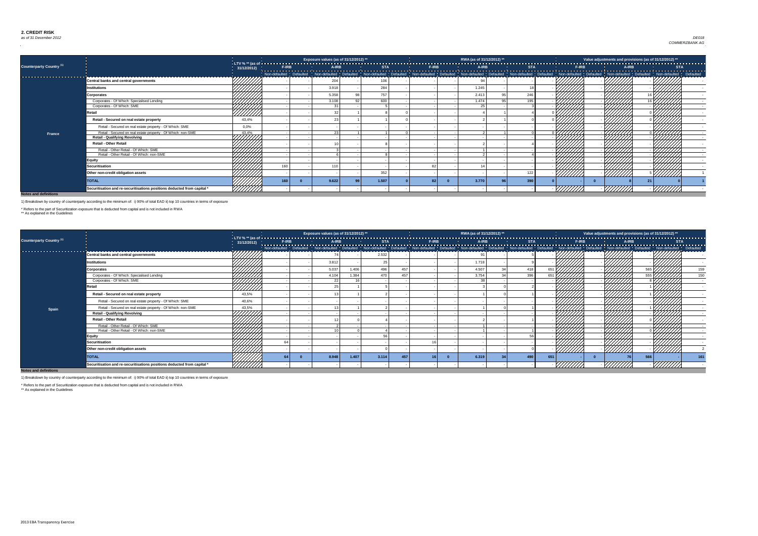## 2. CREDIT RISK

*as of 31 December 2012*

DE018
COMMERZBANK AG

| Counterparty Country [1] | | LTV % ** (as of 31/12/2012) | Exposure values (as of 31/12/2012) ** | | | | | | RWA (as of 31/12/2012) ** | | | | | | Value adjustments and provisions (as of 31/12/2012) ** | | | | | |
|---|---|---|---|---|---|---|---|---|---|---|---|---|---|---|---|---|---|---|---|---|
| | | | F-IRB | | A-IRB | | STA | | F-IRB | | A-IRB | | STA | | F-IRB | | A-IRB | | STA | |
| | | | Non-defaulted | Defaulted | Non-defaulted | Defaulted | Non-defaulted | Defaulted | Non-defaulted | Defaulted | Non-defaulted | Defaulted | Non-defaulted | Defaulted | Non-defaulted | Defaulted | Non-defaulted | Defaulted | Non-defaulted | Defaulted |
| France | Central banks and central governments | | - | - | 204 | - | 106 | - | - | - | 94 | - | - | - | | - | | - | | - |
| | Institutions | | - | - | 3.918 | - | 284 | - | - | - | 1.245 | - | 18 | - | | - | | - | | - |
| | Corporates | | - | - | 5.358 | 98 | 757 | - | - | - | 2.413 | 95 | 246 | - | | - | | 16 | | - |
| | Corporates - Of Which: Specialised Lending | | - | - | 3.108 | 92 | 600 | - | - | - | 1.474 | 95 | 195 | - | | - | | 16 | | - |
| | Corporates - Of Which: SME | | - | - | 31 | - | 5 | - | - | - | 25 | - | 3 | - | | - | | - | | - |
| | Retail | | - | - | 32 | 1 | 8 | 0 | - | - | 4 | 1 | 4 | 0 | | - | | 0 | | - |
| | Retail - Secured on real estate property | 43,4% | - | - | 23 | 1 | 1 | 0 | - | - | 2 | 1 | 0 | 0 | | - | | 0 | | - |
| | Retail - Secured on real estate property - Of Which: SME | 0,0% | - | - | - | - | - | - | - | - | - | - | - | - | | - | | - | | - |
| | Retail - Secured on real estate property - Of Which: non-SME | 43,4% | - | - | 23 | 1 | 1 | 0 | - | - | 2 | 1 | 0 | 0 | | - | | 0 | | - |
| | Retail - Qualifying Revolving | | - | - | - | - | - | - | - | - | - | - | - | - | | - | | - | | - |
| | Retail - Other Retail | | - | - | 10 | - | 8 | - | - | - | 2 | - | 4 | - | | - | | - | | - |
| | Retail - Other Retail - Of Which: SME | | - | - | 3 | - | - | - | - | - | 1 | - | - | - | | - | | - | | - |
| | Retail - Other Retail - Of Which: non-SME | | - | - | 6 | - | 8 | - | - | - | 2 | - | 4 | - | | - | | - | | - |
| | Equity | | - | - | - | - | - | - | - | - | - | - | - | - | | - | | - | | - |
| | Securitisation | | 160 | - | 110 | - | - | - | 82 | - | 14 | - | - | - | | - | | - | | - |
| | Other non-credit obligation assets | | - | - | - | - | 352 | - | - | - | - | - | 122 | - | | - | | 5 | | 1 |
| | TOTAL | | 160 | 0 | 9.622 | 99 | 1.507 | 0 | 82 | 0 | 3.770 | 96 | 390 | 0 | - | 0 | 8 | 21 | 0 | 1 |
| | Securitisation and re-securitisations positions deducted from capital * | | - | - | - | - | - | - | - | - | - | - | - | - | | - | | - | | - |

**Notes and definitions**

1) Breakdown by country of counterparty according to the minimum of: i) 90% of total EAD ii) top 10 countries in terms of exposure

\* Refers to the part of Securitization exposure that is deducted from capital and is not included in RWA
** As explained in the Guidelines

| Counterparty Country [1] | | LTV % ** (as of 31/12/2012) | Exposure values (as of 31/12/2012) ** | | | | | | RWA (as of 31/12/2012) ** | | | | | | Value adjustments and provisions (as of 31/12/2012) ** | | | | | |
|---|---|---|---|---|---|---|---|---|---|---|---|---|---|---|---|---|---|---|---|---|
| | | | F-IRB | | A-IRB | | STA | | F-IRB | | A-IRB | | STA | | F-IRB | | A-IRB | | STA | |
| | | | Non-defaulted | Defaulted | Non-defaulted | Defaulted | Non-defaulted | Defaulted | Non-defaulted | Defaulted | Non-defaulted | Defaulted | Non-defaulted | Defaulted | Non-defaulted | Defaulted | Non-defaulted | Defaulted | Non-defaulted | Defaulted |
| Spain | Central banks and central governments | | - | - | 74 | - | 2.532 | - | - | - | 91 | - | 5 | - | | - | | - | | - |
| | Institutions | | - | - | 3.812 | - | 25 | - | - | - | 1.718 | - | 9 | - | | - | | - | | - |
| | Corporates | | - | - | 5.037 | 1.406 | 496 | 457 | - | - | 4.507 | 34 | 418 | 651 | | - | | 565 | | 159 |
| | Corporates - Of Which: Specialised Lending | | - | - | 4.104 | 1.384 | 470 | 457 | - | - | 3.754 | 34 | 396 | 651 | | - | | 555 | | 150 |
| | Corporates - Of Which: SME | | - | - | 22 | 16 | - | - | - | - | 38 | - | - | - | | - | | 8 | | - |
| | Retail | | - | - | 25 | 1 | 5 | - | - | - | 3 | 0 | 2 | - | | - | | 1 | | - |
| | Retail - Secured on real estate property | 43,5% | - | - | 13 | 1 | 2 | - | - | - | 1 | 0 | 1 | - | | - | | 1 | | - |
| | Retail - Secured on real estate property - Of Which: SME | 40,6% | - | - | - | - | - | - | - | - | - | - | - | - | | - | | - | | - |
| | Retail - Secured on real estate property - Of Which: non-SME | 43,5% | - | - | 13 | 1 | 2 | - | - | - | 1 | 0 | 1 | - | | - | | 1 | | - |
| | Retail - Qualifying Revolving | | - | - | - | - | - | - | - | - | - | - | - | - | | - | | - | | - |
| | Retail - Other Retail | | - | - | 12 | 0 | 4 | - | - | - | 2 | - | 1 | - | | - | | 0 | | - |
| | Retail - Other Retail - Of Which: SME | | - | - | 2 | - | - | - | - | - | 1 | - | - | - | | - | | - | | - |
| | Retail - Other Retail - Of Which: non-SME | | - | - | 10 | 0 | 4 | - | - | - | 1 | - | 1 | - | | - | | 0 | | - |
| | Equity | | - | - | - | - | 56 | - | - | - | - | - | 56 | - | | - | | - | | - |
| | Securitisation | | 64 | - | - | - | - | - | 16 | - | - | - | - | - | | - | | - | | - |
| | Other non-credit obligation assets | | - | - | - | - | 0 | - | - | - | - | - | 0 | - | | - | | - | | 2 |
| | TOTAL | | 64 | 0 | 8.948 | 1.407 | 3.114 | 457 | 16 | 0 | 6.319 | 34 | 490 | 651 | - | 0 | 76 | 566 | - | 161 |
| | Securitisation and re-securitisations positions deducted from capital * | | - | - | - | - | - | - | - | - | - | - | - | - | | - | | - | | - |

**Notes and definitions**

1) Breakdown by country of counterparty according to the minimum of: i) 90% of total EAD ii) top 10 countries in terms of exposure

\* Refers to the part of Securitization exposure that is deducted from capital and is not included in RWA
** As explained in the Guidelines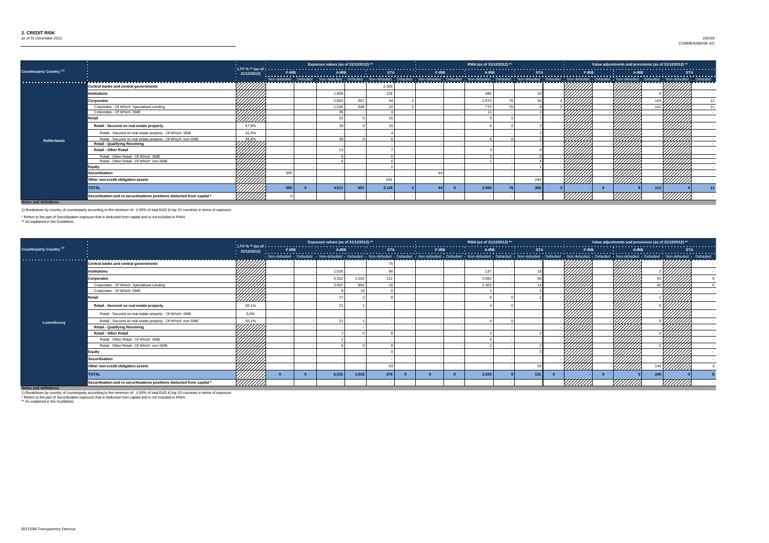## 2. CREDIT RISK
*as of 31 December 2012*

DE018
COMMERZBANK AG

| Counterparty Country [1] | | LTV % ** (as of 31/12/2012) | Exposure values (as of 31/12/2012) ** | | | | | | RWA (as of 31/12/2012) ** | | | | | | Value adjustments and provisions (as of 31/12/2012) ** | | | | | |
|---|---|---|---|---|---|---|---|---|---|---|---|---|---|---|---|---|---|---|---|---|
| | | | F-IRB | | A-IRB | | STA | | F-IRB | | A-IRB | | STA | | F-IRB | | A-IRB | | STA | |
| | | | Non-defaulted | Defaulted | Non-defaulted | Defaulted | Non-defaulted | Defaulted | Non-defaulted | Defaulted | Non-defaulted | Defaulted | Non-defaulted | Defaulted | Non-defaulted | Defaulted | Non-defaulted | Defaulted | Non-defaulted | Defaulted |
| Netherlands | Central banks and central governments | | - | - | - | - | 2.305 | - | - | - | - | - | - | - | | - | | - | | - |
| | Institutions | | - | - | 1.609 | - | 129 | - | - | - | 489 | - | 26 | - | | - | | 9 | | - |
| | Corporates | | - | - | 2.850 | 657 | 34 | 2 | - | - | 1.570 | 76 | 30 | 3 | | - | | 103 | | 11 |
| | Corporates - Of Which: Specialised Lending | | - | - | 1.026 | 648 | 10 | 2 | - | - | 770 | 76 | 9 | 3 | | - | | 101 | | 11 |
| | Corporates - Of Which: SME | | - | - | 36 | - | 4 | - | - | - | 11 | - | 2 | - | | - | | - | | - |
| | Retail | | - | - | 52 | 0 | 16 | - | - | - | 9 | 0 | 7 | - | | - | | - | | - |
| | Retail - Secured on real estate property | 57,9% | - | - | 39 | 0 | 10 | - | - | - | 6 | 0 | 3 | - | | - | | - | | - |
| | Retail - Secured on real estate property - Of Which: SME | 41,5% | - | - | - | - | 4 | - | - | - | - | - | 1 | - | | - | | - | | - |
| | Retail - Secured on real estate property - Of Which: non-SME | 59,8% | - | - | 39 | 0 | 6 | - | - | - | 6 | 0 | 2 | - | | - | | - | | - |
| | Retail - Qualifying Revolving | | - | - | - | - | - | - | - | - | - | - | - | - | | - | | - | | - |
| | Retail - Other Retail | | - | - | 13 | - | 7 | - | - | - | 3 | - | 4 | - | | - | | - | | - |
| | Retail - Other Retail - Of Which: SME | | - | - | 6 | - | 0 | - | - | - | 2 | - | 0 | - | | - | | - | | - |
| | Retail - Other Retail - Of Which: non-SME | | - | - | 6 | - | 6 | - | - | - | 1 | - | 4 | - | | - | | - | | - |
| | Equity | | - | - | - | - | 1 | - | - | - | - | - | 1 | - | | - | | - | | - |
| | Securitisation | | 355 | - | - | - | - | - | 44 | - | - | - | - | - | | - | | - | | - |
| | Other non-credit obligation assets | | - | - | - | - | 641 | - | - | - | - | - | 244 | - | | - | | - | | - |
| | TOTAL | | 355 | 0 | 4.511 | 657 | 3.126 | 2 | 44 | 0 | 2.068 | 76 | 308 | 3 | - | 0 | 8 | 112 | 0 | 11 |
| | Securitisation and re-securitisations positions deducted from capital * | | 0 | - | - | - | - | - | - | - | - | - | - | - | | - | | - | | - |

**Notes and definitions**

1) Breakdown by country of counterparty according to the minimum of: i) 90% of total EAD ii) top 10 countries in terms of exposure

\* Refers to the part of Securitization exposure that is deducted from capital and is not included in RWA
** As explained in the Guidelines

| Counterparty Country [1] | | LTV % ** (as of 31/12/2012) | Exposure values (as of 31/12/2012) ** | | | | | | RWA (as of 31/12/2012) ** | | | | | | Value adjustments and provisions (as of 31/12/2012) ** | | | | | |
|---|---|---|---|---|---|---|---|---|---|---|---|---|---|---|---|---|---|---|---|---|
| | | | F-IRB | | A-IRB | | STA | | F-IRB | | A-IRB | | STA | | F-IRB | | A-IRB | | STA | |
| | | | Non-defaulted | Defaulted | Non-defaulted | Defaulted | Non-defaulted | Defaulted | Non-defaulted | Defaulted | Non-defaulted | Defaulted | Non-defaulted | Defaulted | Non-defaulted | Defaulted | Non-defaulted | Defaulted | Non-defaulted | Defaulted |
| Luxembourg | Central banks and central governments | | - | - | - | - | 75 | - | - | - | - | - | - | - | | - | | - | | - |
| | Institutions | | - | - | 1.026 | - | 90 | - | - | - | 137 | - | 18 | - | | - | | 3 | | - |
| | Corporates | | - | - | 5.262 | 1.016 | 112 | - | - | - | 2.082 | - | 56 | - | | - | | 92 | | 6 |
| | Corporates - Of Which: Specialised Lending | | - | - | 3.457 | 954 | 16 | - | - | - | 1.403 | - | 14 | - | | - | | 50 | | 6 |
| | Corporates - Of Which: SME | | - | - | 8 | 10 | 6 | - | - | - | 1 | - | 3 | - | | - | | - | | - |
| | Retail | | - | - | 27 | 2 | 8 | - | - | - | 6 | 0 | 2 | - | | - | | 1 | | - |
| | Retail - Secured on real estate property | 50,1% | - | - | 21 | 1 | - | - | - | - | 4 | 0 | - | - | | - | | 0 | | - |
| | Retail - Secured on real estate property - Of Which: SME | 0,0% | - | - | - | - | - | - | - | - | - | - | - | - | | - | | - | | - |
| | Retail - Secured on real estate property - Of Which: non-SME | 50,1% | - | - | 21 | 1 | - | - | - | - | 4 | 0 | - | - | | - | | 0 | | - |
| | Retail - Qualifying Revolving | | - | - | - | - | - | - | - | - | - | - | - | - | | - | | - | | - |
| | Retail - Other Retail | | - | - | 7 | 0 | 8 | - | - | - | 2 | - | 2 | - | | - | | 0 | | - |
| | Retail - Other Retail - Of Which: SME | | - | - | 1 | - | - | - | - | - | 0 | - | - | - | | - | | - | | - |
| | Retail - Other Retail - Of Which: non-SME | | - | - | 6 | 0 | 8 | - | - | - | 2 | - | 2 | - | | - | | 0 | | - |
| | Equity | | - | - | - | - | 0 | - | - | - | - | - | 0 | - | | - | | - | | - |
| | Securitisation | | - | - | - | - | - | - | - | - | - | - | - | - | | - | | - | | - |
| | Other non-credit obligation assets | | - | - | - | - | 93 | - | - | - | - | - | 55 | - | | - | | 144 | | 3 |
| | TOTAL | | 0 | 0 | 6.315 | 1.018 | 379 | 0 | 0 | 0 | 2.225 | 0 | 131 | 0 | - | 0 | 5 | 240 | 0 | 8 |
| | Securitisation and re-securitisations positions deducted from capital * | | - | - | - | - | - | - | - | - | - | - | - | - | | - | | - | | - |

**Notes and definitions**

1) Breakdown by country of counterparty according to the minimum of: i) 90% of total EAD ii) top 10 countries in terms of exposure
\* Refers to the part of Securitization exposure that is deducted from capital and is not included in RWA
** As explained in the Guidelines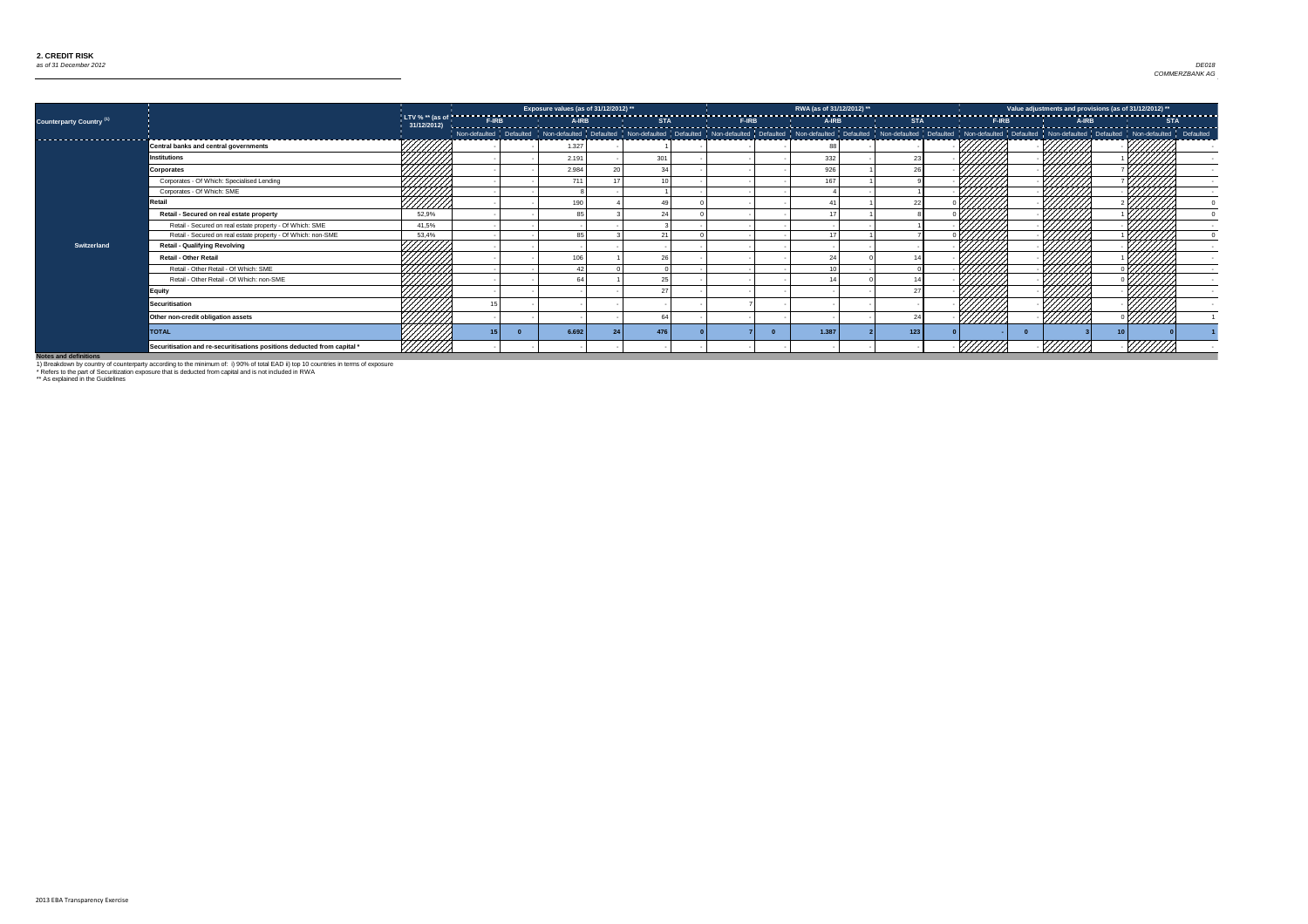## 2. CREDIT RISK

*as of 31 December 2012*

*DE018*
*COMMERZBANK AG*

| Counterparty Country (1) | | LTV % ** (as of 31/12/2012) | Exposure values (as of 31/12/2012) ** | | | | | | RWA (as of 31/12/2012) ** | | | | | | Value adjustments and provisions (as of 31/12/2012) ** | | | | | |
|---|---|---|---|---|---|---|---|---|---|---|---|---|---|---|---|---|---|---|---|---|
| | | | F-IRB | | A-IRB | | STA | | F-IRB | | A-IRB | | STA | | F-IRB | | A-IRB | | STA | |
| | | | Non-defaulted | Defaulted | Non-defaulted | Defaulted | Non-defaulted | Defaulted | Non-defaulted | Defaulted | Non-defaulted | Defaulted | Non-defaulted | Defaulted | Non-defaulted | Defaulted | Non-defaulted | Defaulted | Non-defaulted | Defaulted |
| Switzerland | Central banks and central governments | | - | - | 1.327 | - | 1 | - | - | - | 88 | - | - | - | | - | | - | | - |
| | Institutions | | - | - | 2.191 | - | 301 | - | - | - | 332 | - | 23 | - | | - | | 1 | | - |
| | Corporates | | - | - | 2.984 | 20 | 34 | - | - | - | 926 | 1 | 26 | - | | - | | 7 | | - |
| | Corporates - Of Which: Specialised Lending | | - | - | 711 | 17 | 10 | - | - | - | 167 | 1 | 9 | - | | - | | 7 | | - |
| | Corporates - Of Which: SME | | - | - | 8 | - | 1 | - | - | - | 4 | - | 1 | - | | - | | - | | - |
| | Retail | | - | - | 190 | 4 | 49 | 0 | - | - | 41 | 1 | 22 | 0 | | - | | 2 | | 0 |
| | Retail - Secured on real estate property | 52,9% | - | - | 85 | 3 | 24 | 0 | - | - | 17 | 1 | 8 | 0 | | - | | 1 | | 0 |
| | Retail - Secured on real estate property - Of Which: SME | 41,5% | - | - | - | - | 3 | - | - | - | - | - | 1 | - | | - | | - | | - |
| | Retail - Secured on real estate property - Of Which: non-SME | 53,4% | - | - | 85 | 3 | 21 | 0 | - | - | 17 | 1 | 7 | 0 | | - | | 1 | | 0 |
| | Retail - Qualifying Revolving | | - | - | - | - | - | - | - | - | - | - | - | - | | - | | - | | - |
| | Retail - Other Retail | | - | - | 106 | 1 | 26 | - | - | - | 24 | 0 | 14 | - | | - | | 1 | | - |
| | Retail - Other Retail - Of Which: SME | | - | - | 42 | 0 | 0 | - | - | - | 10 | - | 0 | - | | - | | 0 | | - |
| | Retail - Other Retail - Of Which: non-SME | | - | - | 64 | 1 | 25 | - | - | - | 14 | 0 | 14 | - | | - | | 0 | | - |
| | Equity | | - | - | - | - | 27 | - | - | - | - | - | 27 | - | | - | | - | | - |
| | Securitisation | | 15 | - | - | - | - | - | 7 | - | - | - | - | - | | - | | - | | - |
| | Other non-credit obligation assets | | - | - | - | - | 64 | - | - | - | - | - | 24 | - | | - | | 0 | | 1 |
| | TOTAL | | 15 | 0 | 6.692 | 24 | 476 | 0 | 7 | 0 | 1.387 | 2 | 123 | 0 | - | 0 | 3 | 10 | 0 | 1 |
| | Securitisation and re-securitisations positions deducted from capital * | | - | - | - | - | - | - | - | - | - | - | - | - | | - | | - | | - |

**Notes and definitions**

1) Breakdown by country of counterparty according to the minimum of: i) 90% of total EAD ii) top 10 countries in terms of exposure

* Refers to the part of Securitization exposure that is deducted from capital and is not included in RWA

** As explained in the Guidelines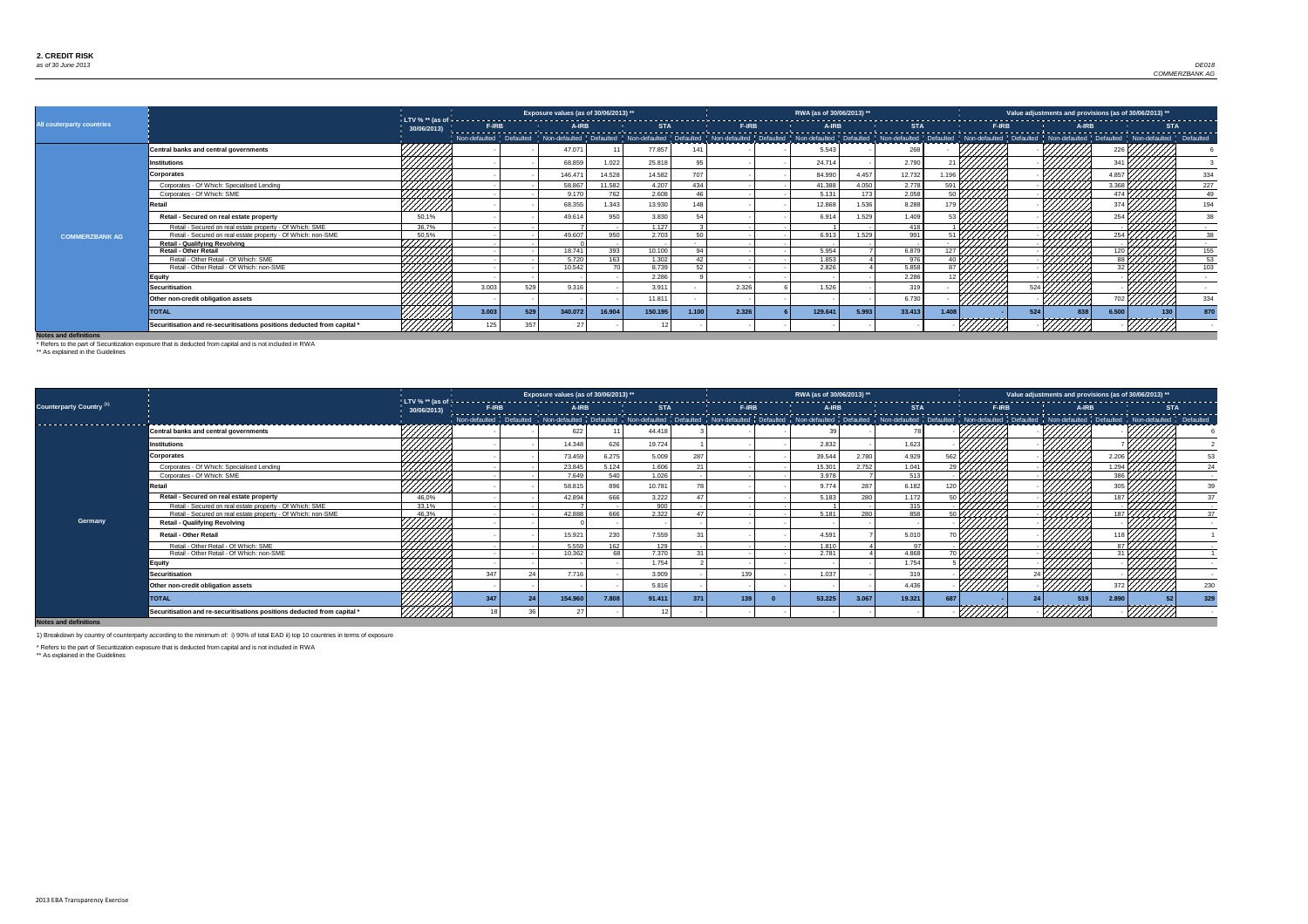## 2. CREDIT RISK

*as of 30 June 2013*

DE018
COMMERZBANK AG

| All couterparty countries | | LTV % ** (as of 30/06/2013) | Exposure values (as of 30/06/2013) ** | | | | | | RWA (as of 30/06/2013) ** | | | | | | Value adjustments and provisions (as of 30/06/2013) ** | | | | | |
|---|---|---|---|---|---|---|---|---|---|---|---|---|---|---|---|---|---|---|---|---|
| | | | F-IRB | | A-IRB | | STA | | F-IRB | | A-IRB | | STA | | F-IRB | | A-IRB | | STA | |
| | | | Non-defaulted | Defaulted | Non-defaulted | Defaulted | Non-defaulted | Defaulted | Non-defaulted | Defaulted | Non-defaulted | Defaulted | Non-defaulted | Defaulted | Non-defaulted | Defaulted | Non-defaulted | Defaulted | Non-defaulted | Defaulted |
| COMMERZBANK AG | Central banks and central governments | | - | - | 47.071 | 11 | 77.857 | 141 | - | - | 5.543 | - | 268 | - | | - | | 226 | | 6 |
| | Institutions | | - | - | 68.859 | 1.022 | 25.818 | 95 | - | - | 24.714 | - | 2.790 | 21 | | - | | 341 | | 3 |
| | Corporates | | - | - | 146.471 | 14.528 | 14.582 | 707 | - | - | 84.990 | 4.457 | 12.732 | 1.196 | | - | | 4.857 | | 334 |
| | Corporates - Of Which: Specialised Lending | | - | - | 58.867 | 11.582 | 4.207 | 434 | - | - | 41.388 | 4.050 | 2.778 | 591 | | - | | 3.368 | | 227 |
| | Corporates - Of Which: SME | | - | - | 9.170 | 762 | 2.608 | 46 | - | - | 5.131 | 173 | 2.058 | 50 | | - | | 474 | | 49 |
| | Retail | | - | - | 68.355 | 1.343 | 13.930 | 148 | - | - | 12.868 | 1.536 | 8.288 | 179 | | - | | 374 | | 194 |
| | Retail - Secured on real estate property | 50,1% | - | - | 49.614 | 950 | 3.830 | 54 | - | - | 6.914 | 1.529 | 1.409 | 53 | | - | | 254 | | 38 |
| | Retail - Secured on real estate property - Of Which: SME | 36,7% | - | - | 7 | - | 1.127 | 3 | - | - | 1 | - | 418 | 1 | | - | | - | | - |
| | Retail - Secured on real estate property - Of Which: non-SME | 50,5% | - | - | 49.607 | 950 | 2.703 | 50 | - | - | 6.913 | 1.529 | 991 | 51 | | - | | 254 | | 38 |
| | Retail - Qualifying Revolving | | - | - | 0 | - | - | - | - | - | - | - | - | - | | - | | - | | - |
| | Retail - Other Retail | | - | - | 18.741 | 393 | 10.100 | 94 | - | - | 5.954 | 7 | 6.879 | 127 | | - | | 120 | | 155 |
| | Retail - Other Retail - Of Which: SME | | - | - | 5.720 | 163 | 1.302 | 42 | - | - | 1.853 | 4 | 976 | 40 | | - | | 88 | | 53 |
| | Retail - Other Retail - Of Which: non-SME | | - | - | 10.542 | 70 | 8.739 | 52 | - | - | 2.826 | 4 | 5.858 | 87 | | - | | 32 | | 103 |
| | Equity | | - | - | - | - | 2.286 | 9 | - | - | - | - | 2.286 | 12 | | - | | - | | - |
| | Securitisation | | 3.003 | 529 | 9.316 | - | 3.911 | - | 2.326 | 6 | 1.526 | - | 319 | - | | 524 | | - | | - |
| | Other non-credit obligation assets | | - | - | - | - | 11.811 | - | - | - | - | - | 6.730 | - | | - | | 702 | | 334 |
| | TOTAL | | 3.003 | 529 | 340.072 | 16.904 | 150.195 | 1.100 | 2.326 | 6 | 129.641 | 5.993 | 33.413 | 1.408 | - | 524 | 838 | 6.500 | 130 | 870 |
| | Securitisation and re-securitisations positions deducted from capital * | | 125 | 357 | 27 | - | 12 | - | - | - | - | - | - | - | | - | | - | | - |

**Notes and definitions**

\* Refers to the part of Securitization exposure that is deducted from capital and is not included in RWA

\*\* As explained in the Guidelines

| Counterparty Country [1] | | LTV % ** (as of 30/06/2013) | Exposure values (as of 30/06/2013) ** | | | | | | RWA (as of 30/06/2013) ** | | | | | | Value adjustments and provisions (as of 30/06/2013) ** | | | | | |
|---|---|---|---|---|---|---|---|---|---|---|---|---|---|---|---|---|---|---|---|---|
| | | | F-IRB | | A-IRB | | STA | | F-IRB | | A-IRB | | STA | | F-IRB | | A-IRB | | STA | |
| | | | Non-defaulted | Defaulted | Non-defaulted | Defaulted | Non-defaulted | Defaulted | Non-defaulted | Defaulted | Non-defaulted | Defaulted | Non-defaulted | Defaulted | Non-defaulted | Defaulted | Non-defaulted | Defaulted | Non-defaulted | Defaulted |
| Germany | Central banks and central governments | | - | - | 622 | 11 | 44.418 | 3 | - | - | 39 | - | 78 | - | | - | | - | | 6 |
| | Institutions | | - | - | 14.348 | 626 | 19.724 | 1 | - | - | 2.832 | - | 1.623 | - | | - | | 7 | | 2 |
| | Corporates | | - | - | 73.459 | 6.275 | 5.009 | 287 | - | - | 39.544 | 2.780 | 4.929 | 562 | | - | | 2.206 | | 53 |
| | Corporates - Of Which: Specialised Lending | | - | - | 23.845 | 5.124 | 1.606 | 21 | - | - | 15.301 | 2.752 | 1.041 | 29 | | - | | 1.294 | | 24 |
| | Corporates - Of Which: SME | | - | - | 7.649 | 540 | 1.026 | - | - | - | 3.978 | 7 | 513 | - | | - | | 386 | | - |
| | Retail | | - | - | 58.815 | 896 | 10.781 | 78 | - | - | 9.774 | 287 | 6.182 | 120 | | - | | 305 | | 39 |
| | Retail - Secured on real estate property | 46,0% | - | - | 42.894 | 666 | 3.222 | 47 | - | - | 5.183 | 280 | 1.172 | 50 | | - | | 187 | | 37 |
| | Retail - Secured on real estate property - Of Which: SME | 33,1% | - | - | 7 | - | 900 | - | - | - | 1 | - | 315 | - | | - | | - | | - |
| | Retail - Secured on real estate property - Of Which: non-SME | 46,3% | - | - | 42.888 | 666 | 2.322 | 47 | - | - | 5.181 | 280 | 858 | 50 | | - | | 187 | | 37 |
| | Retail - Qualifying Revolving | | - | - | 0 | - | - | - | - | - | - | - | - | - | | - | | - | | - |
| | Retail - Other Retail | | - | - | 15.921 | 230 | 7.559 | 31 | - | - | 4.591 | 7 | 5.010 | 70 | | - | | 118 | | 1 |
| | Retail - Other Retail - Of Which: SME | | - | - | 5.559 | 162 | 129 | - | - | - | 1.810 | 4 | 97 | - | | - | | 87 | | - |
| | Retail - Other Retail - Of Which: non-SME | | - | - | 10.362 | 68 | 7.370 | 31 | - | - | 2.781 | 4 | 4.868 | 70 | | - | | 31 | | 1 |
| | Equity | | - | - | - | - | 1.754 | 2 | - | - | - | - | 1.754 | 5 | | - | | - | | - |
| | Securitisation | | 347 | 24 | 7.716 | - | 3.909 | - | 139 | - | 1.037 | - | 319 | - | | 24 | | - | | - |
| | Other non-credit obligation assets | | - | - | - | - | 5.816 | - | - | - | - | - | 4.436 | - | | - | | 372 | | 230 |
| | TOTAL | | 347 | 24 | 154.960 | 7.808 | 91.411 | 371 | 139 | 0 | 53.225 | 3.067 | 19.321 | 687 | - | 24 | 519 | 2.890 | 52 | 329 |
| | Securitisation and re-securitisations positions deducted from capital * | | 18 | 36 | 27 | - | 12 | - | - | - | - | - | - | - | | - | | - | | - |

**Notes and definitions**

1) Breakdown by country of counterparty according to the minimum of: i) 90% of total EAD ii) top 10 countries in terms of exposure

\* Refers to the part of Securitization exposure that is deducted from capital and is not included in RWA

\*\* As explained in the Guidelines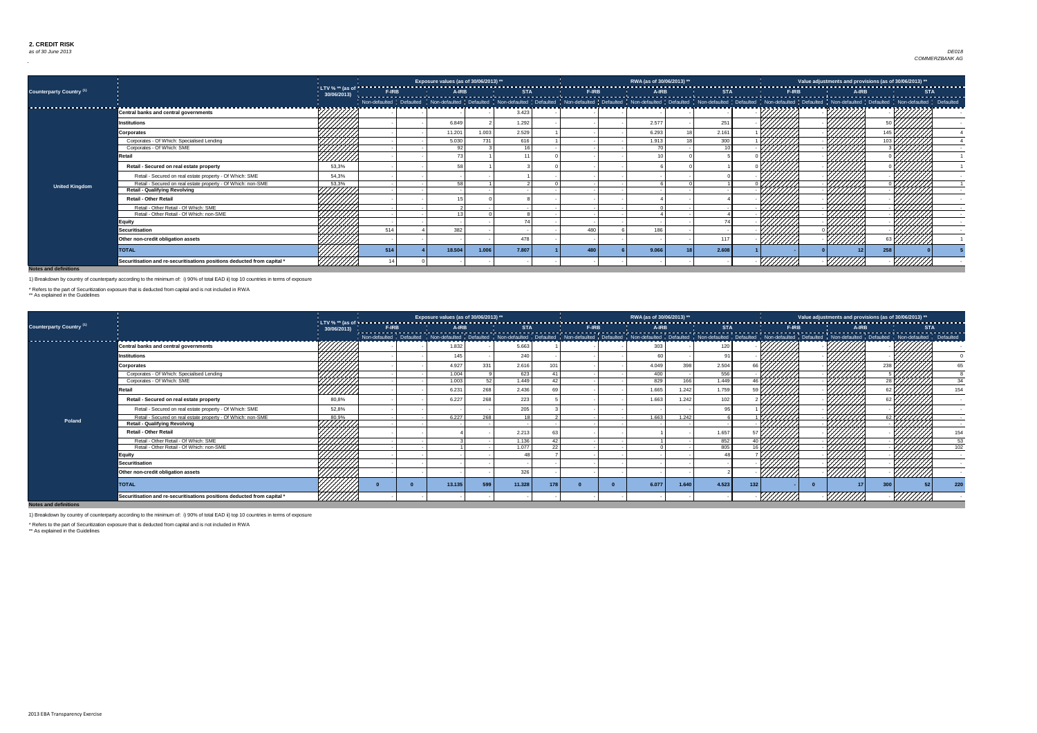## 2. CREDIT RISK

*as of 30 June 2013*

DE018
COMMERZBANK AG

| Counterparty Country [1] | | LTV % ** (as of 30/06/2013) | Exposure values (as of 30/06/2013) ** | | | | | | RWA (as of 30/06/2013) ** | | | | | | Value adjustments and provisions (as of 30/06/2013) ** | | | | | |
|---|---|---|---|---|---|---|---|---|---|---|---|---|---|---|---|---|---|---|---|---|
| | | | F-IRB | | A-IRB | | STA | | F-IRB | | A-IRB | | STA | | F-IRB | | A-IRB | | STA | |
| | | | Non-defaulted | Defaulted | Non-defaulted | Defaulted | Non-defaulted | Defaulted | Non-defaulted | Defaulted | Non-defaulted | Defaulted | Non-defaulted | Defaulted | Non-defaulted | Defaulted | Non-defaulted | Defaulted | Non-defaulted | Defaulted |
| United Kingdom | Central banks and central governments | | - | - | - | - | 3.423 | - | - | - | - | - | - | - | | - | | - | | - |
| | Institutions | | - | - | 6.849 | 2 | 1.292 | - | - | - | 2.577 | - | 251 | - | | - | | 50 | | - |
| | Corporates | | - | - | 11.201 | 1.003 | 2.529 | 1 | - | - | 6.293 | 18 | 2.161 | 1 | | - | | 145 | | 4 |
| | Corporates - Of Which: Specialised Lending | | - | - | 5.030 | 731 | 616 | 1 | - | - | 1.913 | 18 | 300 | 1 | | - | | 103 | | 4 |
| | Corporates - Of Which: SME | | - | - | 92 | 3 | 16 | - | - | - | 70 | - | 10 | - | | - | | 3 | | - |
| | Retail | | - | - | 73 | 1 | 11 | 0 | - | - | 10 | 0 | 5 | 0 | | - | | 0 | | 1 |
| | Retail - Secured on real estate property | 53,3% | - | - | 58 | 1 | 3 | 0 | - | - | 6 | 0 | 1 | 0 | | - | | 0 | | 1 |
| | Retail - Secured on real estate property - Of Which: SME | 54,3% | - | - | - | - | 1 | - | - | - | - | - | 0 | - | | - | | - | | - |
| | Retail - Secured on real estate property - Of Which: non-SME | 53,3% | - | - | 58 | 1 | 2 | 0 | - | - | 6 | 0 | 1 | 0 | | - | | 0 | | 1 |
| | Retail - Qualifying Revolving | | - | - | - | - | - | - | - | - | - | - | - | - | | - | | - | | - |
| | Retail - Other Retail | | - | - | 15 | 0 | 8 | - | - | - | 4 | - | 4 | - | | - | | - | | - |
| | Retail - Other Retail - Of Which: SME | | - | - | 2 | - | - | - | - | - | 0 | - | - | - | | - | | - | | - |
| | Retail - Other Retail - Of Which: non-SME | | - | - | 13 | 0 | 8 | - | - | - | 4 | - | 4 | - | | - | | - | | - |
| | Equity | | - | - | - | - | 74 | - | - | - | - | - | 74 | - | | - | | - | | - |
| | Securitisation | | 514 | 4 | 382 | - | - | - | 480 | 6 | 186 | - | - | - | | 0 | | - | | - |
| | Other non-credit obligation assets | | - | - | - | - | 478 | - | - | - | - | - | 117 | - | | - | | 63 | | 1 |
| | TOTAL | | 514 | 4 | 18.504 | 1.006 | 7.807 | 1 | 480 | 6 | 9.066 | 18 | 2.608 | 1 | - | 0 | 12 | 258 | 0 | 5 |
| | Securitisation and re-securitisations positions deducted from capital * | | 14 | 0 | - | - | - | - | - | - | - | - | - | - | | - | | - | | - |

**Notes and definitions**

1) Breakdown by country of counterparty according to the minimum of: i) 90% of total EAD ii) top 10 countries in terms of exposure

* Refers to the part of Securitization exposure that is deducted from capital and is not included in RWA
** As explained in the Guidelines

| Counterparty Country [1] | | LTV % ** (as of 30/06/2013) | Exposure values (as of 30/06/2013) ** | | | | | | RWA (as of 30/06/2013) ** | | | | | | Value adjustments and provisions (as of 30/06/2013) ** | | | | | |
|---|---|---|---|---|---|---|---|---|---|---|---|---|---|---|---|---|---|---|---|---|
| | | | F-IRB | | A-IRB | | STA | | F-IRB | | A-IRB | | STA | | F-IRB | | A-IRB | | STA | |
| | | | Non-defaulted | Defaulted | Non-defaulted | Defaulted | Non-defaulted | Defaulted | Non-defaulted | Defaulted | Non-defaulted | Defaulted | Non-defaulted | Defaulted | Non-defaulted | Defaulted | Non-defaulted | Defaulted | Non-defaulted | Defaulted |
| Poland | Central banks and central governments | | - | - | 1.832 | - | 5.663 | 1 | - | - | 303 | - | 120 | - | | - | | - | | - |
| | Institutions | | - | - | 145 | - | 240 | - | - | - | 60 | - | 91 | - | | - | | - | | 0 |
| | Corporates | | - | - | 4.927 | 331 | 2.616 | 101 | - | - | 4.049 | 398 | 2.504 | 66 | | - | | 238 | | 65 |
| | Corporates - Of Which: Specialised Lending | | - | - | 1.004 | 9 | 623 | 41 | - | - | 400 | - | 556 | - | | - | | 5 | | 8 |
| | Corporates - Of Which: SME | | - | - | 1.003 | 52 | 1.449 | 42 | - | - | 829 | 166 | 1.449 | 46 | | - | | 28 | | 34 |
| | Retail | | - | - | 6.231 | 268 | 2.436 | 69 | - | - | 1.665 | 1.242 | 1.759 | 59 | | - | | 62 | | 154 |
| | Retail - Secured on real estate property | 80,8% | - | - | 6.227 | 268 | 223 | 5 | - | - | 1.663 | 1.242 | 102 | 2 | | - | | 62 | | - |
| | Retail - Secured on real estate property - Of Which: SME | 52,8% | - | - | - | - | 205 | 3 | - | - | - | - | 95 | 1 | | - | | - | | - |
| | Retail - Secured on real estate property - Of Which: non-SME | 80,9% | - | - | 6.227 | 268 | 18 | 2 | - | - | 1.663 | 1.242 | 6 | 1 | | - | | 62 | | - |
| | Retail - Qualifying Revolving | | - | - | - | - | - | - | - | - | - | - | - | - | | - | | - | | - |
| | Retail - Other Retail | | - | - | 4 | - | 2.213 | 63 | - | - | 1 | - | 1.657 | 57 | | - | | - | | 154 |
| | Retail - Other Retail - Of Which: SME | | - | - | 3 | - | 1.136 | 42 | - | - | 1 | - | 852 | 40 | | - | | - | | 53 |
| | Retail - Other Retail - Of Which: non-SME | | - | - | 1 | - | 1.077 | 22 | - | - | 0 | - | 805 | 16 | | - | | - | | 102 |
| | Equity | | - | - | - | - | 48 | 7 | - | - | - | - | 48 | 7 | | - | | - | | - |
| | Securitisation | | - | - | - | - | - | - | - | - | - | - | - | - | | - | | - | | - |
| | Other non-credit obligation assets | | - | - | - | - | 326 | - | - | - | - | - | 2 | - | | - | | - | | - |
| | TOTAL | | 0 | 0 | 13.135 | 599 | 11.328 | 178 | 0 | 0 | 6.077 | 1.640 | 4.523 | 132 | - | 0 | 17 | 300 | 52 | 220 |
| | Securitisation and re-securitisations positions deducted from capital * | | - | - | - | - | - | - | - | - | - | - | - | - | | - | | - | | - |

**Notes and definitions**

1) Breakdown by country of counterparty according to the minimum of: i) 90% of total EAD ii) top 10 countries in terms of exposure

* Refers to the part of Securitization exposure that is deducted from capital and is not included in RWA
** As explained in the Guidelines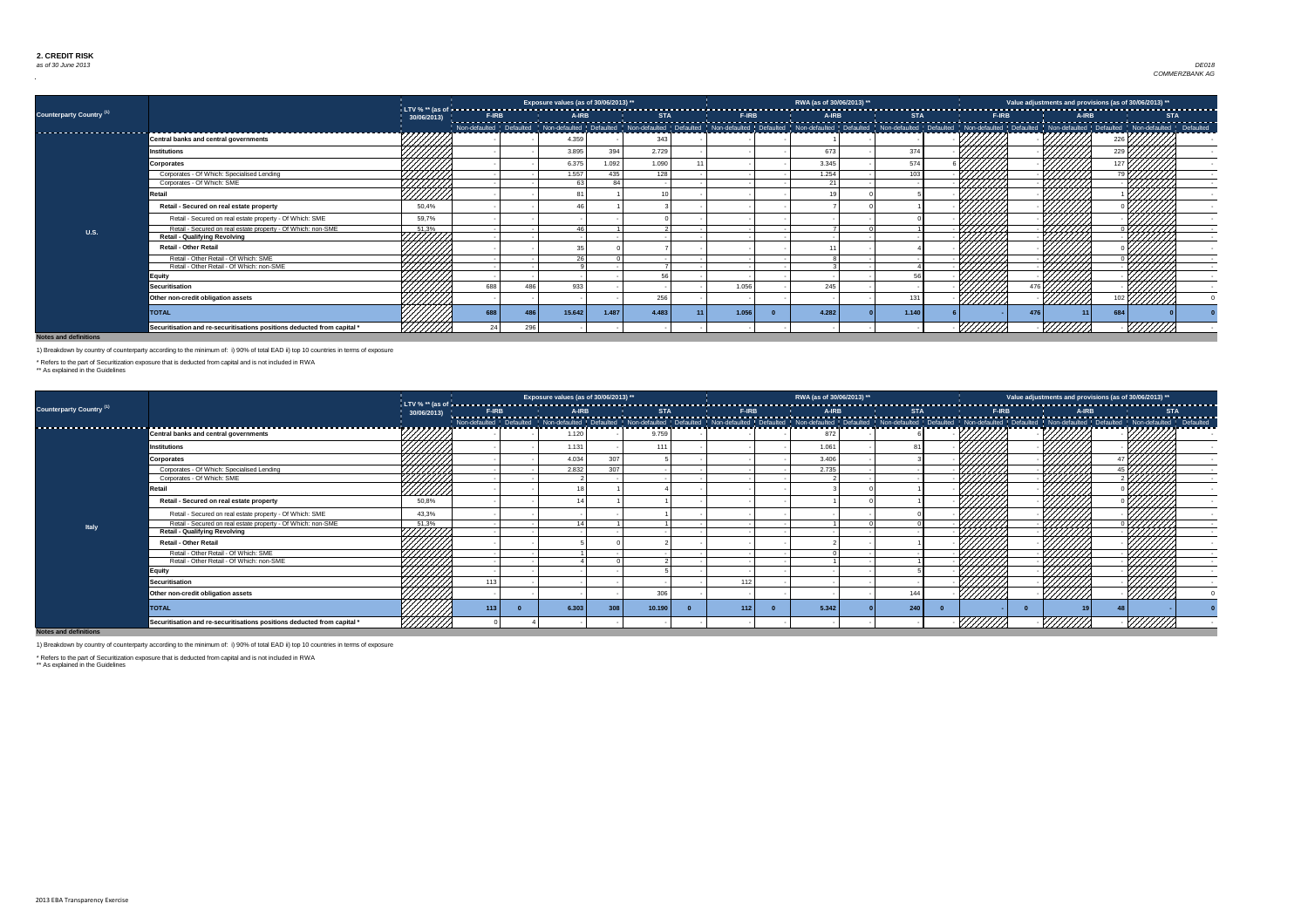## 2. CREDIT RISK

*as of 30 June 2013*

*DE018*
*COMMERZBANK AG*

| Counterparty Country (1) | | LTV % ** (as of 30/06/2013) | Exposure values (as of 30/06/2013) ** | | | | | | RWA (as of 30/06/2013) ** | | | | | | Value adjustments and provisions (as of 30/06/2013) ** | | | | | |
|---|---|---|---|---|---|---|---|---|---|---|---|---|---|---|---|---|---|---|---|---|
| | | | F-IRB | | A-IRB | | STA | | F-IRB | | A-IRB | | STA | | F-IRB | | A-IRB | | STA | |
| | | | Non-defaulted | Defaulted | Non-defaulted | Defaulted | Non-defaulted | Defaulted | Non-defaulted | Defaulted | Non-defaulted | Defaulted | Non-defaulted | Defaulted | Non-defaulted | Defaulted | Non-defaulted | Defaulted | Non-defaulted | Defaulted |
| U.S. | Central banks and central governments | | - | - | 4.359 | - | 343 | - | - | - | 1 | - | - | - | | - | | 226 | | - |
| | Institutions | | - | - | 3.895 | 394 | 2.729 | - | - | - | 673 | - | 374 | - | | - | | 229 | | - |
| | Corporates | | - | - | 6.375 | 1.092 | 1.090 | 11 | - | - | 3.345 | - | 574 | 6 | | - | | 127 | | - |
| | Corporates - Of Which: Specialised Lending | | - | - | 1.557 | 435 | 128 | - | - | - | 1.254 | - | 103 | - | | - | | 79 | | - |
| | Corporates - Of Which: SME | | - | - | 63 | 84 | | - | - | - | 21 | - | | - | | - | | - | | - |
| | Retail | | - | - | 81 | 1 | 10 | - | - | - | 19 | 0 | 5 | - | | - | | 1 | | - |
| | Retail - Secured on real estate property | 50,4% | - | - | 46 | 1 | 3 | - | - | - | 7 | 0 | 1 | - | | - | | 0 | | - |
| | Retail - Secured on real estate property - Of Which: SME | 59,7% | - | - | - | - | 0 | - | - | - | - | - | 0 | - | | - | | - | | - |
| | Retail - Secured on real estate property - Of Which: non-SME | 51,3% | - | - | 46 | 1 | 2 | - | - | - | 7 | 0 | 1 | - | | - | | 0 | | - |
| | Retail - Qualifying Revolving | | - | - | - | - | - | - | - | - | - | - | - | - | | - | | - | | - |
| | Retail - Other Retail | | - | - | 35 | 0 | 7 | - | - | - | 11 | - | 4 | - | | - | | 0 | | - |
| | Retail - Other Retail - Of Which: SME | | - | - | 26 | 0 | - | - | - | - | 8 | - | - | - | | - | | 0 | | - |
| | Retail - Other Retail - Of Which: non-SME | | - | - | 9 | - | 7 | - | - | - | 3 | - | 4 | - | | - | | - | | - |
| | Equity | | - | - | - | - | 56 | - | - | - | - | - | 56 | - | | - | | - | | - |
| | Securitisation | | 688 | 486 | 933 | - | - | - | 1.056 | - | 245 | - | - | - | | 476 | | - | | - |
| | Other non-credit obligation assets | | - | - | - | - | 256 | - | - | - | - | - | 131 | - | | - | | 102 | | 0 |
| | TOTAL | | 688 | 486 | 15.642 | 1.487 | 4.483 | 11 | 1.056 | 0 | 4.282 | 0 | 1.140 | 6 | - | 476 | 11 | 684 | 0 | 0 |
| | Securitisation and re-securitisations positions deducted from capital * | | 24 | 296 | - | - | - | - | - | - | - | - | - | - | | - | | - | | - |

**Notes and definitions**

1) Breakdown by country of counterparty according to the minimum of: i) 90% of total EAD ii) top 10 countries in terms of exposure

\* Refers to the part of Securitization exposure that is deducted from capital and is not included in RWA
** As explained in the Guidelines

| Counterparty Country (1) | | LTV % ** (as of 30/06/2013) | Exposure values (as of 30/06/2013) ** | | | | | | RWA (as of 30/06/2013) ** | | | | | | Value adjustments and provisions (as of 30/06/2013) ** | | | | | |
|---|---|---|---|---|---|---|---|---|---|---|---|---|---|---|---|---|---|---|---|---|
| | | | F-IRB | | A-IRB | | STA | | F-IRB | | A-IRB | | STA | | F-IRB | | A-IRB | | STA | |
| | | | Non-defaulted | Defaulted | Non-defaulted | Defaulted | Non-defaulted | Defaulted | Non-defaulted | Defaulted | Non-defaulted | Defaulted | Non-defaulted | Defaulted | Non-defaulted | Defaulted | Non-defaulted | Defaulted | Non-defaulted | Defaulted |
| Italy | Central banks and central governments | | - | - | 1.120 | - | 9.759 | - | - | - | 872 | - | 6 | - | | - | | - | | - |
| | Institutions | | - | - | 1.131 | - | 111 | - | - | - | 1.061 | - | 81 | - | | - | | - | | - |
| | Corporates | | - | - | 4.034 | 307 | 5 | - | - | - | 3.406 | - | 3 | - | | - | | 47 | | - |
| | Corporates - Of Which: Specialised Lending | | - | - | 2.832 | 307 | - | - | - | - | 2.735 | - | - | - | | - | | 45 | | - |
| | Corporates - Of Which: SME | | - | - | 2 | - | - | - | - | - | 2 | - | - | - | | - | | 2 | | - |
| | Retail | | - | - | 18 | 1 | 4 | - | - | - | 3 | 0 | 1 | - | | - | | 0 | | - |
| | Retail - Secured on real estate property | 50,8% | - | - | 14 | 1 | 1 | - | - | - | 1 | 0 | 1 | - | | - | | 0 | | - |
| | Retail - Secured on real estate property - Of Which: SME | 43,3% | - | - | - | - | 1 | - | - | - | - | - | 0 | - | | - | | - | | - |
| | Retail - Secured on real estate property - Of Which: non-SME | 51,3% | - | - | 14 | 1 | 1 | - | - | - | 1 | 0 | 0 | - | | - | | 0 | | - |
| | Retail - Qualifying Revolving | | - | - | - | - | - | - | - | - | - | - | - | - | | - | | - | | - |
| | Retail - Other Retail | | - | - | 5 | 0 | 2 | - | - | - | 2 | - | 1 | - | | - | | - | | - |
| | Retail - Other Retail - Of Which: SME | | - | - | 1 | - | - | - | - | - | 0 | - | - | - | | - | | - | | - |
| | Retail - Other Retail - Of Which: non-SME | | - | - | 4 | 0 | 2 | - | - | - | 1 | - | 1 | - | | - | | - | | - |
| | Equity | | - | - | - | - | 5 | - | - | - | - | - | 5 | - | | - | | - | | - |
| | Securitisation | | 113 | - | - | - | - | - | 112 | - | - | - | - | - | | - | | - | | - |
| | Other non-credit obligation assets | | - | - | - | - | 306 | - | - | - | - | - | 144 | - | | - | | - | | 0 |
| | TOTAL | | 113 | 0 | 6.303 | 308 | 10.190 | 0 | 112 | 0 | 5.342 | 0 | 240 | 0 | - | 0 | 19 | 48 | - | 0 |
| | Securitisation and re-securitisations positions deducted from capital * | | 0 | 4 | - | - | - | - | - | - | - | - | - | - | | - | | - | | - |

**Notes and definitions**

1) Breakdown by country of counterparty according to the minimum of: i) 90% of total EAD ii) top 10 countries in terms of exposure

\* Refers to the part of Securitization exposure that is deducted from capital and is not included in RWA
** As explained in the Guidelines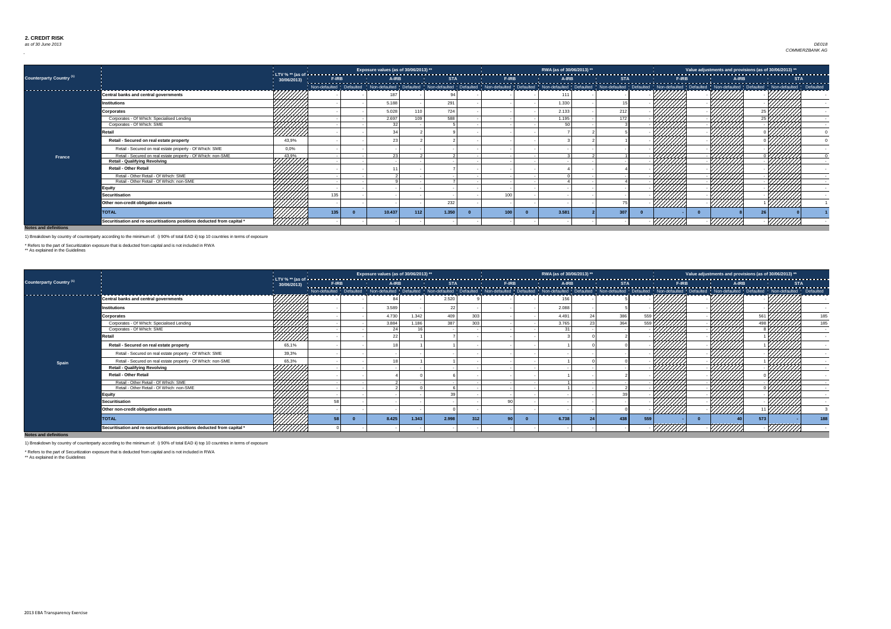## 2. CREDIT RISK

*as of 30 June 2013*

*DE018*
*COMMERZBANK AG*

| Counterparty Country (1) | | LTV % ** (as of 30/06/2013) | Exposure values (as of 30/06/2013) ** | | | | | | RWA (as of 30/06/2013) ** | | | | | | Value adjustments and provisions (as of 30/06/2013) ** | | | | | |
|---|---|---|---|---|---|---|---|---|---|---|---|---|---|---|---|---|---|---|---|---|
| | | | F-IRB | | A-IRB | | STA | | F-IRB | | A-IRB | | STA | | F-IRB | | A-IRB | | STA | |
| | | | Non-defaulted | Defaulted | Non-defaulted | Defaulted | Non-defaulted | Defaulted | Non-defaulted | Defaulted | Non-defaulted | Defaulted | Non-defaulted | Defaulted | Non-defaulted | Defaulted | Non-defaulted | Defaulted | Non-defaulted | Defaulted |
| France | Central banks and central governments | | - | - | 187 | - | 94 | - | - | - | 111 | - | - | - | | - | | - | | - |
| | Institutions | | - | - | 5.188 | - | 291 | - | - | - | 1.330 | - | 15 | - | | - | | - | | - |
| | Corporates | | - | - | 5.028 | 110 | 724 | - | - | - | 2.133 | - | 212 | - | | - | | 25 | | - |
| | Corporates - Of Which: Specialised Lending | | - | - | 2.697 | 109 | 588 | - | - | - | 1.195 | - | 172 | - | | - | | 25 | | - |
| | Corporates - Of Which: SME | | - | - | 32 | - | 5 | - | - | - | 50 | - | 3 | - | | - | | - | | - |
| | Retail | | - | - | 34 | 2 | 9 | - | - | - | 7 | 2 | 5 | - | | - | | 0 | | 0 |
| | Retail - Secured on real estate property | 43,9% | - | - | 23 | 2 | 2 | - | - | - | 3 | 2 | 1 | - | | - | | 0 | | 0 |
| | Retail - Secured on real estate property - Of Which: SME | 0,0% | - | - | - | - | - | - | - | - | - | - | - | - | | - | | - | | - |
| | Retail - Secured on real estate property - Of Which: non-SME | 43,9% | - | - | 23 | 2 | 2 | - | - | - | 3 | 2 | 1 | - | | - | | 0 | | 0 |
| | Retail - Qualifying Revolving | | - | - | - | - | - | - | - | - | - | - | - | - | | - | | - | | - |
| | Retail - Other Retail | | - | - | 11 | - | 7 | - | - | - | 4 | - | 4 | - | | - | | - | | - |
| | Retail - Other Retail - Of Which: SME | | - | - | 2 | - | - | - | - | - | 0 | - | - | - | | - | | - | | - |
| | Retail - Other Retail - Of Which: non-SME | | - | - | 9 | - | 7 | - | - | - | 4 | - | 4 | - | | - | | - | | - |
| | Equity | | - | - | - | - | - | - | - | - | - | - | - | - | | - | | - | | - |
| | Securitisation | | 135 | - | - | - | - | - | 100 | - | - | - | | | | - | | - | | - |
| | Other non-credit obligation assets | | - | - | - | - | 232 | - | - | - | - | - | 75 | - | | - | | 1 | | 1 |
| | TOTAL | | 135 | 0 | 10.437 | 112 | 1.350 | 0 | 100 | 0 | 3.581 | 2 | 307 | 0 | - | 0 | 8 | 26 | 0 | 1 |
| | Securitisation and re-securitisations positions deducted from capital * | | - | - | - | - | - | - | - | - | - | - | - | - | | - | | - | | - |

**Notes and definitions**

1) Breakdown by country of counterparty according to the minimum of: i) 90% of total EAD ii) top 10 countries in terms of exposure

\* Refers to the part of Securitization exposure that is deducted from capital and is not included in RWA
\*\* As explained in the Guidelines

| Counterparty Country (1) | | LTV % ** (as of 30/06/2013) | Exposure values (as of 30/06/2013) ** | | | | | | RWA (as of 30/06/2013) ** | | | | | | Value adjustments and provisions (as of 30/06/2013) ** | | | | | |
|---|---|---|---|---|---|---|---|---|---|---|---|---|---|---|---|---|---|---|---|---|
| | | | F-IRB | | A-IRB | | STA | | F-IRB | | A-IRB | | STA | | F-IRB | | A-IRB | | STA | |
| | | | Non-defaulted | Defaulted | Non-defaulted | Defaulted | Non-defaulted | Defaulted | Non-defaulted | Defaulted | Non-defaulted | Defaulted | Non-defaulted | Defaulted | Non-defaulted | Defaulted | Non-defaulted | Defaulted | Non-defaulted | Defaulted |
| Spain | Central banks and central governments | | - | - | 84 | - | 2.520 | 9 | - | - | 156 | - | 5 | - | | - | | - | | - |
| | Institutions | | - | - | 3.589 | - | 22 | - | - | - | 2.088 | - | 5 | - | | - | | - | | - |
| | Corporates | | - | - | 4.730 | 1.342 | 409 | 303 | - | - | 4.491 | 24 | 386 | 559 | | - | | 561 | | 185 |
| | Corporates - Of Which: Specialised Lending | | - | - | 3.884 | 1.186 | 387 | 303 | - | - | 3.765 | 23 | 364 | 559 | | - | | 498 | | 185 |
| | Corporates - Of Which: SME | | - | - | 24 | 16 | - | - | - | - | 31 | - | - | - | | - | | 8 | | - |
| | Retail | | - | - | 22 | 1 | 7 | - | - | - | 3 | 0 | 2 | - | | - | | 1 | | - |
| | Retail - Secured on real estate property | 65,1% | - | - | 18 | 1 | 1 | - | - | - | 1 | 0 | 0 | - | | - | | 1 | | - |
| | Retail - Secured on real estate property - Of Which: SME | 39,3% | - | - | - | - | - | - | - | - | - | - | - | - | | - | | - | | - |
| | Retail - Secured on real estate property - Of Which: non-SME | 65,3% | - | - | 18 | 1 | 1 | - | - | - | 1 | 0 | 0 | - | | - | | 1 | | - |
| | Retail - Qualifying Revolving | | - | - | - | - | - | - | - | - | - | - | - | - | | - | | - | | - |
| | Retail - Other Retail | | - | - | 4 | 0 | 6 | - | - | - | 1 | - | 2 | - | | - | | 0 | | - |
| | Retail - Other Retail - Of Which: SME | | - | - | 2 | - | - | - | - | - | 1 | - | - | - | | - | | - | | - |
| | Retail - Other Retail - Of Which: non-SME | | - | - | 2 | 0 | 6 | - | - | - | 1 | - | 2 | - | | - | | 0 | | - |
| | Equity | | - | - | - | - | 39 | - | - | - | - | - | 39 | - | | - | | - | | - |
| | Securitisation | | 58 | - | - | - | - | - | 90 | - | - | - | | | | - | | - | | - |
| | Other non-credit obligation assets | | - | - | - | - | 0 | - | - | - | - | - | 0 | - | | - | | 11 | | 3 |
| | TOTAL | | 58 | 0 | 8.425 | 1.343 | 2.998 | 312 | 90 | 0 | 6.738 | 24 | 438 | 559 | - | 0 | 40 | 573 | - | 188 |
| | Securitisation and re-securitisations positions deducted from capital * | | 0 | - | - | - | - | - | - | - | - | - | - | - | | - | | - | | - |

**Notes and definitions**

1) Breakdown by country of counterparty according to the minimum of: i) 90% of total EAD ii) top 10 countries in terms of exposure

\* Refers to the part of Securitization exposure that is deducted from capital and is not included in RWA
\*\* As explained in the Guidelines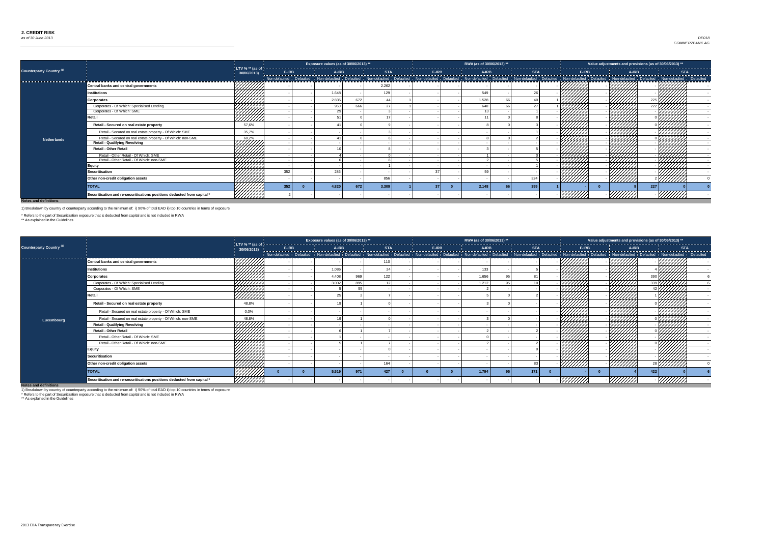## 2. CREDIT RISK

*as of 30 June 2013*

DE018
COMMERZBANK AG

| Counterparty Country [1] | | LTV % ** (as of 30/06/2013) | Exposure values (as of 30/06/2013) ** | | | | | | RWA (as of 30/06/2013) ** | | | | | | Value adjustments and provisions (as of 30/06/2013) ** | | | | | |
|---|---|---|---|---|---|---|---|---|---|---|---|---|---|---|---|---|---|---|---|---|
| | | | F-IRB | | A-IRB | | STA | | F-IRB | | A-IRB | | STA | | F-IRB | | A-IRB | | STA | |
| | | | Non-defaulted | Defaulted | Non-defaulted | Defaulted | Non-defaulted | Defaulted | Non-defaulted | Defaulted | Non-defaulted | Defaulted | Non-defaulted | Defaulted | Non-defaulted | Defaulted | Non-defaulted | Defaulted | Non-defaulted | Defaulted |
| Netherlands | Central banks and central governments | | - | - | - | - | 2.262 | - | - | - | - | - | - | - | | - | | - | | - |
| | Institutions | | - | - | 1.648 | - | 129 | - | - | - | 549 | - | 26 | - | | - | | - | | - |
| | Corporates | | - | - | 2.835 | 672 | 44 | 1 | - | - | 1.528 | 66 | 40 | 1 | | - | | 225 | | - |
| | Corporates - Of Which: Specialised Lending | | - | - | 960 | 666 | 27 | 1 | - | - | 640 | 66 | 27 | 1 | | - | | 222 | | - |
| | Corporates - Of Which: SME | | - | - | 29 | - | 3 | - | - | - | 13 | - | 1 | - | | - | | - | | - |
| | Retail | | - | - | 51 | 0 | 17 | - | - | - | 11 | 0 | 8 | - | | - | | 0 | | - |
| | Retail - Secured on real estate property | 57,6% | - | - | 41 | 0 | 9 | - | - | - | 8 | 0 | 3 | - | | - | | 0 | | - |
| | Retail - Secured on real estate property - Of Which: SME | 35,7% | - | - | - | - | 3 | - | - | - | - | - | 1 | - | | - | | - | | - |
| | Retail - Secured on real estate property - Of Which: non-SME | 60,2% | - | - | 41 | 0 | 6 | - | - | - | 8 | 0 | 2 | - | | - | | 0 | | - |
| | Retail - Qualifying Revolving | | - | - | - | - | - | - | - | - | - | - | - | - | | - | | - | | - |
| | Retail - Other Retail | | - | - | 10 | - | 8 | - | - | - | 3 | - | 5 | - | | - | | - | | - |
| | Retail - Other Retail - Of Which: SME | | - | - | 4 | - | 0 | - | - | - | 1 | - | 0 | - | | - | | - | | - |
| | Retail - Other Retail - Of Which: non-SME | | - | - | 6 | - | 8 | - | - | - | 2 | - | 5 | - | | - | | - | | - |
| | Equity | | - | - | - | - | 1 | - | - | - | - | - | 1 | - | | - | | - | | - |
| | Securitisation | | 352 | - | 286 | - | - | - | 37 | - | 59 | - | - | - | | - | | - | | - |
| | Other non-credit obligation assets | | - | - | - | - | 856 | - | - | - | - | - | 324 | - | | - | | 2 | | 0 |
| | TOTAL | | 352 | 0 | 4.820 | 672 | 3.309 | 1 | 37 | 0 | 2.148 | 66 | 399 | 1 | - | 0 | 9 | 227 | 0 | 0 |
| | Securitisation and re-securitisations positions deducted from capital * | | 2 | - | - | - | - | - | - | - | - | - | - | - | | - | | - | | - |

**Notes and definitions**

1) Breakdown by country of counterparty according to the minimum of: i) 90% of total EAD ii) top 10 countries in terms of exposure

* Refers to the part of Securitization exposure that is deducted from capital and is not included in RWA

** As explained in the Guidelines

| Counterparty Country [1] | | LTV % ** (as of 30/06/2013) | Exposure values (as of 30/06/2013) ** | | | | | | RWA (as of 30/06/2013) ** | | | | | | Value adjustments and provisions (as of 30/06/2013) ** | | | | | |
|---|---|---|---|---|---|---|---|---|---|---|---|---|---|---|---|---|---|---|---|---|
| | | | F-IRB | | A-IRB | | STA | | F-IRB | | A-IRB | | STA | | F-IRB | | A-IRB | | STA | |
| | | | Non-defaulted | Defaulted | Non-defaulted | Defaulted | Non-defaulted | Defaulted | Non-defaulted | Defaulted | Non-defaulted | Defaulted | Non-defaulted | Defaulted | Non-defaulted | Defaulted | Non-defaulted | Defaulted | Non-defaulted | Defaulted |
| Luxembourg | Central banks and central governments | | - | - | - | - | 110 | - | - | - | - | - | - | - | | - | | - | | - |
| | Institutions | | - | - | 1.086 | - | 24 | - | - | - | 133 | - | 5 | - | | - | | 4 | | - |
| | Corporates | | - | - | 4.408 | 969 | 122 | - | - | - | 1.656 | 95 | 81 | - | | - | | 390 | | 6 |
| | Corporates - Of Which: Specialised Lending | | - | - | 3.002 | 895 | 12 | - | - | - | 1.212 | 95 | 10 | - | | - | | 339 | | 6 |
| | Corporates - Of Which: SME | | - | - | 5 | 55 | - | - | - | - | 2 | - | - | - | | - | | 42 | | - |
| | Retail | | - | - | 25 | 2 | 7 | - | - | - | 5 | 0 | 2 | - | | - | | 1 | | - |
| | Retail - Secured on real estate property | 48,8% | - | - | 19 | 1 | 0 | - | - | - | 3 | 0 | - | - | | - | | 0 | | - |
| | Retail - Secured on real estate property - Of Which: SME | 0,0% | - | - | - | - | - | - | - | - | - | - | - | - | | - | | - | | - |
| | Retail - Secured on real estate property - Of Which: non-SME | 48,8% | - | - | 19 | 1 | 0 | - | - | - | 3 | 0 | - | - | | - | | 0 | | - |
| | Retail - Qualifying Revolving | | - | - | - | - | - | - | - | - | - | - | - | - | | - | | - | | - |
| | Retail - Other Retail | | - | - | 6 | 1 | 7 | - | - | - | 2 | - | 2 | - | | - | | 0 | | - |
| | Retail - Other Retail - Of Which: SME | | - | - | 1 | - | - | - | - | - | 0 | - | - | - | | - | | - | | - |
| | Retail - Other Retail - Of Which: non-SME | | - | - | 5 | 1 | 7 | - | - | - | 2 | - | 2 | - | | - | | 0 | | - |
| | Equity | | - | - | - | - | 0 | - | - | - | - | - | 0 | - | | - | | - | | - |
| | Securitisation | | - | - | - | - | - | - | - | - | - | - | - | - | | - | | - | | - |
| | Other non-credit obligation assets | | - | - | - | - | 164 | - | - | - | - | - | 83 | - | | - | | 28 | | 0 |
| | TOTAL | | 0 | 0 | 5.519 | 971 | 427 | 0 | 0 | 0 | 1.794 | 95 | 171 | 0 | - | 0 | 4 | 422 | 0 | 6 |
| | Securitisation and re-securitisations positions deducted from capital * | | - | - | - | - | - | - | - | - | - | - | - | - | | - | | - | | - |

**Notes and definitions**

1) Breakdown by country of counterparty according to the minimum of: i) 90% of total EAD ii) top 10 countries in terms of exposure

* Refers to the part of Securitization exposure that is deducted from capital and is not included in RWA

** As explained in the Guidelines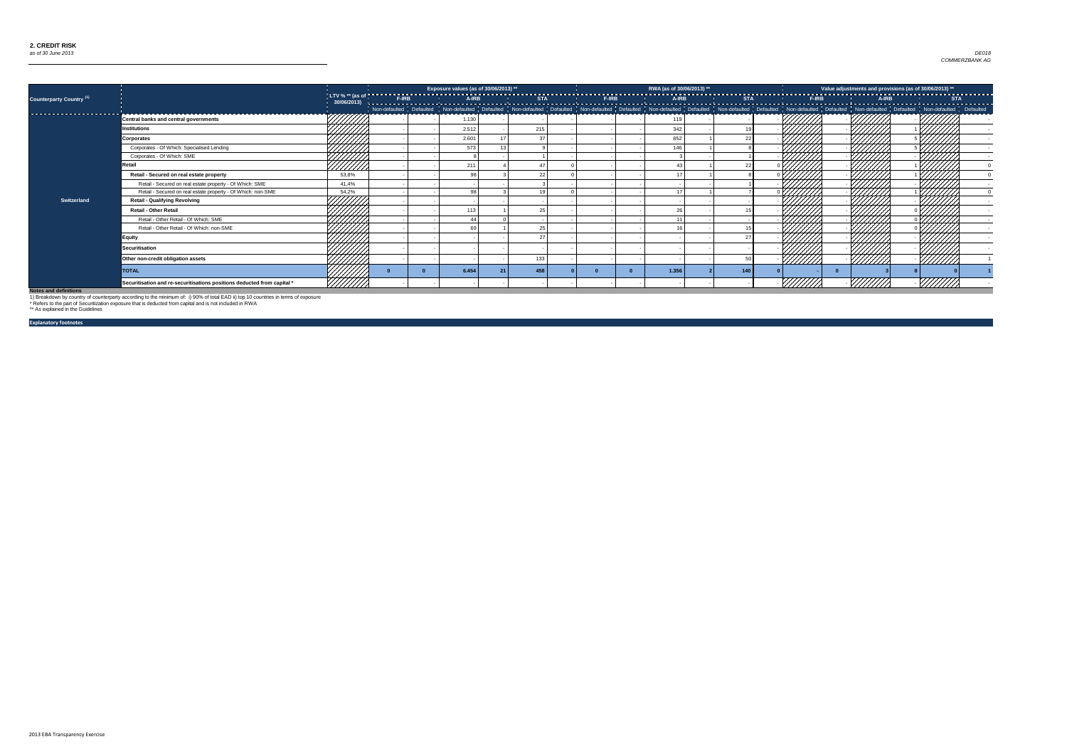## 2. CREDIT RISK

*as of 30 June 2013*

*DE018*
*COMMERZBANK AG*

| Counterparty Country [(1)] | | LTV % ** (as of 30/06/2013) | Exposure values (as of 30/06/2013) ** | | | | | | RWA (as of 30/06/2013) ** | | | | | | Value adjustments and provisions (as of 30/06/2013) ** | | | | | |
|---|---|---|---|---|---|---|---|---|---|---|---|---|---|---|---|---|---|---|---|---|
| | | | F-IRB | | A-IRB | | STA | | F-IRB | | A-IRB | | STA | | F-IRB | | A-IRB | | STA | |
| | | | Non-defaulted | Defaulted | Non-defaulted | Defaulted | Non-defaulted | Defaulted | Non-defaulted | Defaulted | Non-defaulted | Defaulted | Non-defaulted | Defaulted | Non-defaulted | Defaulted | Non-defaulted | Defaulted | Non-defaulted | Defaulted |
| Switzerland | **Central banks and central governments** | | - | - | 1.130 | - | - | - | - | - | 119 | - | - | - | | - | | - | | - |
| | **Institutions** | | - | - | 2.512 | - | 215 | - | - | - | 342 | - | 19 | - | | - | | 1 | | - |
| | **Corporates** | | - | - | 2.601 | 17 | 37 | - | - | - | 852 | 1 | 22 | - | | - | | 5 | | - |
| | Corporates - Of Which: Specialised Lending | | - | - | 573 | 13 | 9 | - | - | - | 146 | 1 | 8 | - | | - | | 5 | | - |
| | Corporates - Of Which: SME | | - | - | 8 | - | 1 | - | - | - | 3 | - | 1 | - | | - | | - | | - |
| | **Retail** | | - | - | 211 | 4 | 47 | 0 | - | - | 43 | 1 | 22 | 0 | | - | | 1 | | 0 |
| | **Retail - Secured on real estate property** | 53,8% | - | - | 98 | 3 | 22 | 0 | - | - | 17 | 1 | 8 | 0 | | - | | 1 | | 0 |
| | Retail - Secured on real estate property - Of Which: SME | 41,4% | - | - | - | - | 3 | - | - | - | - | - | 1 | - | | - | | - | | - |
| | Retail - Secured on real estate property - Of Which: non-SME | 54,2% | - | - | 98 | 3 | 19 | 0 | - | - | 17 | 1 | 7 | 0 | | - | | 1 | | 0 |
| | **Retail - Qualifying Revolving** | | - | - | - | - | - | - | - | - | - | - | - | - | | - | | - | | - |
| | **Retail - Other Retail** | | - | - | 113 | 1 | 25 | - | - | - | 26 | - | 15 | - | | - | | 0 | | - |
| | Retail - Other Retail - Of Which: SME | | - | - | 44 | 0 | - | - | - | - | 11 | - | - | - | | - | | 0 | | - |
| | Retail - Other Retail - Of Which: non-SME | | - | - | 69 | 1 | 25 | - | - | - | 16 | - | 15 | - | | - | | 0 | | - |
| | **Equity** | | - | - | - | - | 27 | - | - | - | - | - | 27 | - | | - | | - | | - |
| | **Securitisation** | | - | - | - | - | - | - | - | - | - | - | - | - | | - | | - | | - |
| | **Other non-credit obligation assets** | | - | - | - | - | 133 | - | - | - | - | - | 50 | - | | - | | - | | 1 |
| | **TOTAL** | | **0** | **0** | **6.454** | **21** | **458** | **0** | **0** | **0** | **1.356** | **2** | **140** | **0** | | **-** | **0** | **3** | **8** | **0** | **1** |
| | **Securitisation and re-securitisations positions deducted from capital *** | | - | - | - | - | - | - | - | - | - | - | - | - | | - | | - | | - |

**Notes and definitions**

1) Breakdown by country of counterparty according to the minimum of: i) 90% of total EAD ii) top 10 countries in terms of exposure
* Refers to the part of Securitization exposure that is deducted from capital and is not included in RWA
** As explained in the Guidelines

**Explanatory footnotes**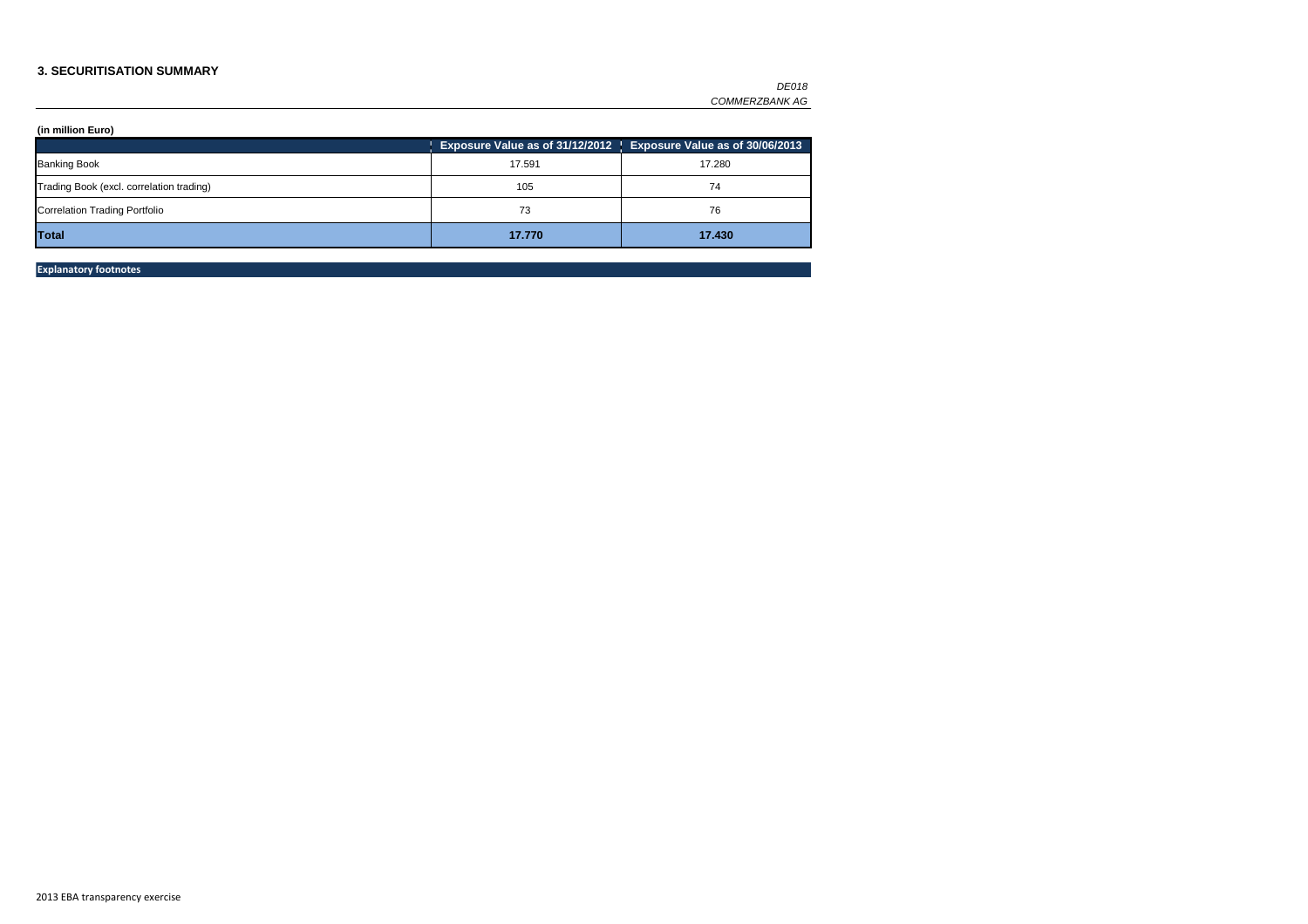## 3. SECURITISATION SUMMARY

*DE018*
*COMMERZBANK AG*

**(in million Euro)**

| | Exposure Value as of 31/12/2012 | Exposure Value as of 30/06/2013 |
|---|---|---|
| Banking Book | 17.591 | 17.280 |
| Trading Book (excl. correlation trading) | 105 | 74 |
| Correlation Trading Portfolio | 73 | 76 |
| **Total** | **17.770** | **17.430** |

**Explanatory footnotes**

2013 EBA transparency exercise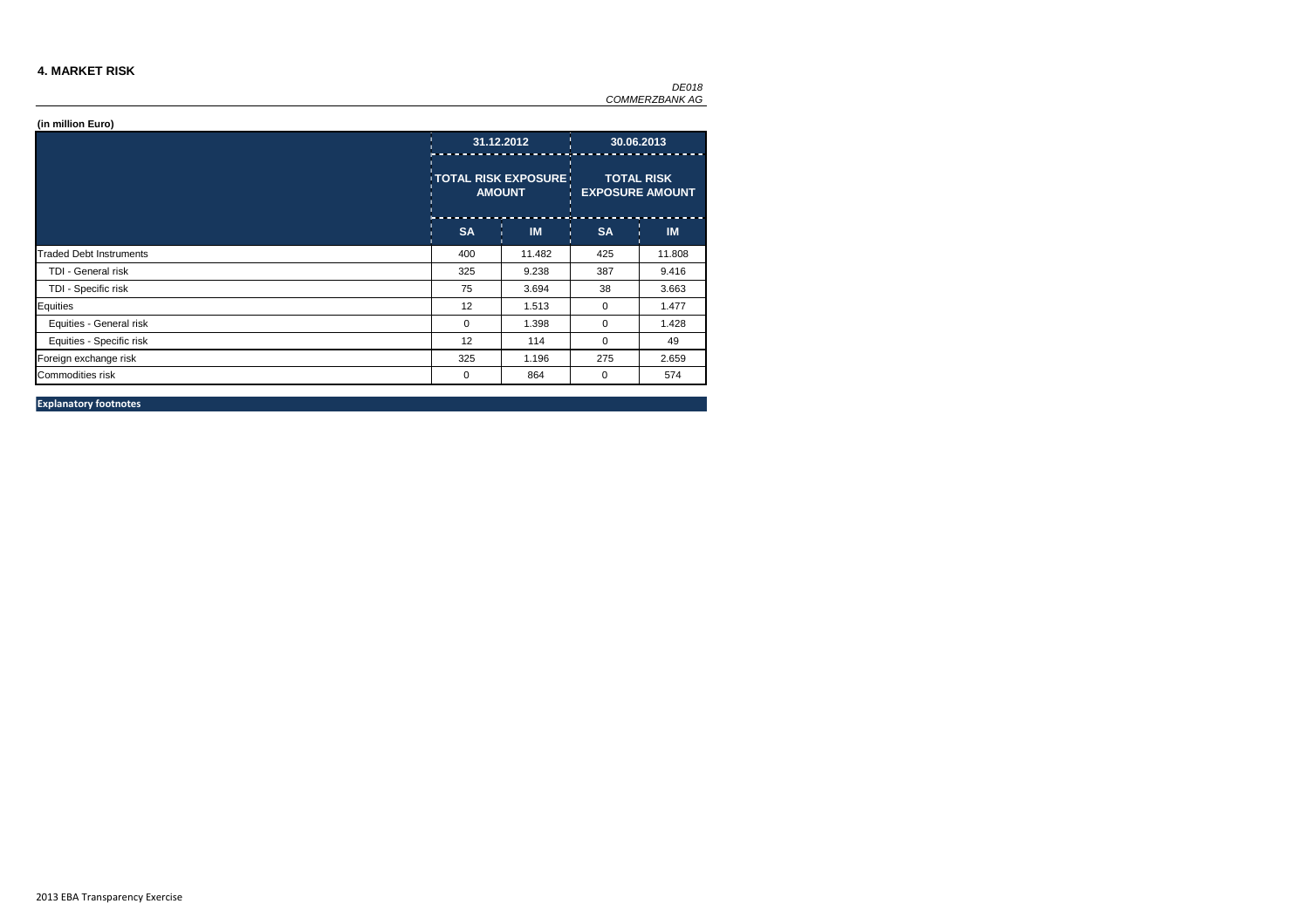## 4. MARKET RISK

*DE018*
*COMMERZBANK AG*

**(in million Euro)**

| | 31.12.2012 | | 30.06.2013 | |
|---|---|---|---|---|
| | TOTAL RISK EXPOSURE AMOUNT | | TOTAL RISK EXPOSURE AMOUNT | |
| | SA | IM | SA | IM |
| Traded Debt Instruments | 400 | 11.482 | 425 | 11.808 |
| TDI - General risk | 325 | 9.238 | 387 | 9.416 |
| TDI - Specific risk | 75 | 3.694 | 38 | 3.663 |
| Equities | 12 | 1.513 | 0 | 1.477 |
| Equities - General risk | 0 | 1.398 | 0 | 1.428 |
| Equities - Specific risk | 12 | 114 | 0 | 49 |
| Foreign exchange risk | 325 | 1.196 | 275 | 2.659 |
| Commodities risk | 0 | 864 | 0 | 574 |

**Explanatory footnotes**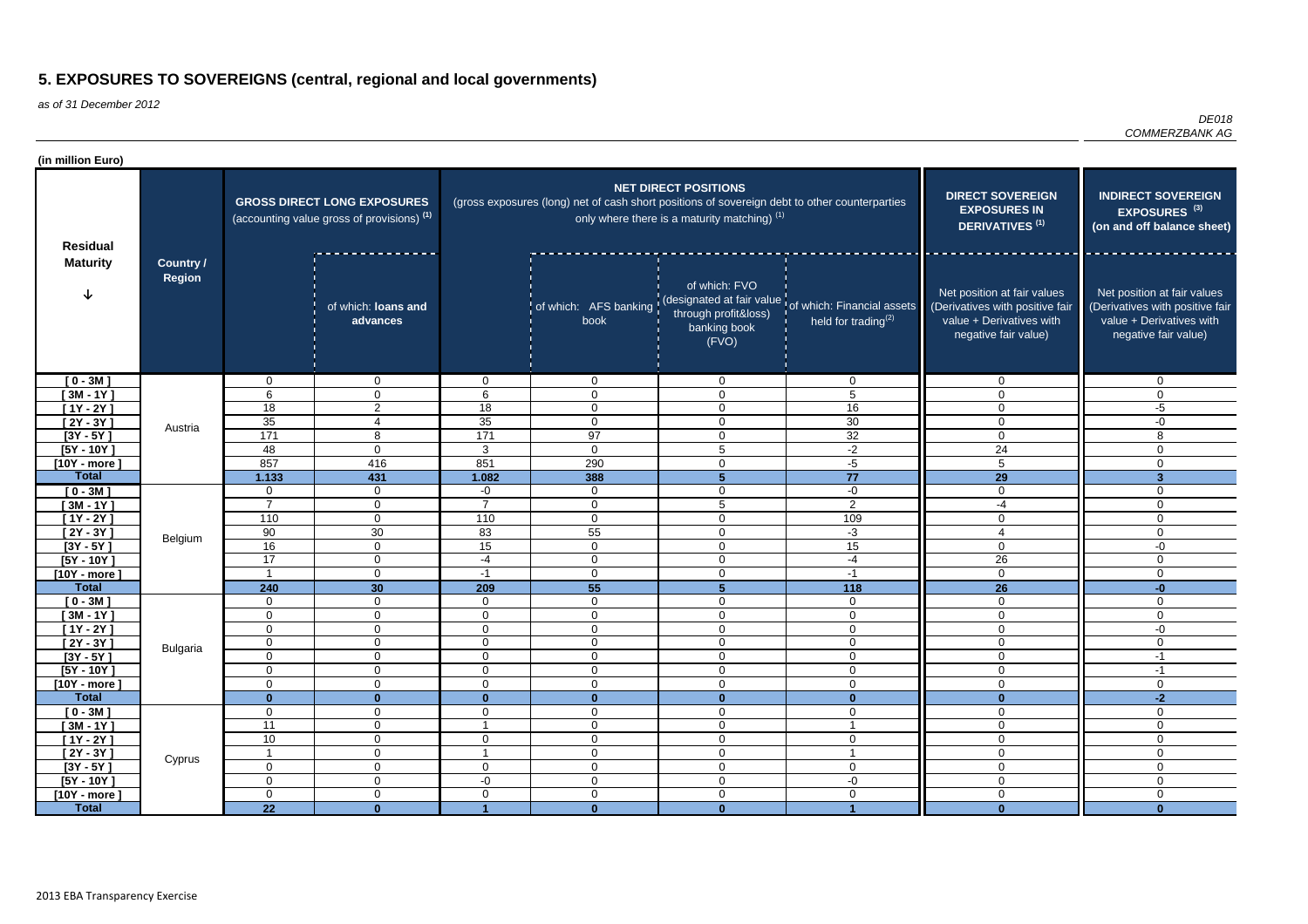# 5. EXPOSURES TO SOVEREIGNS (central, regional and local governments)

*as of 31 December 2012*

*DE018*
*COMMERZBANK AG*

**(in million Euro)**

| Residual Maturity | Country / Region | GROSS DIRECT LONG EXPOSURES (accounting value gross of provisions) [1] | | NET DIRECT POSITIONS (gross exposures (long) net of cash short positions of sovereign debt to other counterparties only where there is a maturity matching) [1] | | | | DIRECT SOVEREIGN EXPOSURES IN DERIVATIVES [1] | INDIRECT SOVEREIGN EXPOSURES [3] (on and off balance sheet) |
|---|---|---|---|---|---|---|---|---|---|
| | | | of which: loans and advances | | of which: AFS banking book | of which: FVO (designated at fair value through profit&loss) banking book (FVO) | of which: Financial assets held for trading[2] | Net position at fair values (Derivatives with positive fair value + Derivatives with negative fair value) | Net position at fair values (Derivatives with positive fair value + Derivatives with negative fair value) |
| [ 0 - 3M ] | Austria | 0 | 0 | 0 | 0 | 0 | 0 | 0 | 0 |
| [ 3M - 1Y ] | | 6 | 0 | 6 | 0 | 0 | 5 | 0 | 0 |
| [ 1Y - 2Y ] | | 18 | 2 | 18 | 0 | 0 | 16 | 0 | -5 |
| [ 2Y - 3Y ] | | 35 | 4 | 35 | 0 | 0 | 30 | 0 | -0 |
| [3Y - 5Y ] | | 171 | 8 | 171 | 97 | 0 | 32 | 0 | 8 |
| [5Y - 10Y ] | | 48 | 0 | 3 | 0 | 5 | -2 | 24 | 0 |
| [10Y - more ] | | 857 | 416 | 851 | 290 | 0 | -5 | 5 | 0 |
| **Total** | | **1.133** | **431** | **1.082** | **388** | **5** | **77** | **29** | **3** |
| [ 0 - 3M ] | Belgium | 0 | 0 | -0 | 0 | 0 | -0 | 0 | 0 |
| [ 3M - 1Y ] | | 7 | 0 | 7 | 0 | 5 | 2 | -4 | 0 |
| [ 1Y - 2Y ] | | 110 | 0 | 110 | 0 | 0 | 109 | 0 | 0 |
| [ 2Y - 3Y ] | | 90 | 30 | 83 | 55 | 0 | -3 | 4 | 0 |
| [3Y - 5Y ] | | 16 | 0 | 15 | 0 | 0 | 15 | 0 | -0 |
| [5Y - 10Y ] | | 17 | 0 | -4 | 0 | 0 | -4 | 26 | 0 |
| [10Y - more ] | | 1 | 0 | -1 | 0 | 0 | -1 | 0 | 0 |
| **Total** | | **240** | **30** | **209** | **55** | **5** | **118** | **26** | **-0** |
| [ 0 - 3M ] | Bulgaria | 0 | 0 | 0 | 0 | 0 | 0 | 0 | 0 |
| [ 3M - 1Y ] | | 0 | 0 | 0 | 0 | 0 | 0 | 0 | 0 |
| [ 1Y - 2Y ] | | 0 | 0 | 0 | 0 | 0 | 0 | 0 | -0 |
| [ 2Y - 3Y ] | | 0 | 0 | 0 | 0 | 0 | 0 | 0 | 0 |
| [3Y - 5Y ] | | 0 | 0 | 0 | 0 | 0 | 0 | 0 | -1 |
| [5Y - 10Y ] | | 0 | 0 | 0 | 0 | 0 | 0 | 0 | -1 |
| [10Y - more ] | | 0 | 0 | 0 | 0 | 0 | 0 | 0 | 0 |
| **Total** | | **0** | **0** | **0** | **0** | **0** | **0** | **0** | **-2** |
| [ 0 - 3M ] | Cyprus | 0 | 0 | 0 | 0 | 0 | 0 | 0 | 0 |
| [ 3M - 1Y ] | | 11 | 0 | 1 | 0 | 0 | 1 | 0 | 0 |
| [ 1Y - 2Y ] | | 10 | 0 | 0 | 0 | 0 | 0 | 0 | 0 |
| [ 2Y - 3Y ] | | 1 | 0 | 1 | 0 | 0 | 1 | 0 | 0 |
| [3Y - 5Y ] | | 0 | 0 | 0 | 0 | 0 | 0 | 0 | 0 |
| [5Y - 10Y ] | | 0 | 0 | -0 | 0 | 0 | -0 | 0 | 0 |
| [10Y - more ] | | 0 | 0 | 0 | 0 | 0 | 0 | 0 | 0 |
| **Total** | | **22** | **0** | **1** | **0** | **0** | **1** | **0** | **0** |

2013 EBA Transparency Exercise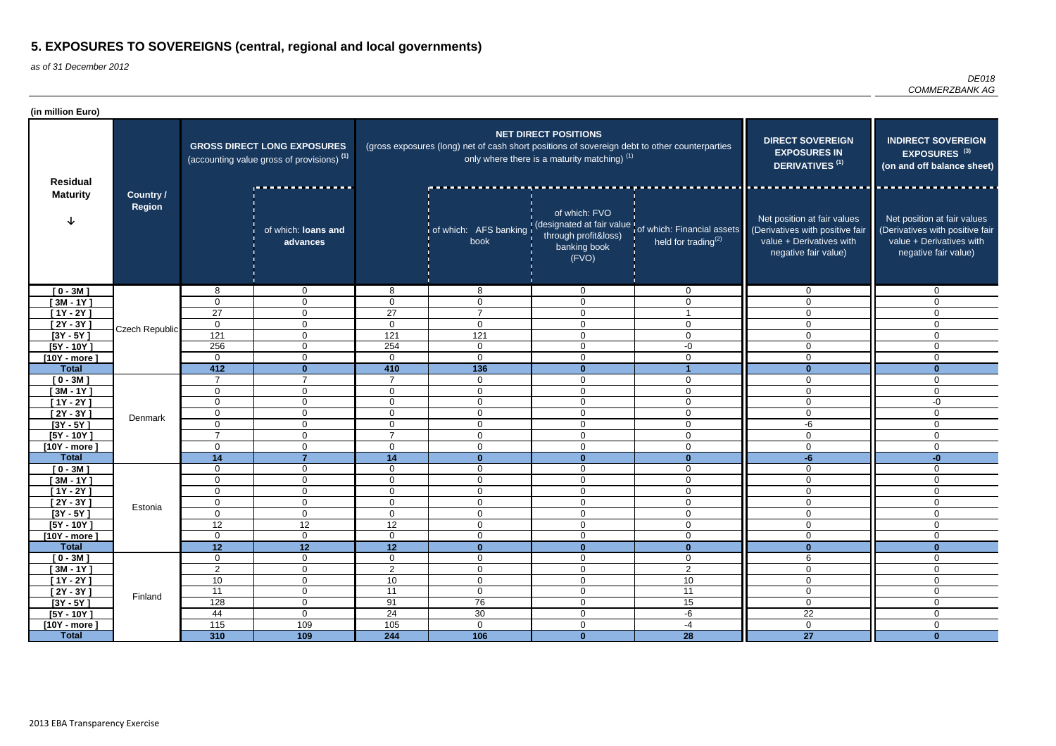# 5. EXPOSURES TO SOVEREIGNS (central, regional and local governments)

*as of 31 December 2012*

*DE018*
*COMMERZBANK AG*

**(in million Euro)**

| Residual Maturity | Country / Region | GROSS DIRECT LONG EXPOSURES (accounting value gross of provisions) (1) | | NET DIRECT POSITIONS (gross exposures (long) net of cash short positions of sovereign debt to other counterparties only where there is a maturity matching) (1) | | | | DIRECT SOVEREIGN EXPOSURES IN DERIVATIVES (1) | INDIRECT SOVEREIGN EXPOSURES (3) (on and off balance sheet) |
|---|---|---|---|---|---|---|---|---|---|
| | | | of which: loans and advances | | of which: AFS banking book | of which: FVO (designated at fair value through profit&loss) banking book (FVO) | of which: Financial assets held for trading(2) | Net position at fair values (Derivatives with positive fair value + Derivatives with negative fair value) | Net position at fair values (Derivatives with positive fair value + Derivatives with negative fair value) |
| [ 0 - 3M ] | Czech Republic | 8 | 0 | 8 | 8 | 0 | 0 | 0 | 0 |
| [ 3M - 1Y ] | | 0 | 0 | 0 | 0 | 0 | 0 | 0 | 0 |
| [ 1Y - 2Y ] | | 27 | 0 | 27 | 7 | 0 | 1 | 0 | 0 |
| [ 2Y - 3Y ] | | 0 | 0 | 0 | 0 | 0 | 0 | 0 | 0 |
| [3Y - 5Y ] | | 121 | 0 | 121 | 121 | 0 | 0 | 0 | 0 |
| [5Y - 10Y ] | | 256 | 0 | 254 | 0 | 0 | -0 | 0 | 0 |
| [10Y - more ] | | 0 | 0 | 0 | 0 | 0 | 0 | 0 | 0 |
| **Total** | | **412** | **0** | **410** | **136** | **0** | **1** | **0** | **0** |
| [ 0 - 3M ] | Denmark | 7 | 7 | 7 | 0 | 0 | 0 | 0 | 0 |
| [ 3M - 1Y ] | | 0 | 0 | 0 | 0 | 0 | 0 | 0 | 0 |
| [ 1Y - 2Y ] | | 0 | 0 | 0 | 0 | 0 | 0 | 0 | -0 |
| [ 2Y - 3Y ] | | 0 | 0 | 0 | 0 | 0 | 0 | 0 | 0 |
| [3Y - 5Y ] | | 0 | 0 | 0 | 0 | 0 | 0 | -6 | 0 |
| [5Y - 10Y ] | | 7 | 0 | 7 | 0 | 0 | 0 | 0 | 0 |
| [10Y - more ] | | 0 | 0 | 0 | 0 | 0 | 0 | 0 | 0 |
| **Total** | | **14** | **7** | **14** | **0** | **0** | **0** | **-6** | **-0** |
| [ 0 - 3M ] | Estonia | 0 | 0 | 0 | 0 | 0 | 0 | 0 | 0 |
| [ 3M - 1Y ] | | 0 | 0 | 0 | 0 | 0 | 0 | 0 | 0 |
| [ 1Y - 2Y ] | | 0 | 0 | 0 | 0 | 0 | 0 | 0 | 0 |
| [ 2Y - 3Y ] | | 0 | 0 | 0 | 0 | 0 | 0 | 0 | 0 |
| [3Y - 5Y ] | | 0 | 0 | 0 | 0 | 0 | 0 | 0 | 0 |
| [5Y - 10Y ] | | 12 | 12 | 12 | 0 | 0 | 0 | 0 | 0 |
| [10Y - more ] | | 0 | 0 | 0 | 0 | 0 | 0 | 0 | 0 |
| **Total** | | **12** | **12** | **12** | **0** | **0** | **0** | **0** | **0** |
| [ 0 - 3M ] | Finland | 0 | 0 | 0 | 0 | 0 | 0 | 6 | 0 |
| [ 3M - 1Y ] | | 2 | 0 | 2 | 0 | 0 | 2 | 0 | 0 |
| [ 1Y - 2Y ] | | 10 | 0 | 10 | 0 | 0 | 10 | 0 | 0 |
| [ 2Y - 3Y ] | | 11 | 0 | 11 | 0 | 0 | 11 | 0 | 0 |
| [3Y - 5Y ] | | 128 | 0 | 91 | 76 | 0 | 15 | 0 | 0 |
| [5Y - 10Y ] | | 44 | 0 | 24 | 30 | 0 | -6 | 22 | 0 |
| [10Y - more ] | | 115 | 109 | 105 | 0 | 0 | -4 | 0 | 0 |
| **Total** | | **310** | **109** | **244** | **106** | **0** | **28** | **27** | **0** |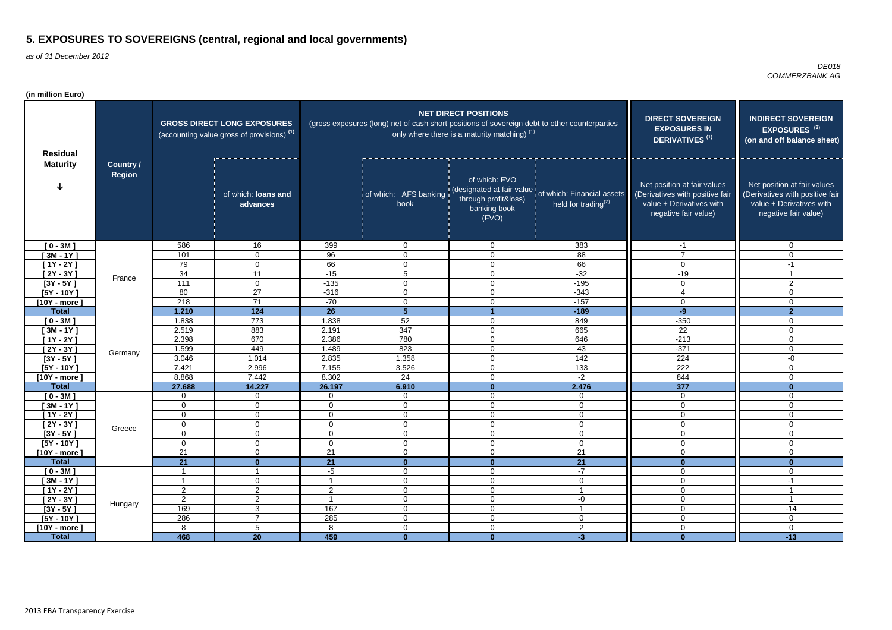# 5. EXPOSURES TO SOVEREIGNS (central, regional and local governments)

*as of 31 December 2012*

*DE018*
*COMMERZBANK AG*

**(in million Euro)**

| Residual Maturity | Country / Region | GROSS DIRECT LONG EXPOSURES (accounting value gross of provisions) (1) | | NET DIRECT POSITIONS (gross exposures (long) net of cash short positions of sovereign debt to other counterparties only where there is a maturity matching) (1) | | | | DIRECT SOVEREIGN EXPOSURES IN DERIVATIVES (1) | INDIRECT SOVEREIGN EXPOSURES (3) (on and off balance sheet) |
|---|---|---|---|---|---|---|---|---|---|
| | | | of which: loans and advances | | of which: AFS banking book | of which: FVO (designated at fair value through profit&loss) banking book (FVO) | of which: Financial assets held for trading(2) | Net position at fair values (Derivatives with positive fair value + Derivatives with negative fair value) | Net position at fair values (Derivatives with positive fair value + Derivatives with negative fair value) |
| [ 0 - 3M ] | France | 586 | 16 | 399 | 0 | 0 | 383 | -1 | 0 |
| [ 3M - 1Y ] | | 101 | 0 | 96 | 0 | 0 | 88 | 7 | 0 |
| [ 1Y - 2Y ] | | 79 | 0 | 66 | 0 | 0 | 66 | 0 | -1 |
| [ 2Y - 3Y ] | | 34 | 11 | -15 | 5 | 0 | -32 | -19 | 1 |
| [3Y - 5Y ] | | 111 | 0 | -135 | 0 | 0 | -195 | 0 | 2 |
| [5Y - 10Y ] | | 80 | 27 | -316 | 0 | 0 | -343 | 4 | 0 |
| [10Y - more ] | | 218 | 71 | -70 | 0 | 0 | -157 | 0 | 0 |
| **Total** | | **1.210** | **124** | **26** | **5** | **1** | **-189** | **-9** | **2** |
| [ 0 - 3M ] | Germany | 1.838 | 773 | 1.838 | 52 | 0 | 849 | -350 | 0 |
| [ 3M - 1Y ] | | 2.519 | 883 | 2.191 | 347 | 0 | 665 | 22 | 0 |
| [ 1Y - 2Y ] | | 2.398 | 670 | 2.386 | 780 | 0 | 646 | -213 | 0 |
| [ 2Y - 3Y ] | | 1.599 | 449 | 1.489 | 823 | 0 | 43 | -371 | 0 |
| [3Y - 5Y ] | | 3.046 | 1.014 | 2.835 | 1.358 | 0 | 142 | 224 | -0 |
| [5Y - 10Y ] | | 7.421 | 2.996 | 7.155 | 3.526 | 0 | 133 | 222 | 0 |
| [10Y - more ] | | 8.868 | 7.442 | 8.302 | 24 | 0 | -2 | 844 | 0 |
| **Total** | | **27.688** | **14.227** | **26.197** | **6.910** | **0** | **2.476** | **377** | **0** |
| [ 0 - 3M ] | Greece | 0 | 0 | 0 | 0 | 0 | 0 | 0 | 0 |
| [ 3M - 1Y ] | | 0 | 0 | 0 | 0 | 0 | 0 | 0 | 0 |
| [ 1Y - 2Y ] | | 0 | 0 | 0 | 0 | 0 | 0 | 0 | 0 |
| [ 2Y - 3Y ] | | 0 | 0 | 0 | 0 | 0 | 0 | 0 | 0 |
| [3Y - 5Y ] | | 0 | 0 | 0 | 0 | 0 | 0 | 0 | 0 |
| [5Y - 10Y ] | | 0 | 0 | 0 | 0 | 0 | 0 | 0 | 0 |
| [10Y - more ] | | 21 | 0 | 21 | 0 | 0 | 21 | 0 | 0 |
| **Total** | | **21** | **0** | **21** | **0** | **0** | **21** | **0** | **0** |
| [ 0 - 3M ] | Hungary | 1 | 1 | -5 | 0 | 0 | -7 | 0 | 0 |
| [ 3M - 1Y ] | | 1 | 0 | 1 | 0 | 0 | 0 | 0 | -1 |
| [ 1Y - 2Y ] | | 2 | 2 | 2 | 0 | 0 | 1 | 0 | 1 |
| [ 2Y - 3Y ] | | 2 | 2 | 1 | 0 | 0 | -0 | 0 | 1 |
| [3Y - 5Y ] | | 169 | 3 | 167 | 0 | 0 | 1 | 0 | -14 |
| [5Y - 10Y ] | | 286 | 7 | 285 | 0 | 0 | 0 | 0 | 0 |
| [10Y - more ] | | 8 | 5 | 8 | 0 | 0 | 2 | 0 | 0 |
| **Total** | | **468** | **20** | **459** | **0** | **0** | **-3** | **0** | **-13** |

2013 EBA Transparency Exercise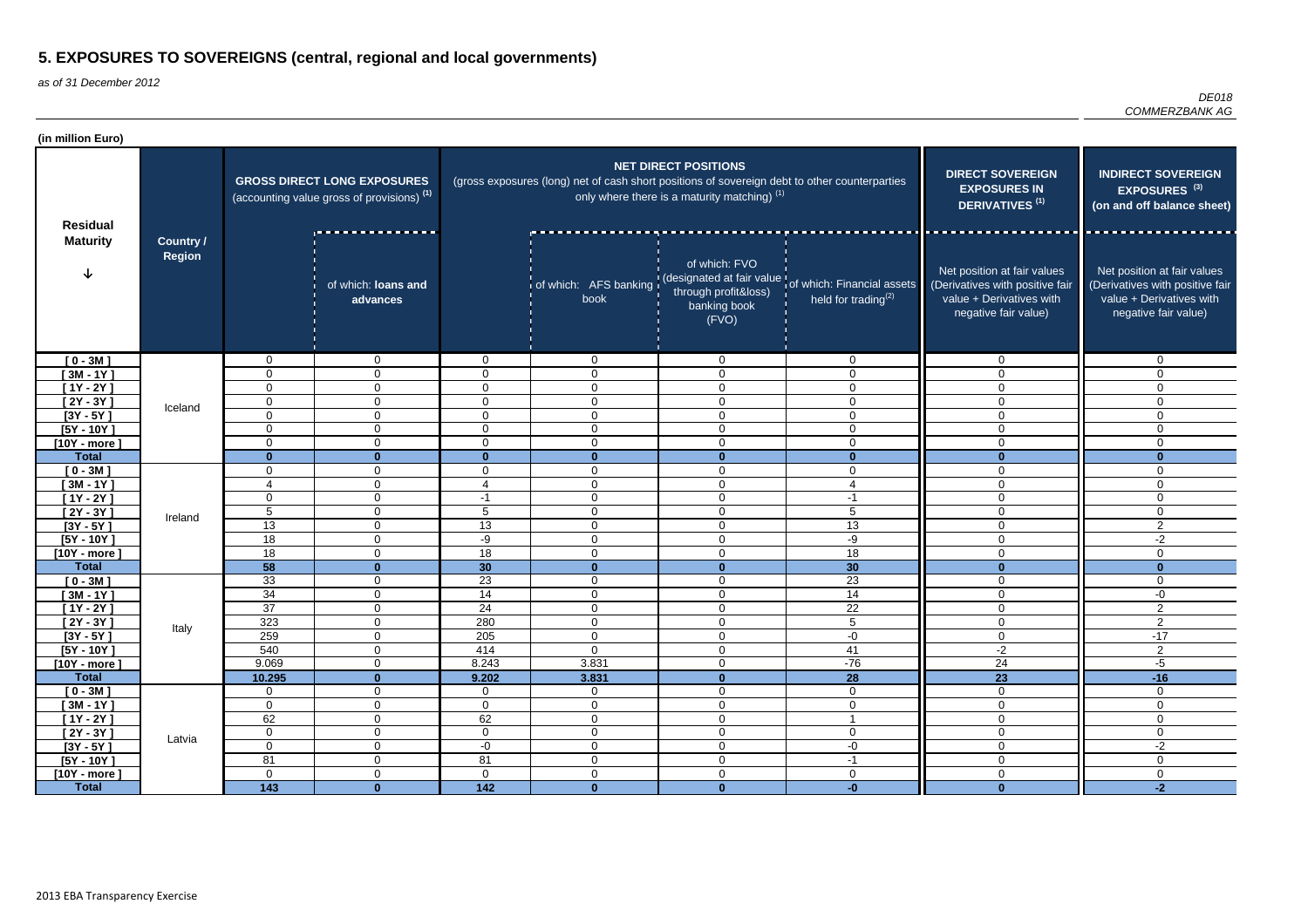# 5. EXPOSURES TO SOVEREIGNS (central, regional and local governments)

*as of 31 December 2012*

*DE018*
*COMMERZBANK AG*

**(in million Euro)**

| Residual Maturity | Country / Region | GROSS DIRECT LONG EXPOSURES (accounting value gross of provisions) (1) | | NET DIRECT POSITIONS (gross exposures (long) net of cash short positions of sovereign debt to other counterparties only where there is a maturity matching) (1) | | | | DIRECT SOVEREIGN EXPOSURES IN DERIVATIVES (1) | INDIRECT SOVEREIGN EXPOSURES (3) (on and off balance sheet) |
|---|---|---|---|---|---|---|---|---|---|
| | | | of which: loans and advances | | of which: AFS banking book | of which: FVO (designated at fair value through profit&loss) banking book (FVO) | of which: Financial assets held for trading(2) | Net position at fair values (Derivatives with positive fair value + Derivatives with negative fair value) | Net position at fair values (Derivatives with positive fair value + Derivatives with negative fair value) |
| [ 0 - 3M ] | Iceland | 0 | 0 | 0 | 0 | 0 | 0 | 0 | 0 |
| [ 3M - 1Y ] | | 0 | 0 | 0 | 0 | 0 | 0 | 0 | 0 |
| [ 1Y - 2Y ] | | 0 | 0 | 0 | 0 | 0 | 0 | 0 | 0 |
| [ 2Y - 3Y ] | | 0 | 0 | 0 | 0 | 0 | 0 | 0 | 0 |
| [3Y - 5Y ] | | 0 | 0 | 0 | 0 | 0 | 0 | 0 | 0 |
| [5Y - 10Y ] | | 0 | 0 | 0 | 0 | 0 | 0 | 0 | 0 |
| [10Y - more ] | | 0 | 0 | 0 | 0 | 0 | 0 | 0 | 0 |
| **Total** | | **0** | **0** | **0** | **0** | **0** | **0** | **0** | **0** |
| [ 0 - 3M ] | Ireland | 0 | 0 | 0 | 0 | 0 | 0 | 0 | 0 |
| [ 3M - 1Y ] | | 4 | 0 | 4 | 0 | 0 | 4 | 0 | 0 |
| [ 1Y - 2Y ] | | 0 | 0 | -1 | 0 | 0 | -1 | 0 | 0 |
| [ 2Y - 3Y ] | | 5 | 0 | 5 | 0 | 0 | 5 | 0 | 0 |
| [3Y - 5Y ] | | 13 | 0 | 13 | 0 | 0 | 13 | 0 | 2 |
| [5Y - 10Y ] | | 18 | 0 | -9 | 0 | 0 | -9 | 0 | -2 |
| [10Y - more ] | | 18 | 0 | 18 | 0 | 0 | 18 | 0 | 0 |
| **Total** | | **58** | **0** | **30** | **0** | **0** | **30** | **0** | **0** |
| [ 0 - 3M ] | Italy | 33 | 0 | 23 | 0 | 0 | 23 | 0 | 0 |
| [ 3M - 1Y ] | | 34 | 0 | 14 | 0 | 0 | 14 | 0 | -0 |
| [ 1Y - 2Y ] | | 37 | 0 | 24 | 0 | 0 | 22 | 0 | 2 |
| [ 2Y - 3Y ] | | 323 | 0 | 280 | 0 | 0 | 5 | 0 | 2 |
| [3Y - 5Y ] | | 259 | 0 | 205 | 0 | 0 | -0 | 0 | -17 |
| [5Y - 10Y ] | | 540 | 0 | 414 | 0 | 0 | 41 | -2 | 2 |
| [10Y - more ] | | 9.069 | 0 | 8.243 | 3.831 | 0 | -76 | 24 | -5 |
| **Total** | | **10.295** | **0** | **9.202** | **3.831** | **0** | **28** | **23** | **-16** |
| [ 0 - 3M ] | Latvia | 0 | 0 | 0 | 0 | 0 | 0 | 0 | 0 |
| [ 3M - 1Y ] | | 0 | 0 | 0 | 0 | 0 | 0 | 0 | 0 |
| [ 1Y - 2Y ] | | 62 | 0 | 62 | 0 | 0 | 1 | 0 | 0 |
| [ 2Y - 3Y ] | | 0 | 0 | 0 | 0 | 0 | 0 | 0 | 0 |
| [3Y - 5Y ] | | 0 | 0 | -0 | 0 | 0 | -0 | 0 | -2 |
| [5Y - 10Y ] | | 81 | 0 | 81 | 0 | 0 | -1 | 0 | 0 |
| [10Y - more ] | | 0 | 0 | 0 | 0 | 0 | 0 | 0 | 0 |
| **Total** | | **143** | **0** | **142** | **0** | **0** | **-0** | **0** | **-2** |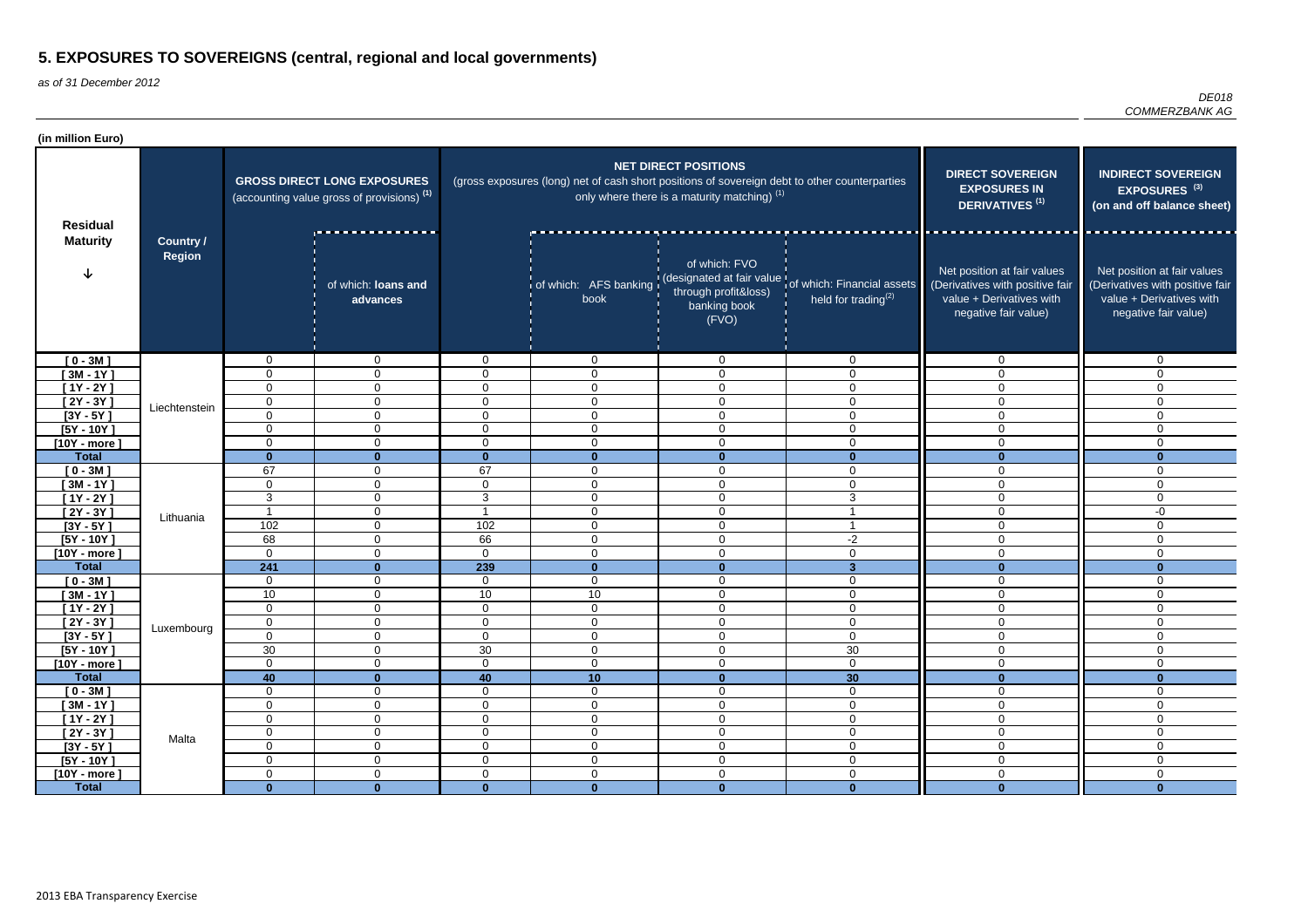# 5. EXPOSURES TO SOVEREIGNS (central, regional and local governments)

*as of 31 December 2012*

*DE018*
*COMMERZBANK AG*

**(in million Euro)**

| Residual Maturity | Country / Region | GROSS DIRECT LONG EXPOSURES (accounting value gross of provisions) (1) | | NET DIRECT POSITIONS (gross exposures (long) net of cash short positions of sovereign debt to other counterparties only where there is a maturity matching) (1) | | | | DIRECT SOVEREIGN EXPOSURES IN DERIVATIVES (1) | INDIRECT SOVEREIGN EXPOSURES (3) (on and off balance sheet) |
|---|---|---|---|---|---|---|---|---|---|
| | | | of which: loans and advances | | of which: AFS banking book | of which: FVO (designated at fair value through profit&loss) banking book (FVO) | of which: Financial assets held for trading(2) | Net position at fair values (Derivatives with positive fair value + Derivatives with negative fair value) | Net position at fair values (Derivatives with positive fair value + Derivatives with negative fair value) |
| [ 0 - 3M ] | Liechtenstein | 0 | 0 | 0 | 0 | 0 | 0 | 0 | 0 |
| [ 3M - 1Y ] | | 0 | 0 | 0 | 0 | 0 | 0 | 0 | 0 |
| [ 1Y - 2Y ] | | 0 | 0 | 0 | 0 | 0 | 0 | 0 | 0 |
| [ 2Y - 3Y ] | | 0 | 0 | 0 | 0 | 0 | 0 | 0 | 0 |
| [3Y - 5Y ] | | 0 | 0 | 0 | 0 | 0 | 0 | 0 | 0 |
| [5Y - 10Y ] | | 0 | 0 | 0 | 0 | 0 | 0 | 0 | 0 |
| [10Y - more ] | | 0 | 0 | 0 | 0 | 0 | 0 | 0 | 0 |
| **Total** | | **0** | **0** | **0** | **0** | **0** | **0** | **0** | **0** |
| [ 0 - 3M ] | Lithuania | 67 | 0 | 67 | 0 | 0 | 0 | 0 | 0 |
| [ 3M - 1Y ] | | 0 | 0 | 0 | 0 | 0 | 0 | 0 | 0 |
| [ 1Y - 2Y ] | | 3 | 0 | 3 | 0 | 0 | 3 | 0 | 0 |
| [ 2Y - 3Y ] | | 1 | 0 | 1 | 0 | 0 | 1 | 0 | -0 |
| [3Y - 5Y ] | | 102 | 0 | 102 | 0 | 0 | 1 | 0 | 0 |
| [5Y - 10Y ] | | 68 | 0 | 66 | 0 | 0 | -2 | 0 | 0 |
| [10Y - more ] | | 0 | 0 | 0 | 0 | 0 | 0 | 0 | 0 |
| **Total** | | **241** | **0** | **239** | **0** | **0** | **3** | **0** | **0** |
| [ 0 - 3M ] | Luxembourg | 0 | 0 | 0 | 0 | 0 | 0 | 0 | 0 |
| [ 3M - 1Y ] | | 10 | 0 | 10 | 10 | 0 | 0 | 0 | 0 |
| [ 1Y - 2Y ] | | 0 | 0 | 0 | 0 | 0 | 0 | 0 | 0 |
| [ 2Y - 3Y ] | | 0 | 0 | 0 | 0 | 0 | 0 | 0 | 0 |
| [3Y - 5Y ] | | 0 | 0 | 0 | 0 | 0 | 0 | 0 | 0 |
| [5Y - 10Y ] | | 30 | 0 | 30 | 0 | 0 | 30 | 0 | 0 |
| [10Y - more ] | | 0 | 0 | 0 | 0 | 0 | 0 | 0 | 0 |
| **Total** | | **40** | **0** | **40** | **10** | **0** | **30** | **0** | **0** |
| [ 0 - 3M ] | Malta | 0 | 0 | 0 | 0 | 0 | 0 | 0 | 0 |
| [ 3M - 1Y ] | | 0 | 0 | 0 | 0 | 0 | 0 | 0 | 0 |
| [ 1Y - 2Y ] | | 0 | 0 | 0 | 0 | 0 | 0 | 0 | 0 |
| [ 2Y - 3Y ] | | 0 | 0 | 0 | 0 | 0 | 0 | 0 | 0 |
| [3Y - 5Y ] | | 0 | 0 | 0 | 0 | 0 | 0 | 0 | 0 |
| [5Y - 10Y ] | | 0 | 0 | 0 | 0 | 0 | 0 | 0 | 0 |
| [10Y - more ] | | 0 | 0 | 0 | 0 | 0 | 0 | 0 | 0 |
| **Total** | | **0** | **0** | **0** | **0** | **0** | **0** | **0** | **0** |

2013 EBA Transparency Exercise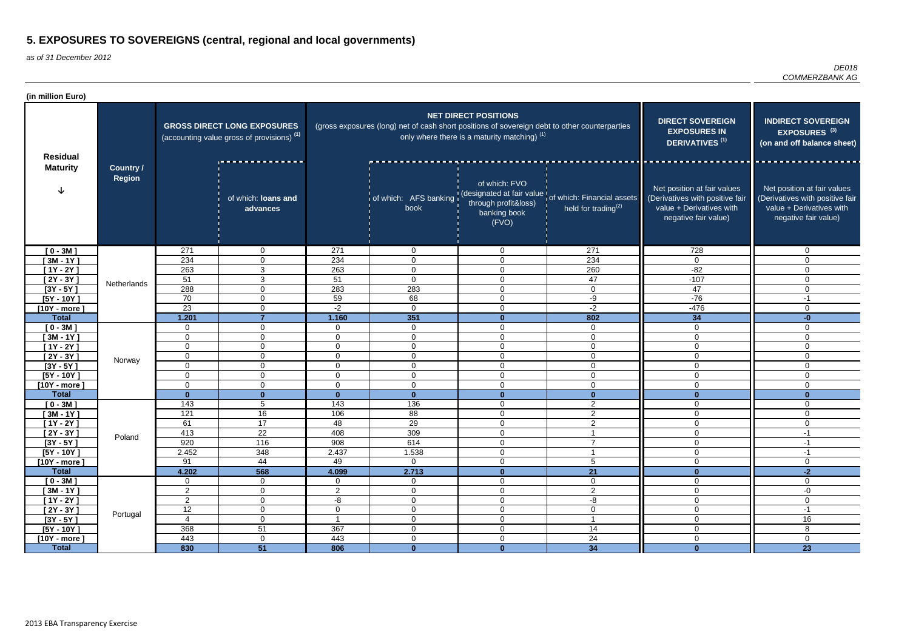# 5. EXPOSURES TO SOVEREIGNS (central, regional and local governments)

*as of 31 December 2012*

*DE018*
*COMMERZBANK AG*

**(in million Euro)**

| Residual Maturity | Country / Region | GROSS DIRECT LONG EXPOSURES (accounting value gross of provisions) [1] | | NET DIRECT POSITIONS (gross exposures (long) net of cash short positions of sovereign debt to other counterparties only where there is a maturity matching) [1] | | | | DIRECT SOVEREIGN EXPOSURES IN DERIVATIVES [1] | INDIRECT SOVEREIGN EXPOSURES [3] (on and off balance sheet) |
|---|---|---|---|---|---|---|---|---|---|
| | | | of which: loans and advances | | of which: AFS banking book | of which: FVO (designated at fair value through profit&loss) banking book (FVO) | of which: Financial assets held for trading[2] | Net position at fair values (Derivatives with positive fair value + Derivatives with negative fair value) | Net position at fair values (Derivatives with positive fair value + Derivatives with negative fair value) |
| [ 0 - 3M ] | Netherlands | 271 | 0 | 271 | 0 | 0 | 271 | 728 | 0 |
| [ 3M - 1Y ] | | 234 | 0 | 234 | 0 | 0 | 234 | 0 | 0 |
| [ 1Y - 2Y ] | | 263 | 3 | 263 | 0 | 0 | 260 | -82 | 0 |
| [ 2Y - 3Y ] | | 51 | 3 | 51 | 0 | 0 | 47 | -107 | 0 |
| [3Y - 5Y ] | | 288 | 0 | 283 | 283 | 0 | 0 | 47 | 0 |
| [5Y - 10Y ] | | 70 | 0 | 59 | 68 | 0 | -9 | -76 | -1 |
| [10Y - more ] | | 23 | 0 | -2 | 0 | 0 | -2 | -476 | 0 |
| **Total** | | **1.201** | **7** | **1.160** | **351** | **0** | **802** | **34** | **-0** |
| [ 0 - 3M ] | Norway | 0 | 0 | 0 | 0 | 0 | 0 | 0 | 0 |
| [ 3M - 1Y ] | | 0 | 0 | 0 | 0 | 0 | 0 | 0 | 0 |
| [ 1Y - 2Y ] | | 0 | 0 | 0 | 0 | 0 | 0 | 0 | 0 |
| [ 2Y - 3Y ] | | 0 | 0 | 0 | 0 | 0 | 0 | 0 | 0 |
| [3Y - 5Y ] | | 0 | 0 | 0 | 0 | 0 | 0 | 0 | 0 |
| [5Y - 10Y ] | | 0 | 0 | 0 | 0 | 0 | 0 | 0 | 0 |
| [10Y - more ] | | 0 | 0 | 0 | 0 | 0 | 0 | 0 | 0 |
| **Total** | | **0** | **0** | **0** | **0** | **0** | **0** | **0** | **0** |
| [ 0 - 3M ] | Poland | 143 | 5 | 143 | 136 | 0 | 2 | 0 | 0 |
| [ 3M - 1Y ] | | 121 | 16 | 106 | 88 | 0 | 2 | 0 | 0 |
| [ 1Y - 2Y ] | | 61 | 17 | 48 | 29 | 0 | 2 | 0 | 0 |
| [ 2Y - 3Y ] | | 413 | 22 | 408 | 309 | 0 | 1 | 0 | -1 |
| [3Y - 5Y ] | | 920 | 116 | 908 | 614 | 0 | 7 | 0 | -1 |
| [5Y - 10Y ] | | 2.452 | 348 | 2.437 | 1.538 | 0 | 1 | 0 | -1 |
| [10Y - more ] | | 91 | 44 | 49 | 0 | 0 | 5 | 0 | 0 |
| **Total** | | **4.202** | **568** | **4.099** | **2.713** | **0** | **21** | **0** | **-2** |
| [ 0 - 3M ] | Portugal | 0 | 0 | 0 | 0 | 0 | 0 | 0 | 0 |
| [ 3M - 1Y ] | | 2 | 0 | 2 | 0 | 0 | 2 | 0 | -0 |
| [ 1Y - 2Y ] | | 2 | 0 | -8 | 0 | 0 | -8 | 0 | 0 |
| [ 2Y - 3Y ] | | 12 | 0 | 0 | 0 | 0 | 0 | 0 | -1 |
| [3Y - 5Y ] | | 4 | 0 | 1 | 0 | 0 | 1 | 0 | 16 |
| [5Y - 10Y ] | | 368 | 51 | 367 | 0 | 0 | 14 | 0 | 8 |
| [10Y - more ] | | 443 | 0 | 443 | 0 | 0 | 24 | 0 | 0 |
| **Total** | | **830** | **51** | **806** | **0** | **0** | **34** | **0** | **23** |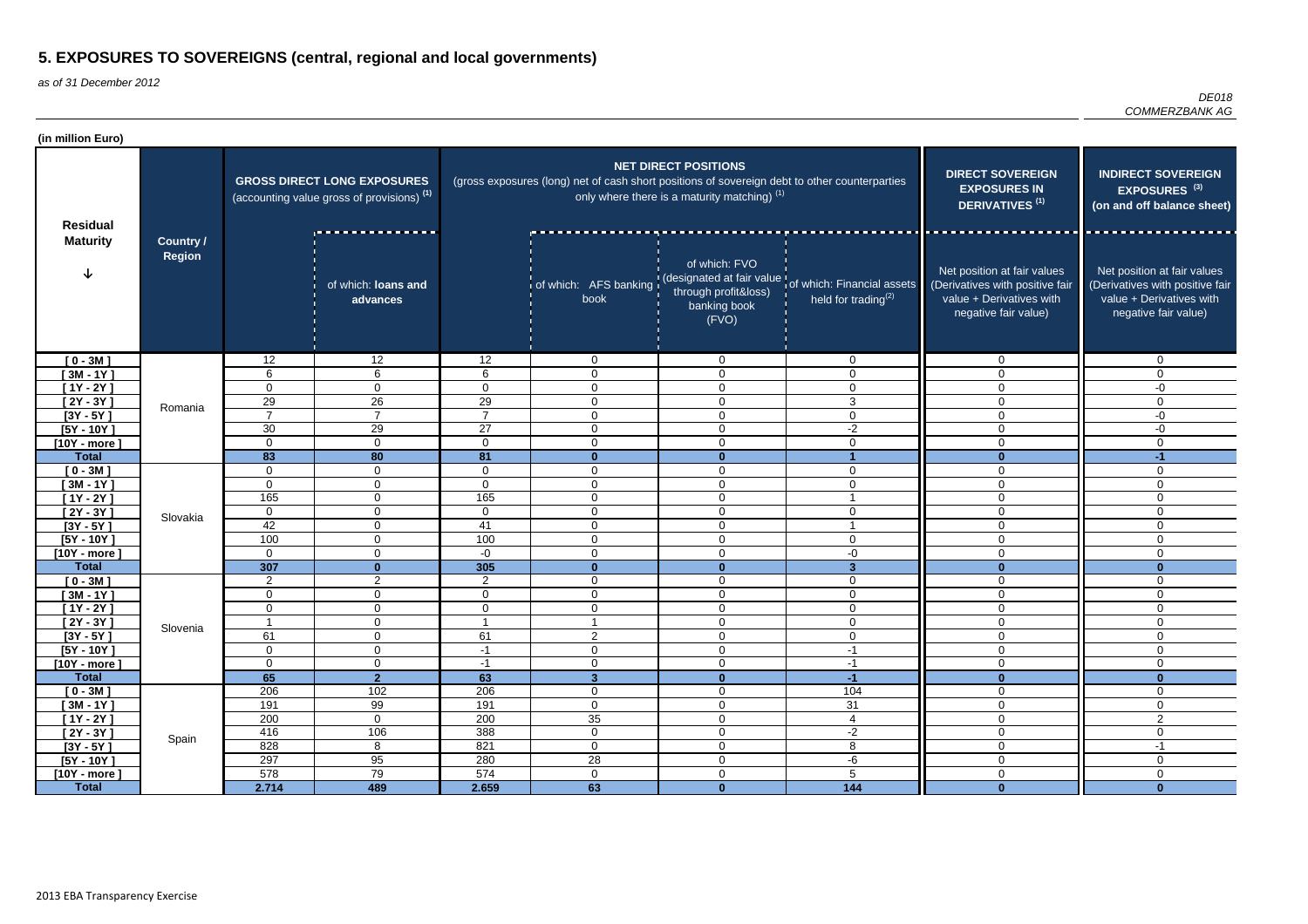# 5. EXPOSURES TO SOVEREIGNS (central, regional and local governments)

*as of 31 December 2012*

*DE018*
*COMMERZBANK AG*

**(in million Euro)**

| Residual Maturity | Country / Region | GROSS DIRECT LONG EXPOSURES (accounting value gross of provisions) (1) | | NET DIRECT POSITIONS (gross exposures (long) net of cash short positions of sovereign debt to other counterparties only where there is a maturity matching) (1) | | | | DIRECT SOVEREIGN EXPOSURES IN DERIVATIVES (1) | INDIRECT SOVEREIGN EXPOSURES (3) (on and off balance sheet) |
|---|---|---|---|---|---|---|---|---|---|
| | | | of which: loans and advances | | of which: AFS banking book | of which: FVO (designated at fair value through profit&loss) banking book (FVO) | of which: Financial assets held for trading(2) | Net position at fair values (Derivatives with positive fair value + Derivatives with negative fair value) | Net position at fair values (Derivatives with positive fair value + Derivatives with negative fair value) |
| [ 0 - 3M ] | Romania | 12 | 12 | 12 | 0 | 0 | 0 | 0 | 0 |
| [ 3M - 1Y ] | | 6 | 6 | 6 | 0 | 0 | 0 | 0 | 0 |
| [ 1Y - 2Y ] | | 0 | 0 | 0 | 0 | 0 | 0 | 0 | -0 |
| [ 2Y - 3Y ] | | 29 | 26 | 29 | 0 | 0 | 3 | 0 | 0 |
| [3Y - 5Y ] | | 7 | 7 | 7 | 0 | 0 | 0 | 0 | -0 |
| [5Y - 10Y ] | | 30 | 29 | 27 | 0 | 0 | -2 | 0 | -0 |
| [10Y - more ] | | 0 | 0 | 0 | 0 | 0 | 0 | 0 | 0 |
| **Total** | | **83** | **80** | **81** | **0** | **0** | **1** | **0** | **-1** |
| [ 0 - 3M ] | Slovakia | 0 | 0 | 0 | 0 | 0 | 0 | 0 | 0 |
| [ 3M - 1Y ] | | 0 | 0 | 0 | 0 | 0 | 0 | 0 | 0 |
| [ 1Y - 2Y ] | | 165 | 0 | 165 | 0 | 0 | 1 | 0 | 0 |
| [ 2Y - 3Y ] | | 0 | 0 | 0 | 0 | 0 | 0 | 0 | 0 |
| [3Y - 5Y ] | | 42 | 0 | 41 | 0 | 0 | 1 | 0 | 0 |
| [5Y - 10Y ] | | 100 | 0 | 100 | 0 | 0 | 0 | 0 | 0 |
| [10Y - more ] | | 0 | 0 | -0 | 0 | 0 | -0 | 0 | 0 |
| **Total** | | **307** | **0** | **305** | **0** | **0** | **3** | **0** | **0** |
| [ 0 - 3M ] | Slovenia | 2 | 2 | 2 | 0 | 0 | 0 | 0 | 0 |
| [ 3M - 1Y ] | | 0 | 0 | 0 | 0 | 0 | 0 | 0 | 0 |
| [ 1Y - 2Y ] | | 0 | 0 | 0 | 0 | 0 | 0 | 0 | 0 |
| [ 2Y - 3Y ] | | 1 | 0 | 1 | 1 | 0 | 0 | 0 | 0 |
| [3Y - 5Y ] | | 61 | 0 | 61 | 2 | 0 | 0 | 0 | 0 |
| [5Y - 10Y ] | | 0 | 0 | -1 | 0 | 0 | -1 | 0 | 0 |
| [10Y - more ] | | 0 | 0 | -1 | 0 | 0 | -1 | 0 | 0 |
| **Total** | | **65** | **2** | **63** | **3** | **0** | **-1** | **0** | **0** |
| [ 0 - 3M ] | Spain | 206 | 102 | 206 | 0 | 0 | 104 | 0 | 0 |
| [ 3M - 1Y ] | | 191 | 99 | 191 | 0 | 0 | 31 | 0 | 0 |
| [ 1Y - 2Y ] | | 200 | 0 | 200 | 35 | 0 | 4 | 0 | 2 |
| [ 2Y - 3Y ] | | 416 | 106 | 388 | 0 | 0 | -2 | 0 | 0 |
| [3Y - 5Y ] | | 828 | 8 | 821 | 0 | 0 | 8 | 0 | -1 |
| [5Y - 10Y ] | | 297 | 95 | 280 | 28 | 0 | -6 | 0 | 0 |
| [10Y - more ] | | 578 | 79 | 574 | 0 | 0 | 5 | 0 | 0 |
| **Total** | | **2.714** | **489** | **2.659** | **63** | **0** | **144** | **0** | **0** |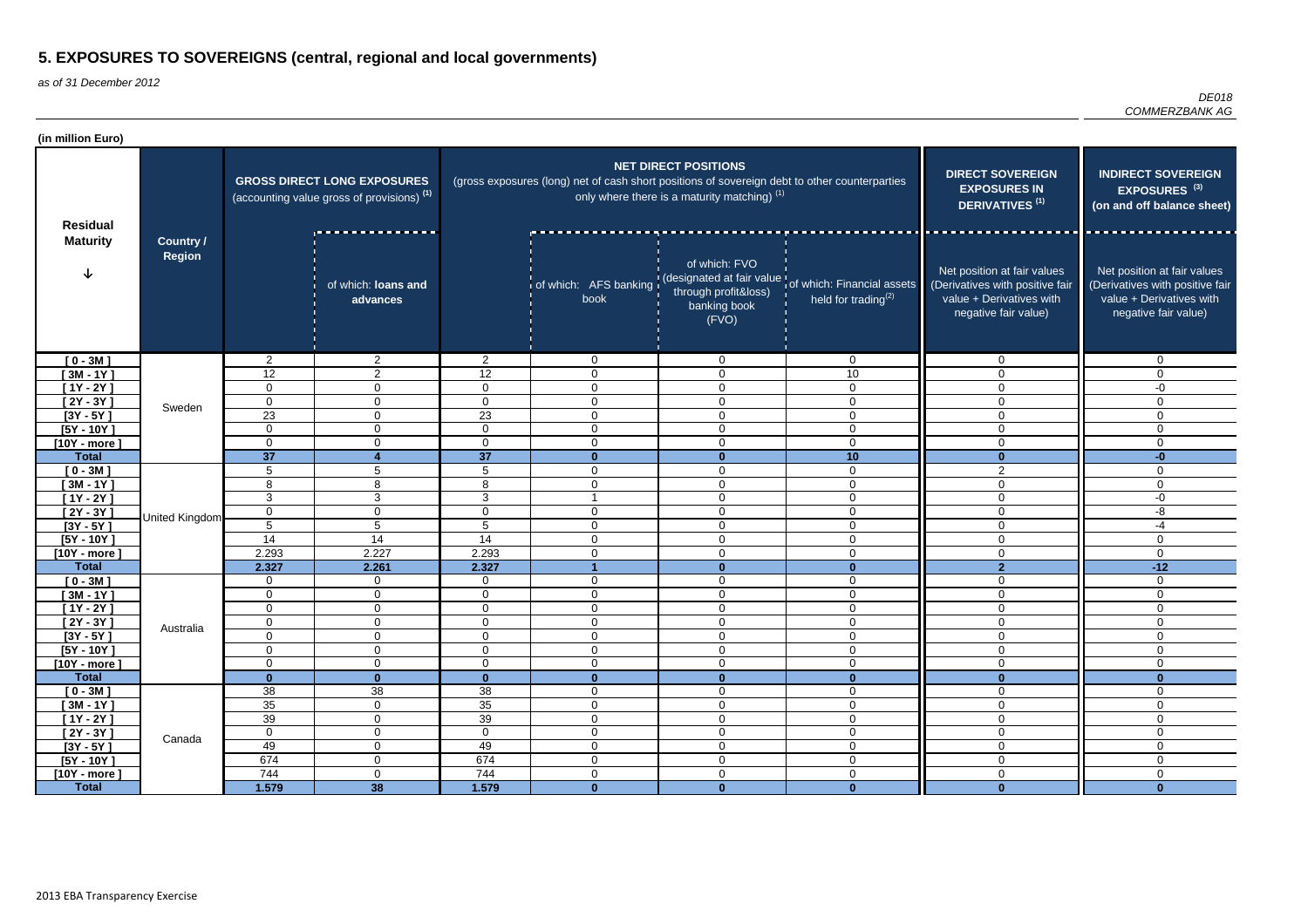# 5. EXPOSURES TO SOVEREIGNS (central, regional and local governments)

*as of 31 December 2012*

*DE018*
*COMMERZBANK AG*

**(in million Euro)**

| Residual Maturity | Country / Region | GROSS DIRECT LONG EXPOSURES (accounting value gross of provisions) (1) | | NET DIRECT POSITIONS (gross exposures (long) net of cash short positions of sovereign debt to other counterparties only where there is a maturity matching) (1) | | | | DIRECT SOVEREIGN EXPOSURES IN DERIVATIVES (1) | INDIRECT SOVEREIGN EXPOSURES (3) (on and off balance sheet) |
|---|---|---|---|---|---|---|---|---|---|
| | | | of which: loans and advances | | of which: AFS banking book | of which: FVO (designated at fair value through profit&loss) banking book (FVO) | of which: Financial assets held for trading(2) | Net position at fair values (Derivatives with positive fair value + Derivatives with negative fair value) | Net position at fair values (Derivatives with positive fair value + Derivatives with negative fair value) |
| [ 0 - 3M ] | Sweden | 2 | 2 | 2 | 0 | 0 | 0 | 0 | 0 |
| [ 3M - 1Y ] | | 12 | 2 | 12 | 0 | 0 | 10 | 0 | 0 |
| [ 1Y - 2Y ] | | 0 | 0 | 0 | 0 | 0 | 0 | 0 | -0 |
| [ 2Y - 3Y ] | | 0 | 0 | 0 | 0 | 0 | 0 | 0 | 0 |
| [3Y - 5Y ] | | 23 | 0 | 23 | 0 | 0 | 0 | 0 | 0 |
| [5Y - 10Y ] | | 0 | 0 | 0 | 0 | 0 | 0 | 0 | 0 |
| [10Y - more ] | | 0 | 0 | 0 | 0 | 0 | 0 | 0 | 0 |
| **Total** | | **37** | **4** | **37** | **0** | **0** | **10** | **0** | **-0** |
| [ 0 - 3M ] | United Kingdom | 5 | 5 | 5 | 0 | 0 | 0 | 2 | 0 |
| [ 3M - 1Y ] | | 8 | 8 | 8 | 0 | 0 | 0 | 0 | 0 |
| [ 1Y - 2Y ] | | 3 | 3 | 3 | 1 | 0 | 0 | 0 | -0 |
| [ 2Y - 3Y ] | | 0 | 0 | 0 | 0 | 0 | 0 | 0 | -8 |
| [3Y - 5Y ] | | 5 | 5 | 5 | 0 | 0 | 0 | 0 | -4 |
| [5Y - 10Y ] | | 14 | 14 | 14 | 0 | 0 | 0 | 0 | 0 |
| [10Y - more ] | | 2.293 | 2.227 | 2.293 | 0 | 0 | 0 | 0 | 0 |
| **Total** | | **2.327** | **2.261** | **2.327** | **1** | **0** | **0** | **2** | **-12** |
| [ 0 - 3M ] | Australia | 0 | 0 | 0 | 0 | 0 | 0 | 0 | 0 |
| [ 3M - 1Y ] | | 0 | 0 | 0 | 0 | 0 | 0 | 0 | 0 |
| [ 1Y - 2Y ] | | 0 | 0 | 0 | 0 | 0 | 0 | 0 | 0 |
| [ 2Y - 3Y ] | | 0 | 0 | 0 | 0 | 0 | 0 | 0 | 0 |
| [3Y - 5Y ] | | 0 | 0 | 0 | 0 | 0 | 0 | 0 | 0 |
| [5Y - 10Y ] | | 0 | 0 | 0 | 0 | 0 | 0 | 0 | 0 |
| [10Y - more ] | | 0 | 0 | 0 | 0 | 0 | 0 | 0 | 0 |
| **Total** | | **0** | **0** | **0** | **0** | **0** | **0** | **0** | **0** |
| [ 0 - 3M ] | Canada | 38 | 38 | 38 | 0 | 0 | 0 | 0 | 0 |
| [ 3M - 1Y ] | | 35 | 0 | 35 | 0 | 0 | 0 | 0 | 0 |
| [ 1Y - 2Y ] | | 39 | 0 | 39 | 0 | 0 | 0 | 0 | 0 |
| [ 2Y - 3Y ] | | 0 | 0 | 0 | 0 | 0 | 0 | 0 | 0 |
| [3Y - 5Y ] | | 49 | 0 | 49 | 0 | 0 | 0 | 0 | 0 |
| [5Y - 10Y ] | | 674 | 0 | 674 | 0 | 0 | 0 | 0 | 0 |
| [10Y - more ] | | 744 | 0 | 744 | 0 | 0 | 0 | 0 | 0 |
| **Total** | | **1.579** | **38** | **1.579** | **0** | **0** | **0** | **0** | **0** |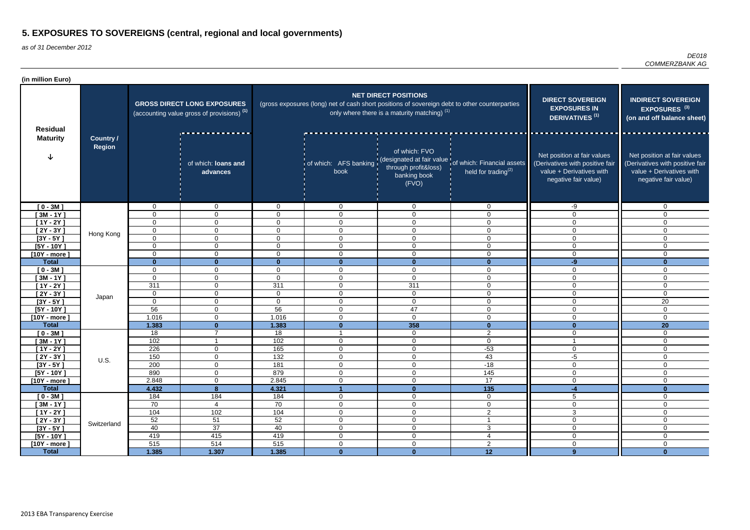# 5. EXPOSURES TO SOVEREIGNS (central, regional and local governments)

*as of 31 December 2012*

*DE018*
*COMMERZBANK AG*

**(in million Euro)**

| Residual Maturity | Country / Region | GROSS DIRECT LONG EXPOSURES (accounting value gross of provisions) [1] | | NET DIRECT POSITIONS (gross exposures (long) net of cash short positions of sovereign debt to other counterparties only where there is a maturity matching) [1] | | | | DIRECT SOVEREIGN EXPOSURES IN DERIVATIVES [1] | INDIRECT SOVEREIGN EXPOSURES [3] (on and off balance sheet) |
|---|---|---|---|---|---|---|---|---|---|
| | | | of which: loans and advances | | of which: AFS banking book | of which: FVO (designated at fair value through profit&loss) banking book (FVO) | of which: Financial assets held for trading[2] | Net position at fair values (Derivatives with positive fair value + Derivatives with negative fair value) | Net position at fair values (Derivatives with positive fair value + Derivatives with negative fair value) |
| [ 0 - 3M ] | Hong Kong | 0 | 0 | 0 | 0 | 0 | 0 | -9 | 0 |
| [ 3M - 1Y ] | | 0 | 0 | 0 | 0 | 0 | 0 | 0 | 0 |
| [ 1Y - 2Y ] | | 0 | 0 | 0 | 0 | 0 | 0 | 0 | 0 |
| [ 2Y - 3Y ] | | 0 | 0 | 0 | 0 | 0 | 0 | 0 | 0 |
| [3Y - 5Y ] | | 0 | 0 | 0 | 0 | 0 | 0 | 0 | 0 |
| [5Y - 10Y ] | | 0 | 0 | 0 | 0 | 0 | 0 | 0 | 0 |
| [10Y - more ] | | 0 | 0 | 0 | 0 | 0 | 0 | 0 | 0 |
| **Total** | | **0** | **0** | **0** | **0** | **0** | **0** | **-9** | **0** |
| [ 0 - 3M ] | Japan | 0 | 0 | 0 | 0 | 0 | 0 | 0 | 0 |
| [ 3M - 1Y ] | | 0 | 0 | 0 | 0 | 0 | 0 | 0 | 0 |
| [ 1Y - 2Y ] | | 311 | 0 | 311 | 0 | 311 | 0 | 0 | 0 |
| [ 2Y - 3Y ] | | 0 | 0 | 0 | 0 | 0 | 0 | 0 | 0 |
| [3Y - 5Y ] | | 0 | 0 | 0 | 0 | 0 | 0 | 0 | 20 |
| [5Y - 10Y ] | | 56 | 0 | 56 | 0 | 47 | 0 | 0 | 0 |
| [10Y - more ] | | 1.016 | 0 | 1.016 | 0 | 0 | 0 | 0 | 0 |
| **Total** | | **1.383** | **0** | **1.383** | **0** | **358** | **0** | **0** | **20** |
| [ 0 - 3M ] | U.S. | 18 | 7 | 18 | 1 | 0 | 2 | 0 | 0 |
| [ 3M - 1Y ] | | 102 | 1 | 102 | 0 | 0 | 0 | 1 | 0 |
| [ 1Y - 2Y ] | | 226 | 0 | 165 | 0 | 0 | -53 | 0 | 0 |
| [ 2Y - 3Y ] | | 150 | 0 | 132 | 0 | 0 | 43 | -5 | 0 |
| [3Y - 5Y ] | | 200 | 0 | 181 | 0 | 0 | -18 | 0 | 0 |
| [5Y - 10Y ] | | 890 | 0 | 879 | 0 | 0 | 145 | 0 | 0 |
| [10Y - more ] | | 2.848 | 0 | 2.845 | 0 | 0 | 17 | 0 | 0 |
| **Total** | | **4.432** | **8** | **4.321** | **1** | **0** | **135** | **-4** | **0** |
| [ 0 - 3M ] | Switzerland | 184 | 184 | 184 | 0 | 0 | 0 | 5 | 0 |
| [ 3M - 1Y ] | | 70 | 4 | 70 | 0 | 0 | 0 | 0 | 0 |
| [ 1Y - 2Y ] | | 104 | 102 | 104 | 0 | 0 | 2 | 3 | 0 |
| [ 2Y - 3Y ] | | 52 | 51 | 52 | 0 | 0 | 1 | 0 | 0 |
| [3Y - 5Y ] | | 40 | 37 | 40 | 0 | 0 | 3 | 0 | 0 |
| [5Y - 10Y ] | | 419 | 415 | 419 | 0 | 0 | 4 | 0 | 0 |
| [10Y - more ] | | 515 | 514 | 515 | 0 | 0 | 2 | 0 | 0 |
| **Total** | | **1.385** | **1.307** | **1.385** | **0** | **0** | **12** | **9** | **0** |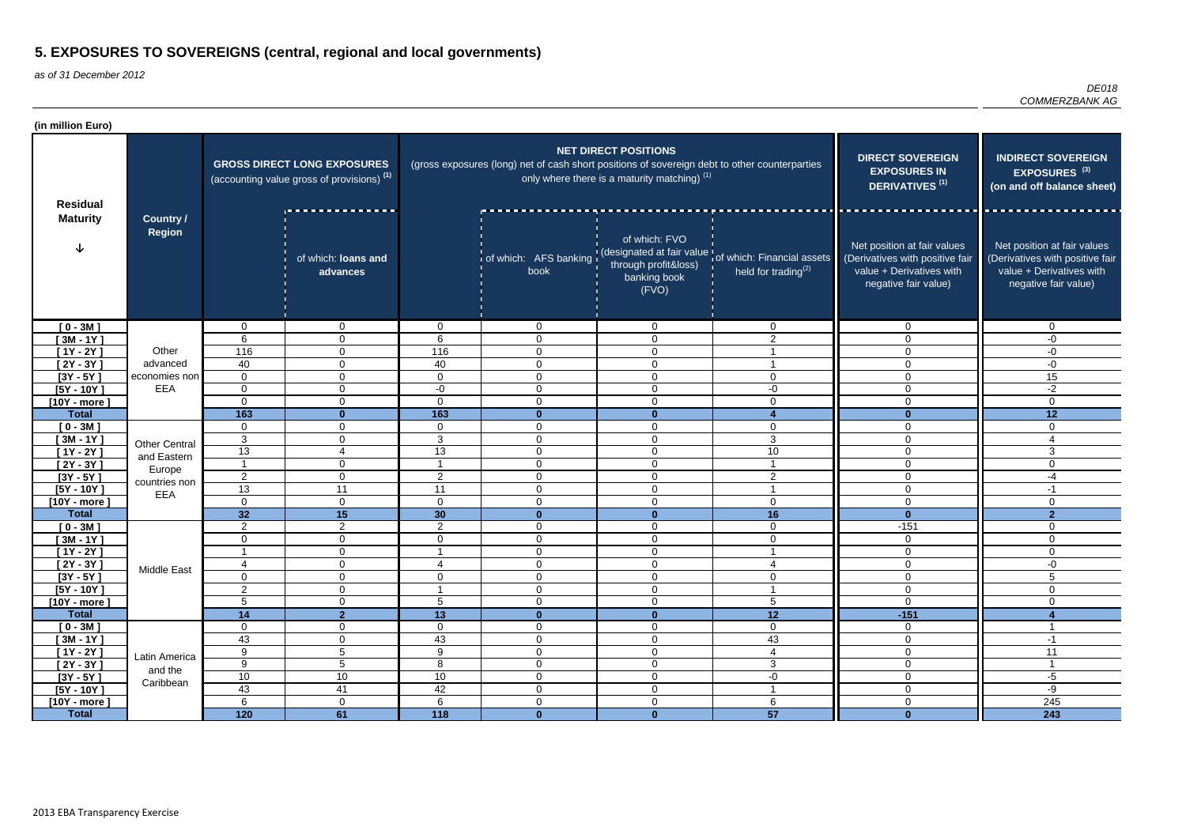# 5. EXPOSURES TO SOVEREIGNS (central, regional and local governments)

*as of 31 December 2012*

*DE018*
*COMMERZBANK AG*

**(in million Euro)**

| Residual Maturity | Country / Region | GROSS DIRECT LONG EXPOSURES (accounting value gross of provisions) [1] | | NET DIRECT POSITIONS (gross exposures (long) net of cash short positions of sovereign debt to other counterparties only where there is a maturity matching) [1] | | | | DIRECT SOVEREIGN EXPOSURES IN DERIVATIVES [1] | INDIRECT SOVEREIGN EXPOSURES [3] (on and off balance sheet) |
|---|---|---|---|---|---|---|---|---|---|
| | | | of which: loans and advances | | of which: AFS banking book | of which: FVO (designated at fair value through profit&loss) banking book (FVO) | of which: Financial assets held for trading[2] | Net position at fair values (Derivatives with positive fair value + Derivatives with negative fair value) | Net position at fair values (Derivatives with positive fair value + Derivatives with negative fair value) |
| [ 0 - 3M ] | Other advanced economies non EEA | 0 | 0 | 0 | 0 | 0 | 0 | 0 | 0 |
| [ 3M - 1Y ] | | 6 | 0 | 6 | 0 | 0 | 2 | 0 | -0 |
| [ 1Y - 2Y ] | | 116 | 0 | 116 | 0 | 0 | 1 | 0 | -0 |
| [ 2Y - 3Y ] | | 40 | 0 | 40 | 0 | 0 | 1 | 0 | -0 |
| [3Y - 5Y ] | | 0 | 0 | 0 | 0 | 0 | 0 | 0 | 15 |
| [5Y - 10Y ] | | 0 | 0 | -0 | 0 | 0 | -0 | 0 | -2 |
| [10Y - more ] | | 0 | 0 | 0 | 0 | 0 | 0 | 0 | 0 |
| **Total** | | **163** | **0** | **163** | **0** | **0** | **4** | **0** | **12** |
| [ 0 - 3M ] | Other Central and Eastern Europe countries non EEA | 0 | 0 | 0 | 0 | 0 | 0 | 0 | 0 |
| [ 3M - 1Y ] | | 3 | 0 | 3 | 0 | 0 | 3 | 0 | 4 |
| [ 1Y - 2Y ] | | 13 | 4 | 13 | 0 | 0 | 10 | 0 | 3 |
| [ 2Y - 3Y ] | | 1 | 0 | 1 | 0 | 0 | 1 | 0 | 0 |
| [3Y - 5Y ] | | 2 | 0 | 2 | 0 | 0 | 2 | 0 | -4 |
| [5Y - 10Y ] | | 13 | 11 | 11 | 0 | 0 | 1 | 0 | -1 |
| [10Y - more ] | | 0 | 0 | 0 | 0 | 0 | 0 | 0 | 0 |
| **Total** | | **32** | **15** | **30** | **0** | **0** | **16** | **0** | **2** |
| [ 0 - 3M ] | Middle East | 2 | 2 | 2 | 0 | 0 | 0 | -151 | 0 |
| [ 3M - 1Y ] | | 0 | 0 | 0 | 0 | 0 | 0 | 0 | 0 |
| [ 1Y - 2Y ] | | 1 | 0 | 1 | 0 | 0 | 1 | 0 | 0 |
| [ 2Y - 3Y ] | | 4 | 0 | 4 | 0 | 0 | 4 | 0 | -0 |
| [3Y - 5Y ] | | 0 | 0 | 0 | 0 | 0 | 0 | 0 | 5 |
| [5Y - 10Y ] | | 2 | 0 | 1 | 0 | 0 | 1 | 0 | 0 |
| [10Y - more ] | | 5 | 0 | 5 | 0 | 0 | 5 | 0 | 0 |
| **Total** | | **14** | **2** | **13** | **0** | **0** | **12** | **-151** | **4** |
| [ 0 - 3M ] | Latin America and the Caribbean | 0 | 0 | 0 | 0 | 0 | 0 | 0 | 1 |
| [ 3M - 1Y ] | | 43 | 0 | 43 | 0 | 0 | 43 | 0 | -1 |
| [ 1Y - 2Y ] | | 9 | 5 | 9 | 0 | 0 | 4 | 0 | 11 |
| [ 2Y - 3Y ] | | 9 | 5 | 8 | 0 | 0 | 3 | 0 | 1 |
| [3Y - 5Y ] | | 10 | 10 | 10 | 0 | 0 | -0 | 0 | -5 |
| [5Y - 10Y ] | | 43 | 41 | 42 | 0 | 0 | 1 | 0 | -9 |
| [10Y - more ] | | 6 | 0 | 6 | 0 | 0 | 6 | 0 | 245 |
| **Total** | | **120** | **61** | **118** | **0** | **0** | **57** | **0** | **243** |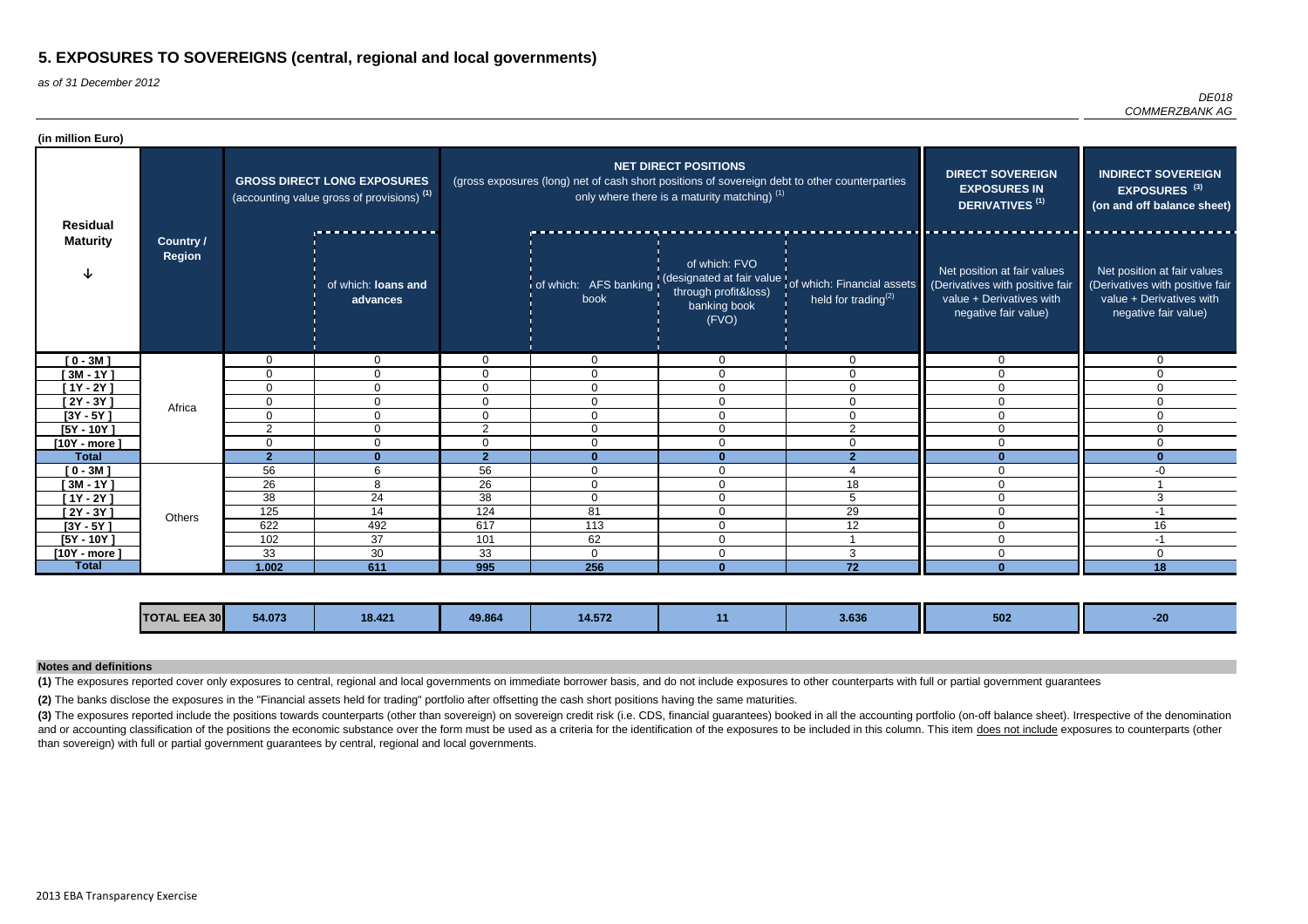# 5. EXPOSURES TO SOVEREIGNS (central, regional and local governments)

*as of 31 December 2012*

*DE018*
*COMMERZBANK AG*

**(in million Euro)**

| Residual Maturity | Country / Region | GROSS DIRECT LONG EXPOSURES (accounting value gross of provisions) (1) | | NET DIRECT POSITIONS (gross exposures (long) net of cash short positions of sovereign debt to other counterparties only where there is a maturity matching) (1) | | | | DIRECT SOVEREIGN EXPOSURES IN DERIVATIVES (1) | INDIRECT SOVEREIGN EXPOSURES (3) (on and off balance sheet) |
|---|---|---|---|---|---|---|---|---|---|
| | | | of which: loans and advances | | of which: AFS banking book | of which: FVO (designated at fair value through profit&loss) banking book (FVO) | of which: Financial assets held for trading(2) | Net position at fair values (Derivatives with positive fair value + Derivatives with negative fair value) | Net position at fair values (Derivatives with positive fair value + Derivatives with negative fair value) |
| [ 0 - 3M ] | Africa | 0 | 0 | 0 | 0 | 0 | 0 | 0 | 0 |
| [ 3M - 1Y ] | Africa | 0 | 0 | 0 | 0 | 0 | 0 | 0 | 0 |
| [ 1Y - 2Y ] | Africa | 0 | 0 | 0 | 0 | 0 | 0 | 0 | 0 |
| [ 2Y - 3Y ] | Africa | 0 | 0 | 0 | 0 | 0 | 0 | 0 | 0 |
| [3Y - 5Y ] | Africa | 0 | 0 | 0 | 0 | 0 | 0 | 0 | 0 |
| [5Y - 10Y ] | Africa | 2 | 0 | 2 | 0 | 0 | 2 | 0 | 0 |
| [10Y - more ] | Africa | 0 | 0 | 0 | 0 | 0 | 0 | 0 | 0 |
| **Total** | Africa | **2** | **0** | **2** | **0** | **0** | **2** | **0** | **0** |
| [ 0 - 3M ] | Others | 56 | 6 | 56 | 0 | 0 | 4 | 0 | -0 |
| [ 3M - 1Y ] | Others | 26 | 8 | 26 | 0 | 0 | 18 | 0 | 1 |
| [ 1Y - 2Y ] | Others | 38 | 24 | 38 | 0 | 0 | 5 | 0 | 3 |
| [ 2Y - 3Y ] | Others | 125 | 14 | 124 | 81 | 0 | 29 | 0 | -1 |
| [3Y - 5Y ] | Others | 622 | 492 | 617 | 113 | 0 | 12 | 0 | 16 |
| [5Y - 10Y ] | Others | 102 | 37 | 101 | 62 | 0 | 1 | 0 | -1 |
| [10Y - more ] | Others | 33 | 30 | 33 | 0 | 0 | 3 | 0 | 0 |
| **Total** | Others | **1.002** | **611** | **995** | **256** | **0** | **72** | **0** | **18** |
| | **TOTAL EEA 30** | **54.073** | **18.421** | **49.864** | **14.572** | **11** | **3.636** | **502** | **-20** |

**Notes and definitions**

**(1)** The exposures reported cover only exposures to central, regional and local governments on immediate borrower basis, and do not include exposures to other counterparts with full or partial government guarantees

**(2)** The banks disclose the exposures in the "Financial assets held for trading" portfolio after offsetting the cash short positions having the same maturities.

**(3)** The exposures reported include the positions towards counterparts (other than sovereign) on sovereign credit risk (i.e. CDS, financial guarantees) booked in all the accounting portfolio (on-off balance sheet). Irrespective of the denomination and or accounting classification of the positions the economic substance over the form must be used as a criteria for the identification of the exposures to be included in this column. This item does not include exposures to counterparts (other than sovereign) with full or partial government guarantees by central, regional and local governments.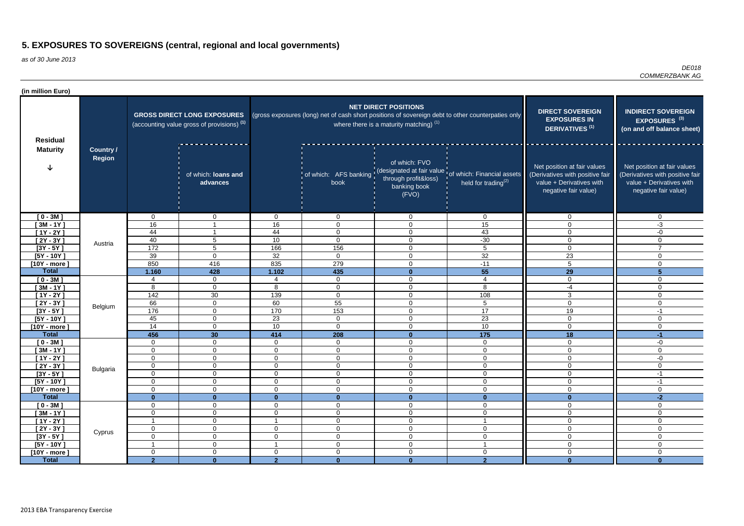# 5. EXPOSURES TO SOVEREIGNS (central, regional and local governments)

*as of 30 June 2013*

*DE018*
*COMMERZBANK AG*

**(in million Euro)**

| Residual Maturity | Country / Region | GROSS DIRECT LONG EXPOSURES (accounting value gross of provisions) (1) | | NET DIRECT POSITIONS (gross exposures (long) net of cash short positions of sovereign debt to other counterpaties only where there is a maturity matching) (1) | | | | DIRECT SOVEREIGN EXPOSURES IN DERIVATIVES (1) | INDIRECT SOVEREIGN EXPOSURES (3) (on and off balance sheet) |
|---|---|---|---|---|---|---|---|---|---|
| | | | of which: loans and advances | | of which: AFS banking book | of which: FVO (designated at fair value through profit&loss) banking book (FVO) | of which: Financial assets held for trading(2) | Net position at fair values (Derivatives with positive fair value + Derivatives with negative fair value) | Net position at fair values (Derivatives with positive fair value + Derivatives with negative fair value) |
| [ 0 - 3M ] | Austria | 0 | 0 | 0 | 0 | 0 | 0 | 0 | 0 |
| [ 3M - 1Y ] | | 16 | 1 | 16 | 0 | 0 | 15 | 0 | -3 |
| [ 1Y - 2Y ] | | 44 | 1 | 44 | 0 | 0 | 43 | 0 | -0 |
| [ 2Y - 3Y ] | | 40 | 5 | 10 | 0 | 0 | -30 | 0 | 0 |
| [3Y - 5Y ] | | 172 | 5 | 166 | 156 | 0 | 5 | 0 | 7 |
| [5Y - 10Y ] | | 39 | 0 | 32 | 0 | 0 | 32 | 23 | 0 |
| [10Y - more ] | | 850 | 416 | 835 | 279 | 0 | -11 | 5 | 0 |
| **Total** | | **1.160** | **428** | **1.102** | **435** | **0** | **55** | **29** | **5** |
| [ 0 - 3M ] | Belgium | 4 | 0 | 4 | 0 | 0 | 4 | 0 | 0 |
| [ 3M - 1Y ] | | 8 | 0 | 8 | 0 | 0 | 8 | -4 | 0 |
| [ 1Y - 2Y ] | | 142 | 30 | 139 | 0 | 0 | 108 | 3 | 0 |
| [ 2Y - 3Y ] | | 66 | 0 | 60 | 55 | 0 | 5 | 0 | 0 |
| [3Y - 5Y ] | | 176 | 0 | 170 | 153 | 0 | 17 | 19 | -1 |
| [5Y - 10Y ] | | 45 | 0 | 23 | 0 | 0 | 23 | 0 | 0 |
| [10Y - more ] | | 14 | 0 | 10 | 0 | 0 | 10 | 0 | 0 |
| **Total** | | **456** | **30** | **414** | **208** | **0** | **175** | **18** | **-1** |
| [ 0 - 3M ] | Bulgaria | 0 | 0 | 0 | 0 | 0 | 0 | 0 | -0 |
| [ 3M - 1Y ] | | 0 | 0 | 0 | 0 | 0 | 0 | 0 | 0 |
| [ 1Y - 2Y ] | | 0 | 0 | 0 | 0 | 0 | 0 | 0 | -0 |
| [ 2Y - 3Y ] | | 0 | 0 | 0 | 0 | 0 | 0 | 0 | 0 |
| [3Y - 5Y ] | | 0 | 0 | 0 | 0 | 0 | 0 | 0 | -1 |
| [5Y - 10Y ] | | 0 | 0 | 0 | 0 | 0 | 0 | 0 | -1 |
| [10Y - more ] | | 0 | 0 | 0 | 0 | 0 | 0 | 0 | 0 |
| **Total** | | **0** | **0** | **0** | **0** | **0** | **0** | **0** | **-2** |
| [ 0 - 3M ] | Cyprus | 0 | 0 | 0 | 0 | 0 | 0 | 0 | 0 |
| [ 3M - 1Y ] | | 0 | 0 | 0 | 0 | 0 | 0 | 0 | 0 |
| [ 1Y - 2Y ] | | 1 | 0 | 1 | 0 | 0 | 1 | 0 | 0 |
| [ 2Y - 3Y ] | | 0 | 0 | 0 | 0 | 0 | 0 | 0 | 0 |
| [3Y - 5Y ] | | 0 | 0 | 0 | 0 | 0 | 0 | 0 | 0 |
| [5Y - 10Y ] | | 1 | 0 | 1 | 0 | 0 | 1 | 0 | 0 |
| [10Y - more ] | | 0 | 0 | 0 | 0 | 0 | 0 | 0 | 0 |
| **Total** | | **2** | **0** | **2** | **0** | **0** | **2** | **0** | **0** |

2013 EBA Transparency Exercise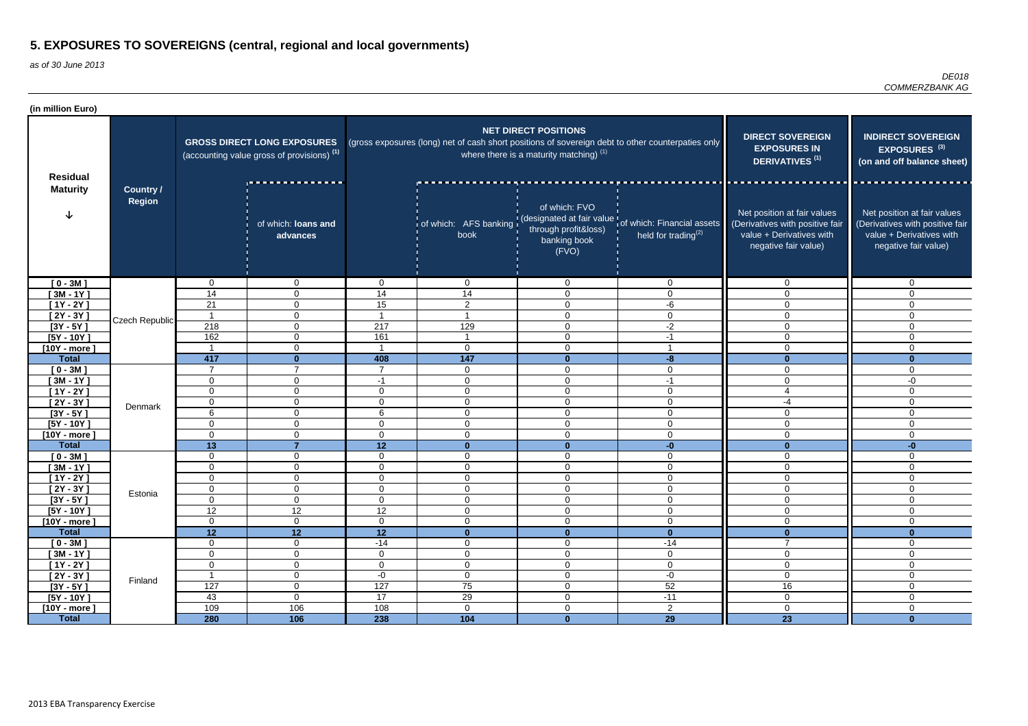# 5. EXPOSURES TO SOVEREIGNS (central, regional and local governments)

*as of 30 June 2013*

*DE018*
*COMMERZBANK AG*

**(in million Euro)**

| Residual Maturity | Country / Region | GROSS DIRECT LONG EXPOSURES (accounting value gross of provisions) (1) | | NET DIRECT POSITIONS (gross exposures (long) net of cash short positions of sovereign debt to other counterpaties only where there is a maturity matching) (1) | | | | DIRECT SOVEREIGN EXPOSURES IN DERIVATIVES (1) | INDIRECT SOVEREIGN EXPOSURES (3) (on and off balance sheet) |
|---|---|---|---|---|---|---|---|---|---|
| | | | of which: loans and advances | | of which: AFS banking book | of which: FVO (designated at fair value through profit&loss) banking book (FVO) | of which: Financial assets held for trading(2) | Net position at fair values (Derivatives with positive fair value + Derivatives with negative fair value) | Net position at fair values (Derivatives with positive fair value + Derivatives with negative fair value) |
| [ 0 - 3M ] | Czech Republic | 0 | 0 | 0 | 0 | 0 | 0 | 0 | 0 |
| [ 3M - 1Y ] | | 14 | 0 | 14 | 14 | 0 | 0 | 0 | 0 |
| [ 1Y - 2Y ] | | 21 | 0 | 15 | 2 | 0 | -6 | 0 | 0 |
| [ 2Y - 3Y ] | | 1 | 0 | 1 | 1 | 0 | 0 | 0 | 0 |
| [3Y - 5Y ] | | 218 | 0 | 217 | 129 | 0 | -2 | 0 | 0 |
| [5Y - 10Y ] | | 162 | 0 | 161 | 1 | 0 | -1 | 0 | 0 |
| [10Y - more ] | | 1 | 0 | 1 | 0 | 0 | 1 | 0 | 0 |
| **Total** | | **417** | **0** | **408** | **147** | **0** | **-8** | **0** | **0** |
| [ 0 - 3M ] | Denmark | 7 | 7 | 7 | 0 | 0 | 0 | 0 | 0 |
| [ 3M - 1Y ] | | 0 | 0 | -1 | 0 | 0 | -1 | 0 | -0 |
| [ 1Y - 2Y ] | | 0 | 0 | 0 | 0 | 0 | 0 | 4 | 0 |
| [ 2Y - 3Y ] | | 0 | 0 | 0 | 0 | 0 | 0 | -4 | 0 |
| [3Y - 5Y ] | | 6 | 0 | 6 | 0 | 0 | 0 | 0 | 0 |
| [5Y - 10Y ] | | 0 | 0 | 0 | 0 | 0 | 0 | 0 | 0 |
| [10Y - more ] | | 0 | 0 | 0 | 0 | 0 | 0 | 0 | 0 |
| **Total** | | **13** | **7** | **12** | **0** | **0** | **-0** | **0** | **-0** |
| [ 0 - 3M ] | Estonia | 0 | 0 | 0 | 0 | 0 | 0 | 0 | 0 |
| [ 3M - 1Y ] | | 0 | 0 | 0 | 0 | 0 | 0 | 0 | 0 |
| [ 1Y - 2Y ] | | 0 | 0 | 0 | 0 | 0 | 0 | 0 | 0 |
| [ 2Y - 3Y ] | | 0 | 0 | 0 | 0 | 0 | 0 | 0 | 0 |
| [3Y - 5Y ] | | 0 | 0 | 0 | 0 | 0 | 0 | 0 | 0 |
| [5Y - 10Y ] | | 12 | 12 | 12 | 0 | 0 | 0 | 0 | 0 |
| [10Y - more ] | | 0 | 0 | 0 | 0 | 0 | 0 | 0 | 0 |
| **Total** | | **12** | **12** | **12** | **0** | **0** | **0** | **0** | **0** |
| [ 0 - 3M ] | Finland | 0 | 0 | -14 | 0 | 0 | -14 | 7 | 0 |
| [ 3M - 1Y ] | | 0 | 0 | 0 | 0 | 0 | 0 | 0 | 0 |
| [ 1Y - 2Y ] | | 0 | 0 | 0 | 0 | 0 | 0 | 0 | 0 |
| [ 2Y - 3Y ] | | 1 | 0 | -0 | 0 | 0 | -0 | 0 | 0 |
| [3Y - 5Y ] | | 127 | 0 | 127 | 75 | 0 | 52 | 16 | 0 |
| [5Y - 10Y ] | | 43 | 0 | 17 | 29 | 0 | -11 | 0 | 0 |
| [10Y - more ] | | 109 | 106 | 108 | 0 | 0 | 2 | 0 | 0 |
| **Total** | | **280** | **106** | **238** | **104** | **0** | **29** | **23** | **0** |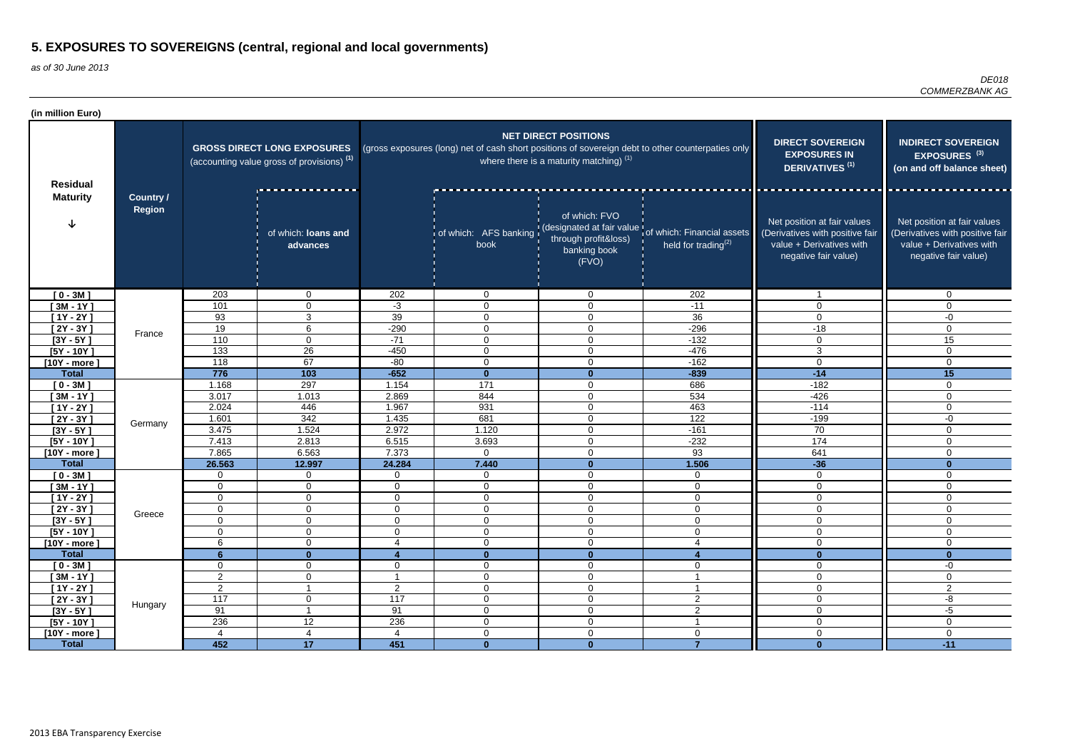# 5. EXPOSURES TO SOVEREIGNS (central, regional and local governments)

*as of 30 June 2013*

*DE018*
*COMMERZBANK AG*

**(in million Euro)**

| Residual Maturity | Country / Region | GROSS DIRECT LONG EXPOSURES (accounting value gross of provisions) (1) | | NET DIRECT POSITIONS (gross exposures (long) net of cash short positions of sovereign debt to other counterpaties only where there is a maturity matching) (1) | | | | DIRECT SOVEREIGN EXPOSURES IN DERIVATIVES (1) | INDIRECT SOVEREIGN EXPOSURES (3) (on and off balance sheet) |
|---|---|---|---|---|---|---|---|---|---|
| | | | of which: loans and advances | | of which: AFS banking book | of which: FVO (designated at fair value through profit&loss) banking book (FVO) | of which: Financial assets held for trading(2) | Net position at fair values (Derivatives with positive fair value + Derivatives with negative fair value) | Net position at fair values (Derivatives with positive fair value + Derivatives with negative fair value) |
| [ 0 - 3M ] | France | 203 | 0 | 202 | 0 | 0 | 202 | 1 | 0 |
| [ 3M - 1Y ] | | 101 | 0 | -3 | 0 | 0 | -11 | 0 | 0 |
| [ 1Y - 2Y ] | | 93 | 3 | 39 | 0 | 0 | 36 | 0 | -0 |
| [ 2Y - 3Y ] | | 19 | 6 | -290 | 0 | 0 | -296 | -18 | 0 |
| [3Y - 5Y ] | | 110 | 0 | -71 | 0 | 0 | -132 | 0 | 15 |
| [5Y - 10Y ] | | 133 | 26 | -450 | 0 | 0 | -476 | 3 | 0 |
| [10Y - more ] | | 118 | 67 | -80 | 0 | 0 | -162 | 0 | 0 |
| **Total** | | **776** | **103** | **-652** | **0** | **0** | **-839** | **-14** | **15** |
| [ 0 - 3M ] | Germany | 1.168 | 297 | 1.154 | 171 | 0 | 686 | -182 | 0 |
| [ 3M - 1Y ] | | 3.017 | 1.013 | 2.869 | 844 | 0 | 534 | -426 | 0 |
| [ 1Y - 2Y ] | | 2.024 | 446 | 1.967 | 931 | 0 | 463 | -114 | 0 |
| [ 2Y - 3Y ] | | 1.601 | 342 | 1.435 | 681 | 0 | 122 | -199 | -0 |
| [3Y - 5Y ] | | 3.475 | 1.524 | 2.972 | 1.120 | 0 | -161 | 70 | 0 |
| [5Y - 10Y ] | | 7.413 | 2.813 | 6.515 | 3.693 | 0 | -232 | 174 | 0 |
| [10Y - more ] | | 7.865 | 6.563 | 7.373 | 0 | 0 | 93 | 641 | 0 |
| **Total** | | **26.563** | **12.997** | **24.284** | **7.440** | **0** | **1.506** | **-36** | **0** |
| [ 0 - 3M ] | Greece | 0 | 0 | 0 | 0 | 0 | 0 | 0 | 0 |
| [ 3M - 1Y ] | | 0 | 0 | 0 | 0 | 0 | 0 | 0 | 0 |
| [ 1Y - 2Y ] | | 0 | 0 | 0 | 0 | 0 | 0 | 0 | 0 |
| [ 2Y - 3Y ] | | 0 | 0 | 0 | 0 | 0 | 0 | 0 | 0 |
| [3Y - 5Y ] | | 0 | 0 | 0 | 0 | 0 | 0 | 0 | 0 |
| [5Y - 10Y ] | | 0 | 0 | 0 | 0 | 0 | 0 | 0 | 0 |
| [10Y - more ] | | 6 | 0 | 4 | 0 | 0 | 4 | 0 | 0 |
| **Total** | | **6** | **0** | **4** | **0** | **0** | **4** | **0** | **0** |
| [ 0 - 3M ] | Hungary | 0 | 0 | 0 | 0 | 0 | 0 | 0 | -0 |
| [ 3M - 1Y ] | | 2 | 0 | 1 | 0 | 0 | 1 | 0 | 0 |
| [ 1Y - 2Y ] | | 2 | 1 | 2 | 0 | 0 | 1 | 0 | 2 |
| [ 2Y - 3Y ] | | 117 | 0 | 117 | 0 | 0 | 2 | 0 | -8 |
| [3Y - 5Y ] | | 91 | 1 | 91 | 0 | 0 | 2 | 0 | -5 |
| [5Y - 10Y ] | | 236 | 12 | 236 | 0 | 0 | 1 | 0 | 0 |
| [10Y - more ] | | 4 | 4 | 4 | 0 | 0 | 0 | 0 | 0 |
| **Total** | | **452** | **17** | **451** | **0** | **0** | **7** | **0** | **-11** |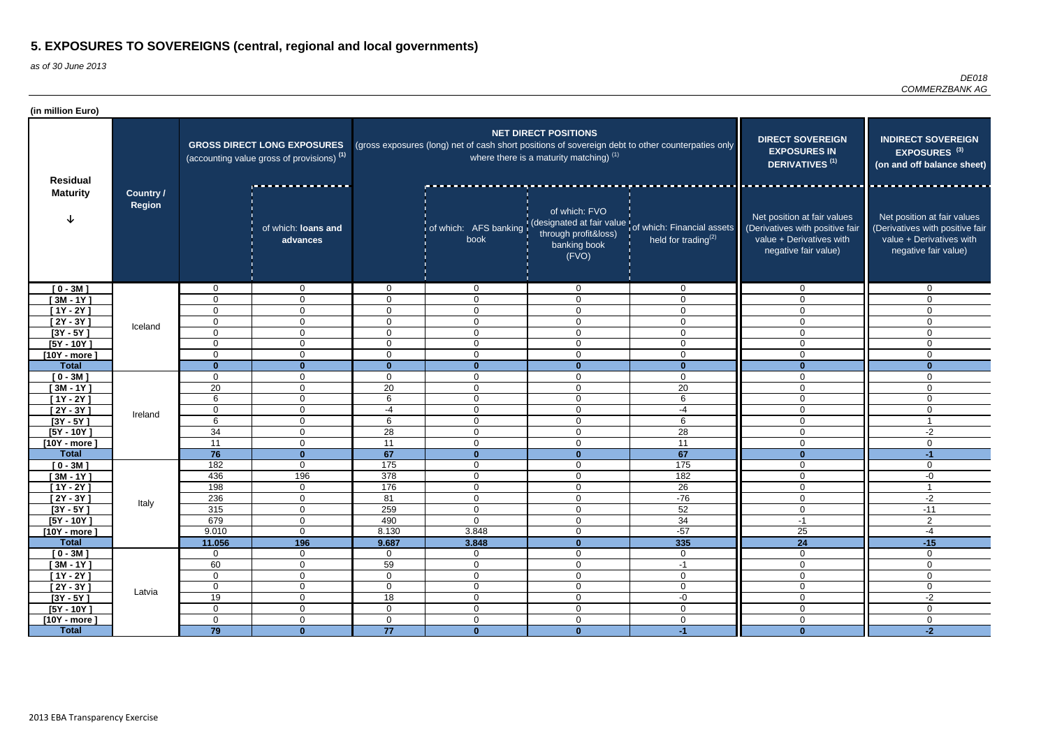# 5. EXPOSURES TO SOVEREIGNS (central, regional and local governments)

*as of 30 June 2013*

*DE018*
*COMMERZBANK AG*

**(in million Euro)**

| Residual Maturity | Country / Region | GROSS DIRECT LONG EXPOSURES (accounting value gross of provisions) [1] | | NET DIRECT POSITIONS (gross exposures (long) net of cash short positions of sovereign debt to other counterpaties only where there is a maturity matching) [1] | | | | DIRECT SOVEREIGN EXPOSURES IN DERIVATIVES [1] | INDIRECT SOVEREIGN EXPOSURES [3] (on and off balance sheet) |
|---|---|---|---|---|---|---|---|---|---|
| | | | of which: loans and advances | | of which: AFS banking book | of which: FVO (designated at fair value through profit&loss) banking book (FVO) | of which: Financial assets held for trading[2] | Net position at fair values (Derivatives with positive fair value + Derivatives with negative fair value) | Net position at fair values (Derivatives with positive fair value + Derivatives with negative fair value) |
| [ 0 - 3M ] | Iceland | 0 | 0 | 0 | 0 | 0 | 0 | 0 | 0 |
| [ 3M - 1Y ] | | 0 | 0 | 0 | 0 | 0 | 0 | 0 | 0 |
| [ 1Y - 2Y ] | | 0 | 0 | 0 | 0 | 0 | 0 | 0 | 0 |
| [ 2Y - 3Y ] | | 0 | 0 | 0 | 0 | 0 | 0 | 0 | 0 |
| [3Y - 5Y ] | | 0 | 0 | 0 | 0 | 0 | 0 | 0 | 0 |
| [5Y - 10Y ] | | 0 | 0 | 0 | 0 | 0 | 0 | 0 | 0 |
| [10Y - more ] | | 0 | 0 | 0 | 0 | 0 | 0 | 0 | 0 |
| **Total** | | **0** | **0** | **0** | **0** | **0** | **0** | **0** | **0** |
| [ 0 - 3M ] | Ireland | 0 | 0 | 0 | 0 | 0 | 0 | 0 | 0 |
| [ 3M - 1Y ] | | 20 | 0 | 20 | 0 | 0 | 20 | 0 | 0 |
| [ 1Y - 2Y ] | | 6 | 0 | 6 | 0 | 0 | 6 | 0 | 0 |
| [ 2Y - 3Y ] | | 0 | 0 | -4 | 0 | 0 | -4 | 0 | 0 |
| [3Y - 5Y ] | | 6 | 0 | 6 | 0 | 0 | 6 | 0 | 1 |
| [5Y - 10Y ] | | 34 | 0 | 28 | 0 | 0 | 28 | 0 | -2 |
| [10Y - more ] | | 11 | 0 | 11 | 0 | 0 | 11 | 0 | 0 |
| **Total** | | **76** | **0** | **67** | **0** | **0** | **67** | **0** | **-1** |
| [ 0 - 3M ] | Italy | 182 | 0 | 175 | 0 | 0 | 175 | 0 | 0 |
| [ 3M - 1Y ] | | 436 | 196 | 378 | 0 | 0 | 182 | 0 | -0 |
| [ 1Y - 2Y ] | | 198 | 0 | 176 | 0 | 0 | 26 | 0 | 1 |
| [ 2Y - 3Y ] | | 236 | 0 | 81 | 0 | 0 | -76 | 0 | -2 |
| [3Y - 5Y ] | | 315 | 0 | 259 | 0 | 0 | 52 | 0 | -11 |
| [5Y - 10Y ] | | 679 | 0 | 490 | 0 | 0 | 34 | -1 | 2 |
| [10Y - more ] | | 9.010 | 0 | 8.130 | 3.848 | 0 | -57 | 25 | -4 |
| **Total** | | **11.056** | **196** | **9.687** | **3.848** | **0** | **335** | **24** | **-15** |
| [ 0 - 3M ] | Latvia | 0 | 0 | 0 | 0 | 0 | 0 | 0 | 0 |
| [ 3M - 1Y ] | | 60 | 0 | 59 | 0 | 0 | -1 | 0 | 0 |
| [ 1Y - 2Y ] | | 0 | 0 | 0 | 0 | 0 | 0 | 0 | 0 |
| [ 2Y - 3Y ] | | 0 | 0 | 0 | 0 | 0 | 0 | 0 | 0 |
| [3Y - 5Y ] | | 19 | 0 | 18 | 0 | 0 | -0 | 0 | -2 |
| [5Y - 10Y ] | | 0 | 0 | 0 | 0 | 0 | 0 | 0 | 0 |
| [10Y - more ] | | 0 | 0 | 0 | 0 | 0 | 0 | 0 | 0 |
| **Total** | | **79** | **0** | **77** | **0** | **0** | **-1** | **0** | **-2** |

2013 EBA Transparency Exercise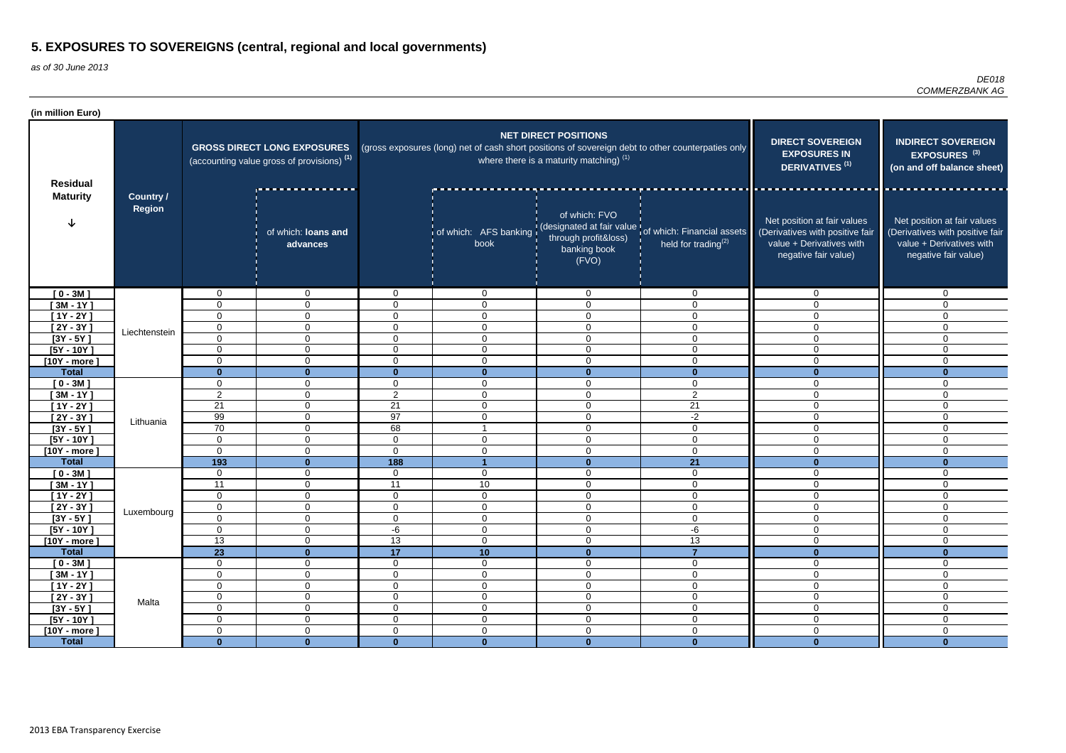# 5. EXPOSURES TO SOVEREIGNS (central, regional and local governments)

*as of 30 June 2013*

*DE018*
*COMMERZBANK AG*

**(in million Euro)**

| Residual Maturity | Country / Region | GROSS DIRECT LONG EXPOSURES (accounting value gross of provisions) [1] | | NET DIRECT POSITIONS (gross exposures (long) net of cash short positions of sovereign debt to other counterpaties only where there is a maturity matching) [1] | | | | DIRECT SOVEREIGN EXPOSURES IN DERIVATIVES [1] | INDIRECT SOVEREIGN EXPOSURES [3] (on and off balance sheet) |
|---|---|---|---|---|---|---|---|---|---|
| | | | of which: loans and advances | | of which: AFS banking book | of which: FVO (designated at fair value through profit&loss) banking book (FVO) | of which: Financial assets held for trading[2] | Net position at fair values (Derivatives with positive fair value + Derivatives with negative fair value) | Net position at fair values (Derivatives with positive fair value + Derivatives with negative fair value) |
| [ 0 - 3M ] | Liechtenstein | 0 | 0 | 0 | 0 | 0 | 0 | 0 | 0 |
| [ 3M - 1Y ] | | 0 | 0 | 0 | 0 | 0 | 0 | 0 | 0 |
| [ 1Y - 2Y ] | | 0 | 0 | 0 | 0 | 0 | 0 | 0 | 0 |
| [ 2Y - 3Y ] | | 0 | 0 | 0 | 0 | 0 | 0 | 0 | 0 |
| [3Y - 5Y ] | | 0 | 0 | 0 | 0 | 0 | 0 | 0 | 0 |
| [5Y - 10Y ] | | 0 | 0 | 0 | 0 | 0 | 0 | 0 | 0 |
| [10Y - more ] | | 0 | 0 | 0 | 0 | 0 | 0 | 0 | 0 |
| **Total** | | **0** | **0** | **0** | **0** | **0** | **0** | **0** | **0** |
| [ 0 - 3M ] | Lithuania | 0 | 0 | 0 | 0 | 0 | 0 | 0 | 0 |
| [ 3M - 1Y ] | | 2 | 0 | 2 | 0 | 0 | 2 | 0 | 0 |
| [ 1Y - 2Y ] | | 21 | 0 | 21 | 0 | 0 | 21 | 0 | 0 |
| [ 2Y - 3Y ] | | 99 | 0 | 97 | 0 | 0 | -2 | 0 | 0 |
| [3Y - 5Y ] | | 70 | 0 | 68 | 1 | 0 | 0 | 0 | 0 |
| [5Y - 10Y ] | | 0 | 0 | 0 | 0 | 0 | 0 | 0 | 0 |
| [10Y - more ] | | 0 | 0 | 0 | 0 | 0 | 0 | 0 | 0 |
| **Total** | | **193** | **0** | **188** | **1** | **0** | **21** | **0** | **0** |
| [ 0 - 3M ] | Luxembourg | 0 | 0 | 0 | 0 | 0 | 0 | 0 | 0 |
| [ 3M - 1Y ] | | 11 | 0 | 11 | 10 | 0 | 0 | 0 | 0 |
| [ 1Y - 2Y ] | | 0 | 0 | 0 | 0 | 0 | 0 | 0 | 0 |
| [ 2Y - 3Y ] | | 0 | 0 | 0 | 0 | 0 | 0 | 0 | 0 |
| [3Y - 5Y ] | | 0 | 0 | 0 | 0 | 0 | 0 | 0 | 0 |
| [5Y - 10Y ] | | 0 | 0 | -6 | 0 | 0 | -6 | 0 | 0 |
| [10Y - more ] | | 13 | 0 | 13 | 0 | 0 | 13 | 0 | 0 |
| **Total** | | **23** | **0** | **17** | **10** | **0** | **7** | **0** | **0** |
| [ 0 - 3M ] | Malta | 0 | 0 | 0 | 0 | 0 | 0 | 0 | 0 |
| [ 3M - 1Y ] | | 0 | 0 | 0 | 0 | 0 | 0 | 0 | 0 |
| [ 1Y - 2Y ] | | 0 | 0 | 0 | 0 | 0 | 0 | 0 | 0 |
| [ 2Y - 3Y ] | | 0 | 0 | 0 | 0 | 0 | 0 | 0 | 0 |
| [3Y - 5Y ] | | 0 | 0 | 0 | 0 | 0 | 0 | 0 | 0 |
| [5Y - 10Y ] | | 0 | 0 | 0 | 0 | 0 | 0 | 0 | 0 |
| [10Y - more ] | | 0 | 0 | 0 | 0 | 0 | 0 | 0 | 0 |
| **Total** | | **0** | **0** | **0** | **0** | **0** | **0** | **0** | **0** |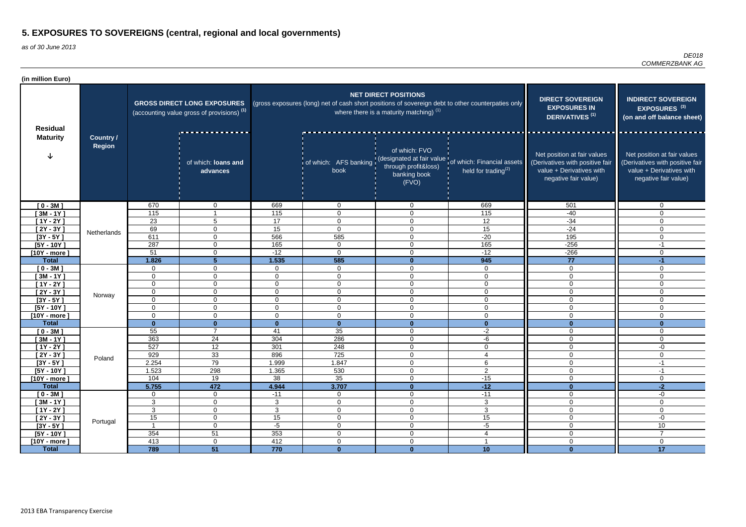# 5. EXPOSURES TO SOVEREIGNS (central, regional and local governments)

*as of 30 June 2013*

*DE018*
*COMMERZBANK AG*

**(in million Euro)**

| Residual Maturity | Country / Region | GROSS DIRECT LONG EXPOSURES (accounting value gross of provisions) (1) | | NET DIRECT POSITIONS (gross exposures (long) net of cash short positions of sovereign debt to other counterpaties only where there is a maturity matching) (1) | | | | DIRECT SOVEREIGN EXPOSURES IN DERIVATIVES (1) | INDIRECT SOVEREIGN EXPOSURES (3) (on and off balance sheet) |
|---|---|---|---|---|---|---|---|---|---|
| | | | of which: loans and advances | | of which: AFS banking book | of which: FVO (designated at fair value through profit&loss) banking book (FVO) | of which: Financial assets held for trading(2) | Net position at fair values (Derivatives with positive fair value + Derivatives with negative fair value) | Net position at fair values (Derivatives with positive fair value + Derivatives with negative fair value) |
| [ 0 - 3M ] | Netherlands | 670 | 0 | 669 | 0 | 0 | 669 | 501 | 0 |
| [ 3M - 1Y ] | | 115 | 1 | 115 | 0 | 0 | 115 | -40 | 0 |
| [ 1Y - 2Y ] | | 23 | 5 | 17 | 0 | 0 | 12 | -34 | 0 |
| [ 2Y - 3Y ] | | 69 | 0 | 15 | 0 | 0 | 15 | -24 | 0 |
| [3Y - 5Y ] | | 611 | 0 | 566 | 585 | 0 | -20 | 195 | 0 |
| [5Y - 10Y ] | | 287 | 0 | 165 | 0 | 0 | 165 | -256 | -1 |
| [10Y - more ] | | 51 | 0 | -12 | 0 | 0 | -12 | -266 | 0 |
| **Total** | | **1.826** | **5** | **1.535** | **585** | **0** | **945** | **77** | **-1** |
| [ 0 - 3M ] | Norway | 0 | 0 | 0 | 0 | 0 | 0 | 0 | 0 |
| [ 3M - 1Y ] | | 0 | 0 | 0 | 0 | 0 | 0 | 0 | 0 |
| [ 1Y - 2Y ] | | 0 | 0 | 0 | 0 | 0 | 0 | 0 | 0 |
| [ 2Y - 3Y ] | | 0 | 0 | 0 | 0 | 0 | 0 | 0 | 0 |
| [3Y - 5Y ] | | 0 | 0 | 0 | 0 | 0 | 0 | 0 | 0 |
| [5Y - 10Y ] | | 0 | 0 | 0 | 0 | 0 | 0 | 0 | 0 |
| [10Y - more ] | | 0 | 0 | 0 | 0 | 0 | 0 | 0 | 0 |
| **Total** | | **0** | **0** | **0** | **0** | **0** | **0** | **0** | **0** |
| [ 0 - 3M ] | Poland | 55 | 7 | 41 | 35 | 0 | -2 | 0 | 0 |
| [ 3M - 1Y ] | | 363 | 24 | 304 | 286 | 0 | -6 | 0 | 0 |
| [ 1Y - 2Y ] | | 527 | 12 | 301 | 248 | 0 | 0 | 0 | -0 |
| [ 2Y - 3Y ] | | 929 | 33 | 896 | 725 | 0 | 4 | 0 | 0 |
| [3Y - 5Y ] | | 2.254 | 79 | 1.999 | 1.847 | 0 | 6 | 0 | -1 |
| [5Y - 10Y ] | | 1.523 | 298 | 1.365 | 530 | 0 | 2 | 0 | -1 |
| [10Y - more ] | | 104 | 19 | 38 | 35 | 0 | -15 | 0 | 0 |
| **Total** | | **5.755** | **472** | **4.944** | **3.707** | **0** | **-12** | **0** | **-2** |
| [ 0 - 3M ] | Portugal | 0 | 0 | -11 | 0 | 0 | -11 | 0 | -0 |
| [ 3M - 1Y ] | | 3 | 0 | 3 | 0 | 0 | 3 | 0 | 0 |
| [ 1Y - 2Y ] | | 3 | 0 | 3 | 0 | 0 | 3 | 0 | 0 |
| [ 2Y - 3Y ] | | 15 | 0 | 15 | 0 | 0 | 15 | 0 | -0 |
| [3Y - 5Y ] | | 1 | 0 | -5 | 0 | 0 | -5 | 0 | 10 |
| [5Y - 10Y ] | | 354 | 51 | 353 | 0 | 0 | 4 | 0 | 7 |
| [10Y - more ] | | 413 | 0 | 412 | 0 | 0 | 1 | 0 | 0 |
| **Total** | | **789** | **51** | **770** | **0** | **0** | **10** | **0** | **17** |

2013 EBA Transparency Exercise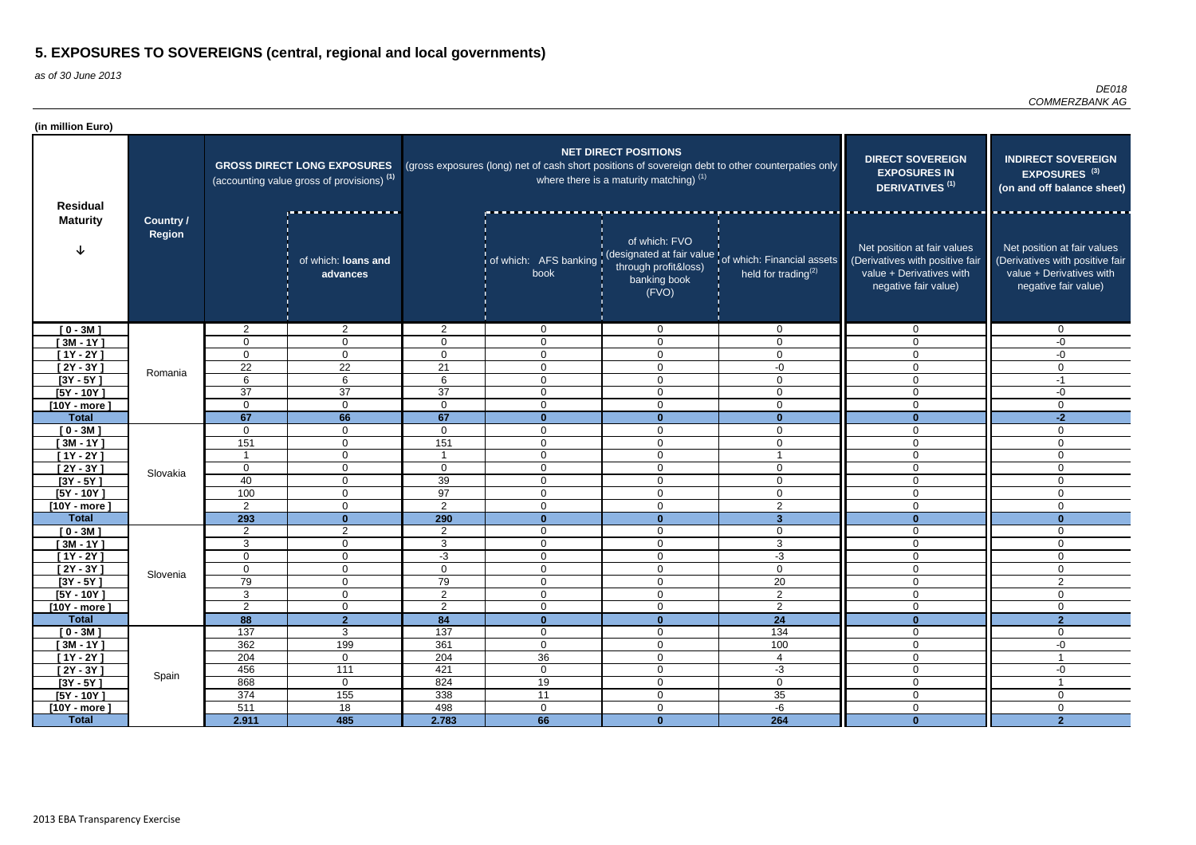# 5. EXPOSURES TO SOVEREIGNS (central, regional and local governments)

*as of 30 June 2013*

*DE018*
*COMMERZBANK AG*

**(in million Euro)**

| Residual Maturity | Country / Region | GROSS DIRECT LONG EXPOSURES (accounting value gross of provisions) (1) | | NET DIRECT POSITIONS (gross exposures (long) net of cash short positions of sovereign debt to other counterpaties only where there is a maturity matching) (1) | | | | DIRECT SOVEREIGN EXPOSURES IN DERIVATIVES (1) | INDIRECT SOVEREIGN EXPOSURES (3) (on and off balance sheet) |
|---|---|---|---|---|---|---|---|---|---|
| | | | of which: loans and advances | | of which: AFS banking book | of which: FVO (designated at fair value through profit&loss) banking book (FVO) | of which: Financial assets held for trading(2) | Net position at fair values (Derivatives with positive fair value + Derivatives with negative fair value) | Net position at fair values (Derivatives with positive fair value + Derivatives with negative fair value) |
| [ 0 - 3M ] | Romania | 2 | 2 | 2 | 0 | 0 | 0 | 0 | 0 |
| [ 3M - 1Y ] | | 0 | 0 | 0 | 0 | 0 | 0 | 0 | -0 |
| [ 1Y - 2Y ] | | 0 | 0 | 0 | 0 | 0 | 0 | 0 | -0 |
| [ 2Y - 3Y ] | | 22 | 22 | 21 | 0 | 0 | -0 | 0 | 0 |
| [3Y - 5Y ] | | 6 | 6 | 6 | 0 | 0 | 0 | 0 | -1 |
| [5Y - 10Y ] | | 37 | 37 | 37 | 0 | 0 | 0 | 0 | -0 |
| [10Y - more ] | | 0 | 0 | 0 | 0 | 0 | 0 | 0 | 0 |
| **Total** | | **67** | **66** | **67** | **0** | **0** | **0** | **0** | **-2** |
| [ 0 - 3M ] | Slovakia | 0 | 0 | 0 | 0 | 0 | 0 | 0 | 0 |
| [ 3M - 1Y ] | | 151 | 0 | 151 | 0 | 0 | 0 | 0 | 0 |
| [ 1Y - 2Y ] | | 1 | 0 | 1 | 0 | 0 | 1 | 0 | 0 |
| [ 2Y - 3Y ] | | 0 | 0 | 0 | 0 | 0 | 0 | 0 | 0 |
| [3Y - 5Y ] | | 40 | 0 | 39 | 0 | 0 | 0 | 0 | 0 |
| [5Y - 10Y ] | | 100 | 0 | 97 | 0 | 0 | 0 | 0 | 0 |
| [10Y - more ] | | 2 | 0 | 2 | 0 | 0 | 2 | 0 | 0 |
| **Total** | | **293** | **0** | **290** | **0** | **0** | **3** | **0** | **0** |
| [ 0 - 3M ] | Slovenia | 2 | 2 | 2 | 0 | 0 | 0 | 0 | 0 |
| [ 3M - 1Y ] | | 3 | 0 | 3 | 0 | 0 | 3 | 0 | 0 |
| [ 1Y - 2Y ] | | 0 | 0 | -3 | 0 | 0 | -3 | 0 | 0 |
| [ 2Y - 3Y ] | | 0 | 0 | 0 | 0 | 0 | 0 | 0 | 0 |
| [3Y - 5Y ] | | 79 | 0 | 79 | 0 | 0 | 20 | 0 | 2 |
| [5Y - 10Y ] | | 3 | 0 | 2 | 0 | 0 | 2 | 0 | 0 |
| [10Y - more ] | | 2 | 0 | 2 | 0 | 0 | 2 | 0 | 0 |
| **Total** | | **88** | **2** | **84** | **0** | **0** | **24** | **0** | **2** |
| [ 0 - 3M ] | Spain | 137 | 3 | 137 | 0 | 0 | 134 | 0 | 0 |
| [ 3M - 1Y ] | | 362 | 199 | 361 | 0 | 0 | 100 | 0 | -0 |
| [ 1Y - 2Y ] | | 204 | 0 | 204 | 36 | 0 | 4 | 0 | 1 |
| [ 2Y - 3Y ] | | 456 | 111 | 421 | 0 | 0 | -3 | 0 | -0 |
| [3Y - 5Y ] | | 868 | 0 | 824 | 19 | 0 | 0 | 0 | 1 |
| [5Y - 10Y ] | | 374 | 155 | 338 | 11 | 0 | 35 | 0 | 0 |
| [10Y - more ] | | 511 | 18 | 498 | 0 | 0 | -6 | 0 | 0 |
| **Total** | | **2.911** | **485** | **2.783** | **66** | **0** | **264** | **0** | **2** |

2013 EBA Transparency Exercise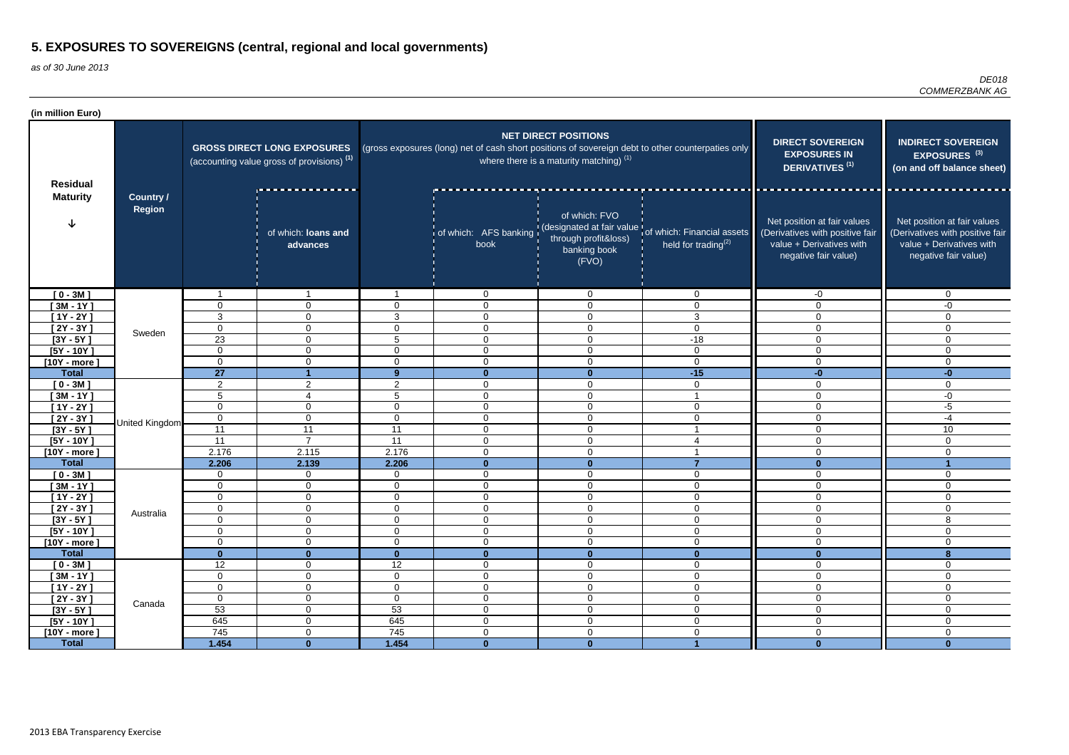# 5. EXPOSURES TO SOVEREIGNS (central, regional and local governments)

*as of 30 June 2013*

*DE018*
*COMMERZBANK AG*

**(in million Euro)**

| Residual Maturity | Country / Region | GROSS DIRECT LONG EXPOSURES (accounting value gross of provisions) [1] | | NET DIRECT POSITIONS (gross exposures (long) net of cash short positions of sovereign debt to other counterpaties only where there is a maturity matching) [1] | | | | DIRECT SOVEREIGN EXPOSURES IN DERIVATIVES [1] | INDIRECT SOVEREIGN EXPOSURES [3] (on and off balance sheet) |
|---|---|---|---|---|---|---|---|---|---|
| | | | of which: loans and advances | | of which: AFS banking book | of which: FVO (designated at fair value through profit&loss) banking book (FVO) | of which: Financial assets held for trading[2] | Net position at fair values (Derivatives with positive fair value + Derivatives with negative fair value) | Net position at fair values (Derivatives with positive fair value + Derivatives with negative fair value) |
| [ 0 - 3M ] | Sweden | 1 | 1 | 1 | 0 | 0 | 0 | -0 | 0 |
| [ 3M - 1Y ] | | 0 | 0 | 0 | 0 | 0 | 0 | 0 | -0 |
| [ 1Y - 2Y ] | | 3 | 0 | 3 | 0 | 0 | 3 | 0 | 0 |
| [ 2Y - 3Y ] | | 0 | 0 | 0 | 0 | 0 | 0 | 0 | 0 |
| [3Y - 5Y ] | | 23 | 0 | 5 | 0 | 0 | -18 | 0 | 0 |
| [5Y - 10Y ] | | 0 | 0 | 0 | 0 | 0 | 0 | 0 | 0 |
| [10Y - more ] | | 0 | 0 | 0 | 0 | 0 | 0 | 0 | 0 |
| **Total** | | **27** | **1** | **9** | **0** | **0** | **-15** | **-0** | **-0** |
| [ 0 - 3M ] | United Kingdom | 2 | 2 | 2 | 0 | 0 | 0 | 0 | 0 |
| [ 3M - 1Y ] | | 5 | 4 | 5 | 0 | 0 | 1 | 0 | -0 |
| [ 1Y - 2Y ] | | 0 | 0 | 0 | 0 | 0 | 0 | 0 | -5 |
| [ 2Y - 3Y ] | | 0 | 0 | 0 | 0 | 0 | 0 | 0 | -4 |
| [3Y - 5Y ] | | 11 | 11 | 11 | 0 | 0 | 1 | 0 | 10 |
| [5Y - 10Y ] | | 11 | 7 | 11 | 0 | 0 | 4 | 0 | 0 |
| [10Y - more ] | | 2.176 | 2.115 | 2.176 | 0 | 0 | 1 | 0 | 0 |
| **Total** | | **2.206** | **2.139** | **2.206** | **0** | **0** | **7** | **0** | **1** |
| [ 0 - 3M ] | Australia | 0 | 0 | 0 | 0 | 0 | 0 | 0 | 0 |
| [ 3M - 1Y ] | | 0 | 0 | 0 | 0 | 0 | 0 | 0 | 0 |
| [ 1Y - 2Y ] | | 0 | 0 | 0 | 0 | 0 | 0 | 0 | 0 |
| [ 2Y - 3Y ] | | 0 | 0 | 0 | 0 | 0 | 0 | 0 | 0 |
| [3Y - 5Y ] | | 0 | 0 | 0 | 0 | 0 | 0 | 0 | 8 |
| [5Y - 10Y ] | | 0 | 0 | 0 | 0 | 0 | 0 | 0 | 0 |
| [10Y - more ] | | 0 | 0 | 0 | 0 | 0 | 0 | 0 | 0 |
| **Total** | | **0** | **0** | **0** | **0** | **0** | **0** | **0** | **8** |
| [ 0 - 3M ] | Canada | 12 | 0 | 12 | 0 | 0 | 0 | 0 | 0 |
| [ 3M - 1Y ] | | 0 | 0 | 0 | 0 | 0 | 0 | 0 | 0 |
| [ 1Y - 2Y ] | | 0 | 0 | 0 | 0 | 0 | 0 | 0 | 0 |
| [ 2Y - 3Y ] | | 0 | 0 | 0 | 0 | 0 | 0 | 0 | 0 |
| [3Y - 5Y ] | | 53 | 0 | 53 | 0 | 0 | 0 | 0 | 0 |
| [5Y - 10Y ] | | 645 | 0 | 645 | 0 | 0 | 0 | 0 | 0 |
| [10Y - more ] | | 745 | 0 | 745 | 0 | 0 | 0 | 0 | 0 |
| **Total** | | **1.454** | **0** | **1.454** | **0** | **0** | **1** | **0** | **0** |

2013 EBA Transparency Exercise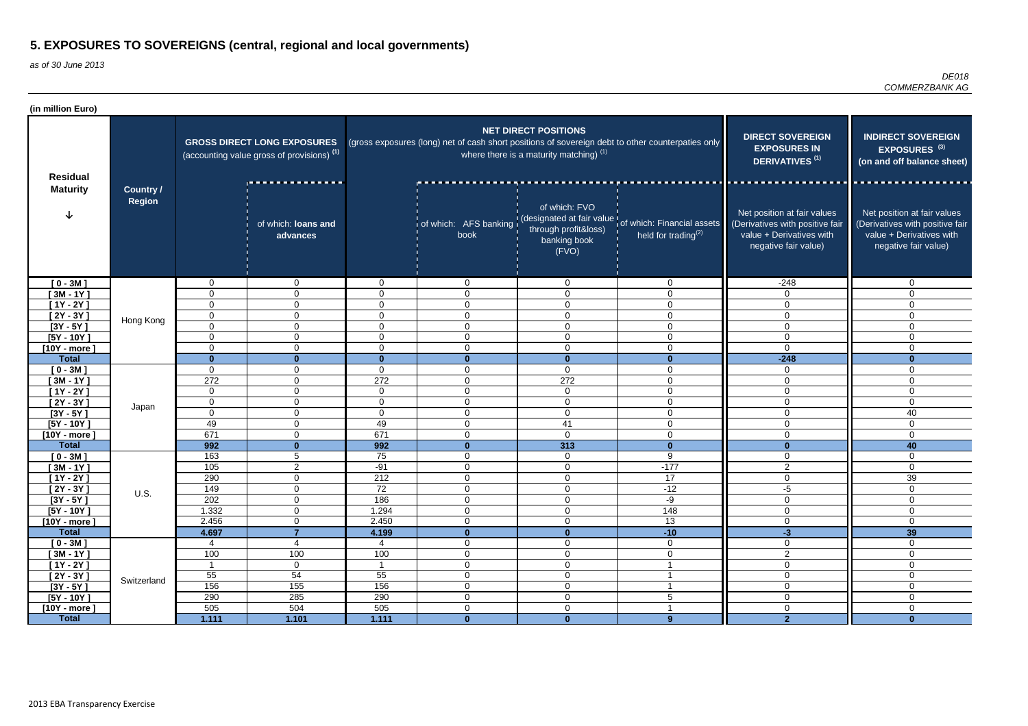# 5. EXPOSURES TO SOVEREIGNS (central, regional and local governments)

*as of 30 June 2013*

*DE018*
*COMMERZBANK AG*

**(in million Euro)**

| Residual Maturity | Country / Region | GROSS DIRECT LONG EXPOSURES (accounting value gross of provisions) (1) | | NET DIRECT POSITIONS (gross exposures (long) net of cash short positions of sovereign debt to other counterpaties only where there is a maturity matching) (1) | | | | DIRECT SOVEREIGN EXPOSURES IN DERIVATIVES (1) | INDIRECT SOVEREIGN EXPOSURES (3) (on and off balance sheet) |
|---|---|---|---|---|---|---|---|---|---|
| | | | of which: loans and advances | | of which: AFS banking book | of which: FVO (designated at fair value through profit&loss) banking book (FVO) | of which: Financial assets held for trading(2) | Net position at fair values (Derivatives with positive fair value + Derivatives with negative fair value) | Net position at fair values (Derivatives with positive fair value + Derivatives with negative fair value) |
| [ 0 - 3M ] | Hong Kong | 0 | 0 | 0 | 0 | 0 | 0 | -248 | 0 |
| [ 3M - 1Y ] | | 0 | 0 | 0 | 0 | 0 | 0 | 0 | 0 |
| [ 1Y - 2Y ] | | 0 | 0 | 0 | 0 | 0 | 0 | 0 | 0 |
| [ 2Y - 3Y ] | | 0 | 0 | 0 | 0 | 0 | 0 | 0 | 0 |
| [3Y - 5Y ] | | 0 | 0 | 0 | 0 | 0 | 0 | 0 | 0 |
| [5Y - 10Y ] | | 0 | 0 | 0 | 0 | 0 | 0 | 0 | 0 |
| [10Y - more ] | | 0 | 0 | 0 | 0 | 0 | 0 | 0 | 0 |
| **Total** | | **0** | **0** | **0** | **0** | **0** | **0** | **-248** | **0** |
| [ 0 - 3M ] | Japan | 0 | 0 | 0 | 0 | 0 | 0 | 0 | 0 |
| [ 3M - 1Y ] | | 272 | 0 | 272 | 0 | 272 | 0 | 0 | 0 |
| [ 1Y - 2Y ] | | 0 | 0 | 0 | 0 | 0 | 0 | 0 | 0 |
| [ 2Y - 3Y ] | | 0 | 0 | 0 | 0 | 0 | 0 | 0 | 0 |
| [3Y - 5Y ] | | 0 | 0 | 0 | 0 | 0 | 0 | 0 | 40 |
| [5Y - 10Y ] | | 49 | 0 | 49 | 0 | 41 | 0 | 0 | 0 |
| [10Y - more ] | | 671 | 0 | 671 | 0 | 0 | 0 | 0 | 0 |
| **Total** | | **992** | **0** | **992** | **0** | **313** | **0** | **0** | **40** |
| [ 0 - 3M ] | U.S. | 163 | 5 | 75 | 0 | 0 | 9 | 0 | 0 |
| [ 3M - 1Y ] | | 105 | 2 | -91 | 0 | 0 | -177 | 2 | 0 |
| [ 1Y - 2Y ] | | 290 | 0 | 212 | 0 | 0 | 17 | 0 | 39 |
| [ 2Y - 3Y ] | | 149 | 0 | 72 | 0 | 0 | -12 | -5 | 0 |
| [3Y - 5Y ] | | 202 | 0 | 186 | 0 | 0 | -9 | 0 | 0 |
| [5Y - 10Y ] | | 1.332 | 0 | 1.294 | 0 | 0 | 148 | 0 | 0 |
| [10Y - more ] | | 2.456 | 0 | 2.450 | 0 | 0 | 13 | 0 | 0 |
| **Total** | | **4.697** | **7** | **4.199** | **0** | **0** | **-10** | **-3** | **39** |
| [ 0 - 3M ] | Switzerland | 4 | 4 | 4 | 0 | 0 | 0 | 0 | 0 |
| [ 3M - 1Y ] | | 100 | 100 | 100 | 0 | 0 | 0 | 2 | 0 |
| [ 1Y - 2Y ] | | 1 | 0 | 1 | 0 | 0 | 1 | 0 | 0 |
| [ 2Y - 3Y ] | | 55 | 54 | 55 | 0 | 0 | 1 | 0 | 0 |
| [3Y - 5Y ] | | 156 | 155 | 156 | 0 | 0 | 1 | 0 | 0 |
| [5Y - 10Y ] | | 290 | 285 | 290 | 0 | 0 | 5 | 0 | 0 |
| [10Y - more ] | | 505 | 504 | 505 | 0 | 0 | 1 | 0 | 0 |
| **Total** | | **1.111** | **1.101** | **1.111** | **0** | **0** | **9** | **2** | **0** |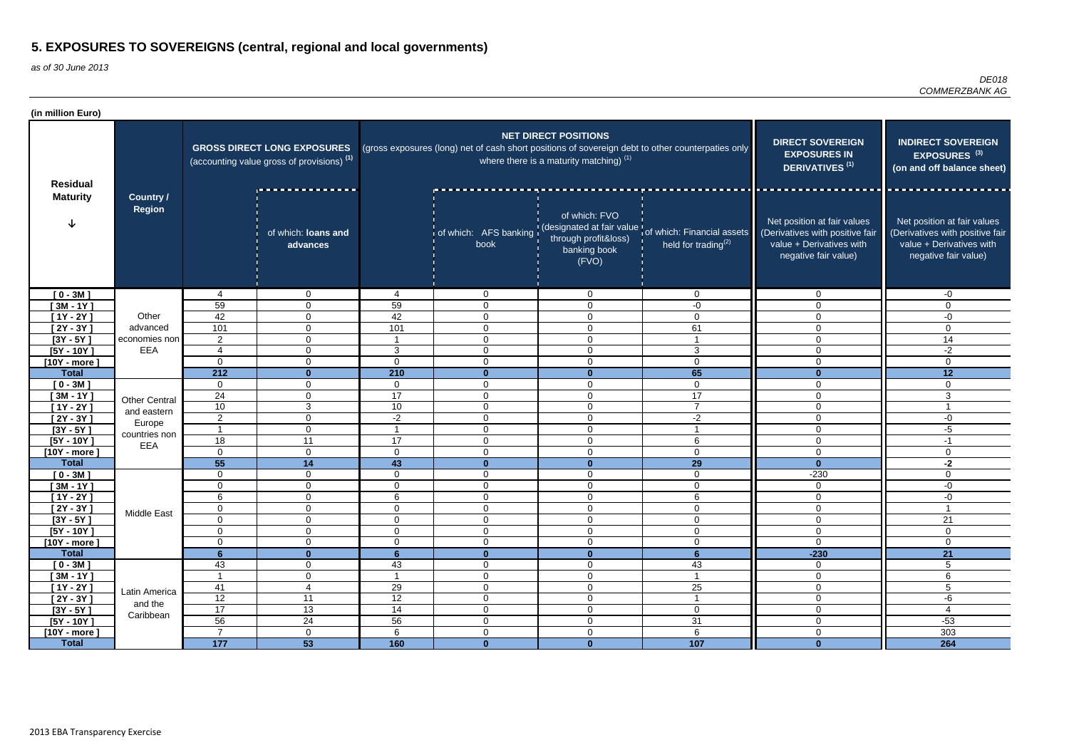# 5. EXPOSURES TO SOVEREIGNS (central, regional and local governments)

*as of 30 June 2013*

*DE018*
*COMMERZBANK AG*

**(in million Euro)**

| Residual Maturity | Country / Region | GROSS DIRECT LONG EXPOSURES (accounting value gross of provisions) (1) | | NET DIRECT POSITIONS (gross exposures (long) net of cash short positions of sovereign debt to other counterpaties only where there is a maturity matching) (1) | | | | DIRECT SOVEREIGN EXPOSURES IN DERIVATIVES (1) | INDIRECT SOVEREIGN EXPOSURES (3) (on and off balance sheet) |
|---|---|---|---|---|---|---|---|---|---|
| | | | of which: loans and advances | | of which: AFS banking book | of which: FVO (designated at fair value through profit&loss) banking book (FVO) | of which: Financial assets held for trading(2) | Net position at fair values (Derivatives with positive fair value + Derivatives with negative fair value) | Net position at fair values (Derivatives with positive fair value + Derivatives with negative fair value) |
| [ 0 - 3M ] | Other advanced economies non EEA | 4 | 0 | 4 | 0 | 0 | 0 | 0 | -0 |
| [ 3M - 1Y ] | | 59 | 0 | 59 | 0 | 0 | -0 | 0 | 0 |
| [ 1Y - 2Y ] | | 42 | 0 | 42 | 0 | 0 | 0 | 0 | -0 |
| [ 2Y - 3Y ] | | 101 | 0 | 101 | 0 | 0 | 61 | 0 | 0 |
| [3Y - 5Y ] | | 2 | 0 | 1 | 0 | 0 | 1 | 0 | 14 |
| [5Y - 10Y ] | | 4 | 0 | 3 | 0 | 0 | 3 | 0 | -2 |
| [10Y - more ] | | 0 | 0 | 0 | 0 | 0 | 0 | 0 | 0 |
| **Total** | | **212** | **0** | **210** | **0** | **0** | **65** | **0** | **12** |
| [ 0 - 3M ] | Other Central and eastern Europe countries non EEA | 0 | 0 | 0 | 0 | 0 | 0 | 0 | 0 |
| [ 3M - 1Y ] | | 24 | 0 | 17 | 0 | 0 | 17 | 0 | 3 |
| [ 1Y - 2Y ] | | 10 | 3 | 10 | 0 | 0 | 7 | 0 | 1 |
| [ 2Y - 3Y ] | | 2 | 0 | -2 | 0 | 0 | -2 | 0 | -0 |
| [3Y - 5Y ] | | 1 | 0 | 1 | 0 | 0 | 1 | 0 | -5 |
| [5Y - 10Y ] | | 18 | 11 | 17 | 0 | 0 | 6 | 0 | -1 |
| [10Y - more ] | | 0 | 0 | 0 | 0 | 0 | 0 | 0 | 0 |
| **Total** | | **55** | **14** | **43** | **0** | **0** | **29** | **0** | **-2** |
| [ 0 - 3M ] | Middle East | 0 | 0 | 0 | 0 | 0 | 0 | -230 | 0 |
| [ 3M - 1Y ] | | 0 | 0 | 0 | 0 | 0 | 0 | 0 | -0 |
| [ 1Y - 2Y ] | | 6 | 0 | 6 | 0 | 0 | 6 | 0 | -0 |
| [ 2Y - 3Y ] | | 0 | 0 | 0 | 0 | 0 | 0 | 0 | 1 |
| [3Y - 5Y ] | | 0 | 0 | 0 | 0 | 0 | 0 | 0 | 21 |
| [5Y - 10Y ] | | 0 | 0 | 0 | 0 | 0 | 0 | 0 | 0 |
| [10Y - more ] | | 0 | 0 | 0 | 0 | 0 | 0 | 0 | 0 |
| **Total** | | **6** | **0** | **6** | **0** | **0** | **6** | **-230** | **21** |
| [ 0 - 3M ] | Latin America and the Caribbean | 43 | 0 | 43 | 0 | 0 | 43 | 0 | 5 |
| [ 3M - 1Y ] | | 1 | 0 | 1 | 0 | 0 | 1 | 0 | 6 |
| [ 1Y - 2Y ] | | 41 | 4 | 29 | 0 | 0 | 25 | 0 | 5 |
| [ 2Y - 3Y ] | | 12 | 11 | 12 | 0 | 0 | 1 | 0 | -6 |
| [3Y - 5Y ] | | 17 | 13 | 14 | 0 | 0 | 0 | 0 | 4 |
| [5Y - 10Y ] | | 56 | 24 | 56 | 0 | 0 | 31 | 0 | -53 |
| [10Y - more ] | | 7 | 0 | 6 | 0 | 0 | 6 | 0 | 303 |
| **Total** | | **177** | **53** | **160** | **0** | **0** | **107** | **0** | **264** |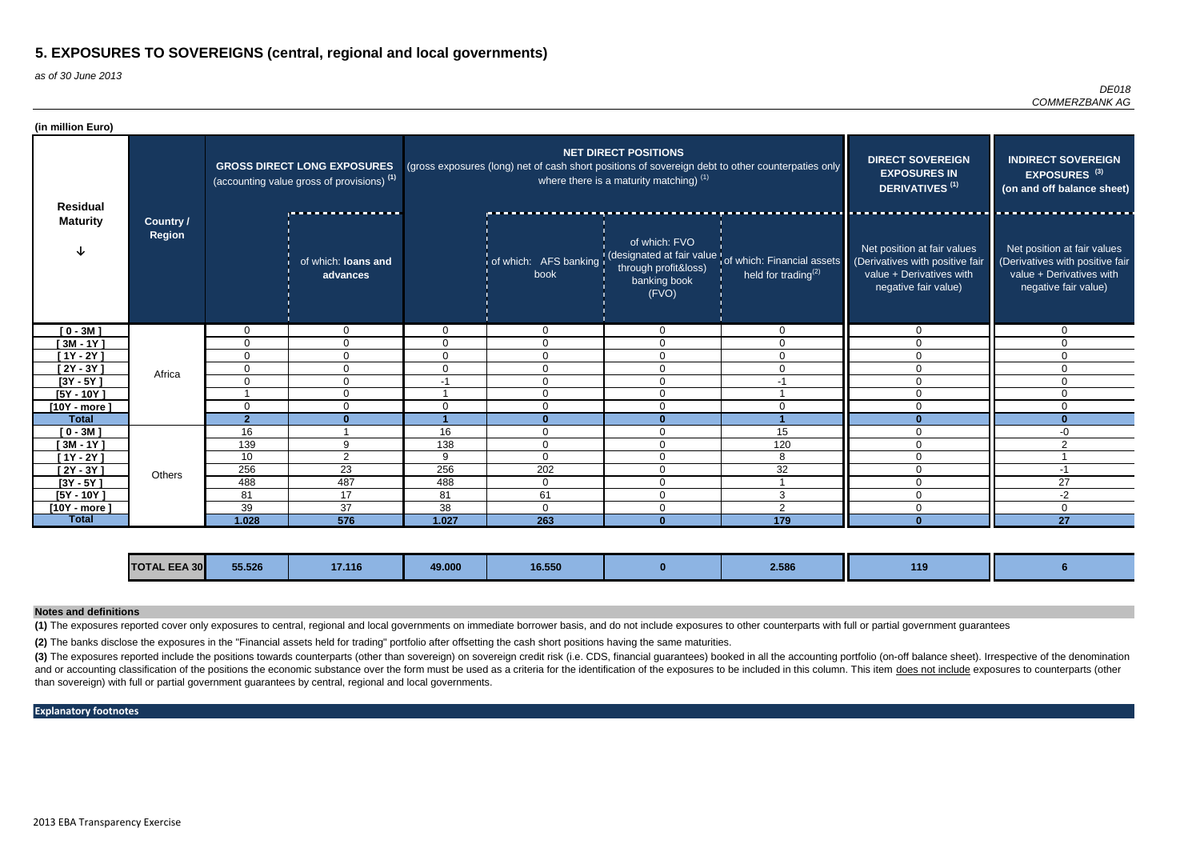# 5. EXPOSURES TO SOVEREIGNS (central, regional and local governments)

*as of 30 June 2013*

*DE018*
*COMMERZBANK AG*

**(in million Euro)**

| Residual Maturity | Country / Region | GROSS DIRECT LONG EXPOSURES (accounting value gross of provisions) (1) | | NET DIRECT POSITIONS (gross exposures (long) net of cash short positions of sovereign debt to other counterpaties only where there is a maturity matching) (1) | | | | DIRECT SOVEREIGN EXPOSURES IN DERIVATIVES (1) | INDIRECT SOVEREIGN EXPOSURES (3) (on and off balance sheet) |
|---|---|---|---|---|---|---|---|---|---|
| | | | of which: **loans and advances** | | of which: AFS banking book | of which: FVO (designated at fair value through profit&loss) banking book (FVO) | of which: Financial assets held for trading(2) | Net position at fair values (Derivatives with positive fair value + Derivatives with negative fair value) | Net position at fair values (Derivatives with positive fair value + Derivatives with negative fair value) |
| [ 0 - 3M ] | Africa | 0 | 0 | 0 | 0 | 0 | 0 | 0 | 0 |
| [ 3M - 1Y ] | | 0 | 0 | 0 | 0 | 0 | 0 | 0 | 0 |
| [ 1Y - 2Y ] | | 0 | 0 | 0 | 0 | 0 | 0 | 0 | 0 |
| [ 2Y - 3Y ] | | 0 | 0 | 0 | 0 | 0 | 0 | 0 | 0 |
| [3Y - 5Y ] | | 0 | 0 | -1 | 0 | 0 | -1 | 0 | 0 |
| [5Y - 10Y ] | | 1 | 0 | 1 | 0 | 0 | 1 | 0 | 0 |
| [10Y - more ] | | 0 | 0 | 0 | 0 | 0 | 0 | 0 | 0 |
| **Total** | | **2** | **0** | **1** | **0** | **0** | **1** | **0** | **0** |
| [ 0 - 3M ] | Others | 16 | 1 | 16 | 0 | 0 | 15 | 0 | -0 |
| [ 3M - 1Y ] | | 139 | 9 | 138 | 0 | 0 | 120 | 0 | 2 |
| [ 1Y - 2Y ] | | 10 | 2 | 9 | 0 | 0 | 8 | 0 | 1 |
| [ 2Y - 3Y ] | | 256 | 23 | 256 | 202 | 0 | 32 | 0 | -1 |
| [3Y - 5Y ] | | 488 | 487 | 488 | 0 | 0 | 1 | 0 | 27 |
| [5Y - 10Y ] | | 81 | 17 | 81 | 61 | 0 | 3 | 0 | -2 |
| [10Y - more ] | | 39 | 37 | 38 | 0 | 0 | 2 | 0 | 0 |
| **Total** | | **1.028** | **576** | **1.027** | **263** | **0** | **179** | **0** | **27** |
| | **TOTAL EEA 30** | **55.526** | **17.116** | **49.000** | **16.550** | **0** | **2.586** | **119** | **6** |

**Notes and definitions**

**(1)** The exposures reported cover only exposures to central, regional and local governments on immediate borrower basis, and do not include exposures to other counterparts with full or partial government guarantees

**(2)** The banks disclose the exposures in the "Financial assets held for trading" portfolio after offsetting the cash short positions having the same maturities.

**(3)** The exposures reported include the positions towards counterparts (other than sovereign) on sovereign credit risk (i.e. CDS, financial guarantees) booked in all the accounting portfolio (on-off balance sheet). Irrespective of the denomination and or accounting classification of the positions the economic substance over the form must be used as a criteria for the identification of the exposures to be included in this column. This item does not include exposures to counterparts (other than sovereign) with full or partial government guarantees by central, regional and local governments.

**Explanatory footnotes**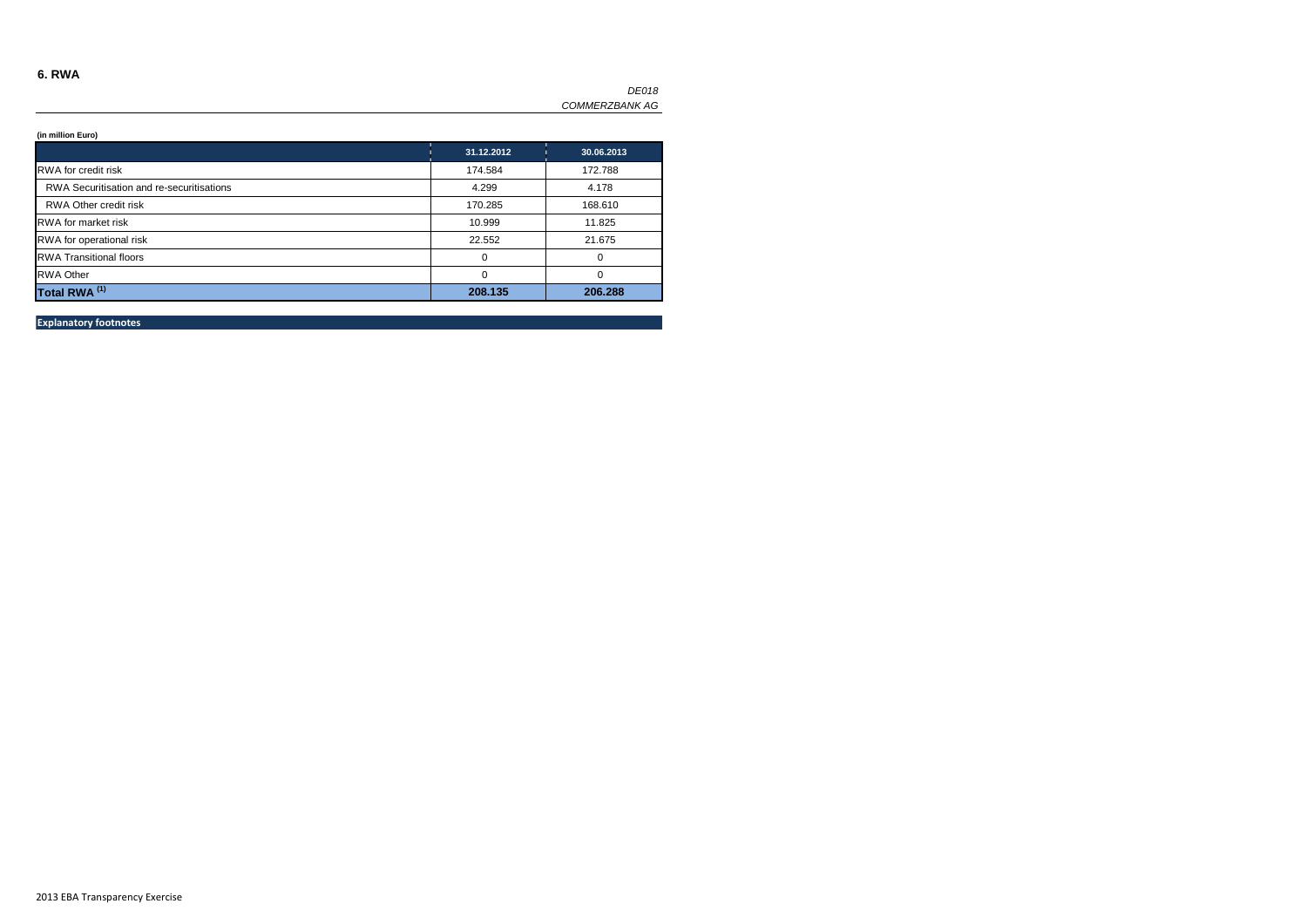## 6. RWA

*DE018*
*COMMERZBANK AG*

**(in million Euro)**

| | 31.12.2012 | 30.06.2013 |
|---|---|---|
| RWA for credit risk | 174.584 | 172.788 |
| RWA Securitisation and re-securitisations | 4.299 | 4.178 |
| RWA Other credit risk | 170.285 | 168.610 |
| RWA for market risk | 10.999 | 11.825 |
| RWA for operational risk | 22.552 | 21.675 |
| RWA Transitional floors | 0 | 0 |
| RWA Other | 0 | 0 |
| **Total RWA [(1)]** | **208.135** | **206.288** |

**Explanatory footnotes**

2013 EBA Transparency Exercise